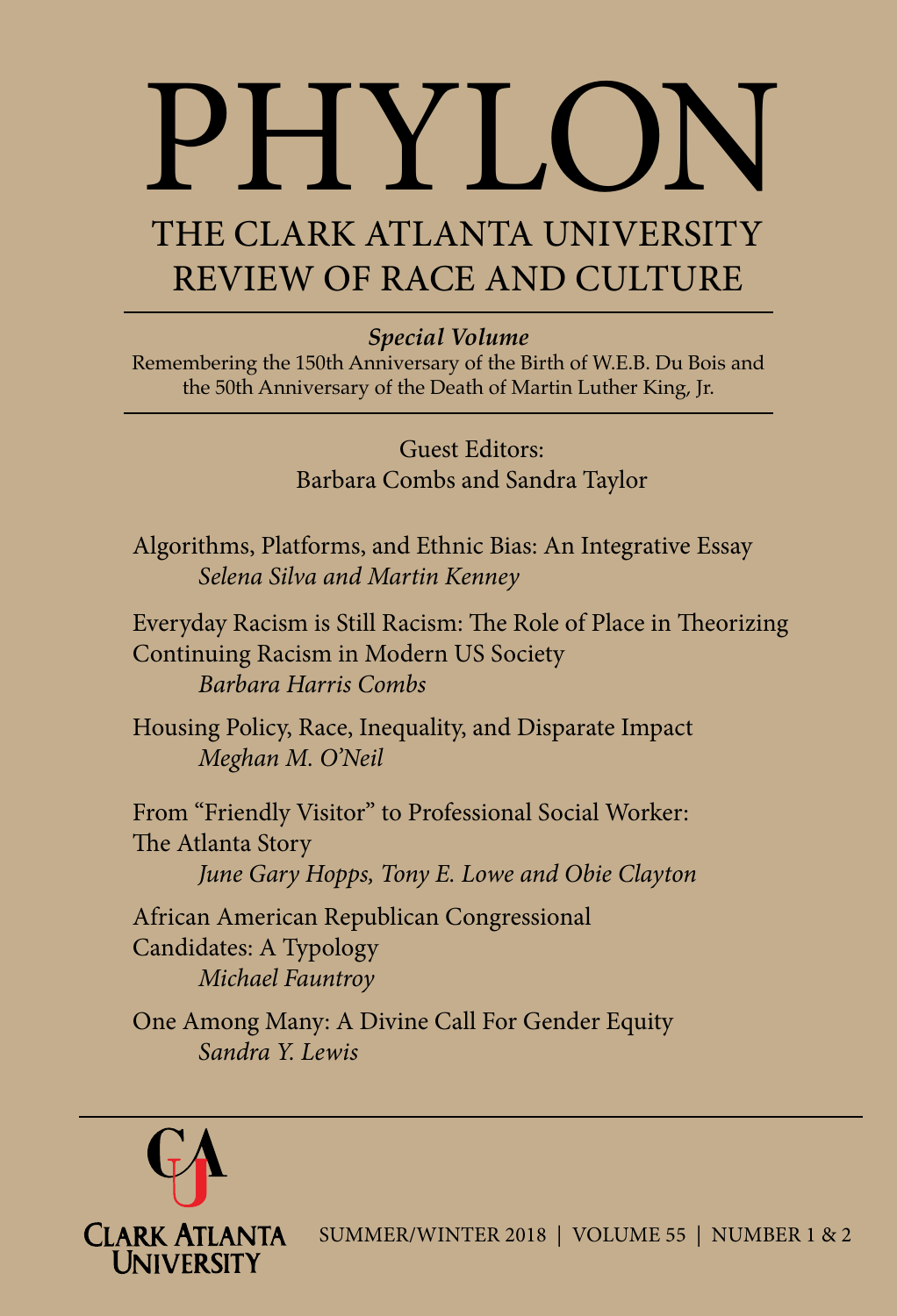# PHYLON

## THE CLARK ATLANTA UNIVERSITY REVIEW OF RACE AND CULTURE

***Special Volume***

Remembering the 150th Anniversary of the Birth of W.E.B. Du Bois and the 50th Anniversary of the Death of Martin Luther King, Jr.

Guest Editors:
Barbara Combs and Sandra Taylor

Algorithms, Platforms, and Ethnic Bias: An Integrative Essay
*Selena Silva and Martin Kenney*

Everyday Racism is Still Racism: The Role of Place in Theorizing Continuing Racism in Modern US Society
*Barbara Harris Combs*

Housing Policy, Race, Inequality, and Disparate Impact
*Meghan M. O'Neil*

From "Friendly Visitor" to Professional Social Worker: The Atlanta Story
*June Gary Hopps, Tony E. Lowe and Obie Clayton*

African American Republican Congressional Candidates: A Typology
*Michael Fauntroy*

One Among Many: A Divine Call For Gender Equity
*Sandra Y. Lewis*

CLARK ATLANTA UNIVERSITY

SUMMER/WINTER 2018 | VOLUME 55 | NUMBER 1 & 2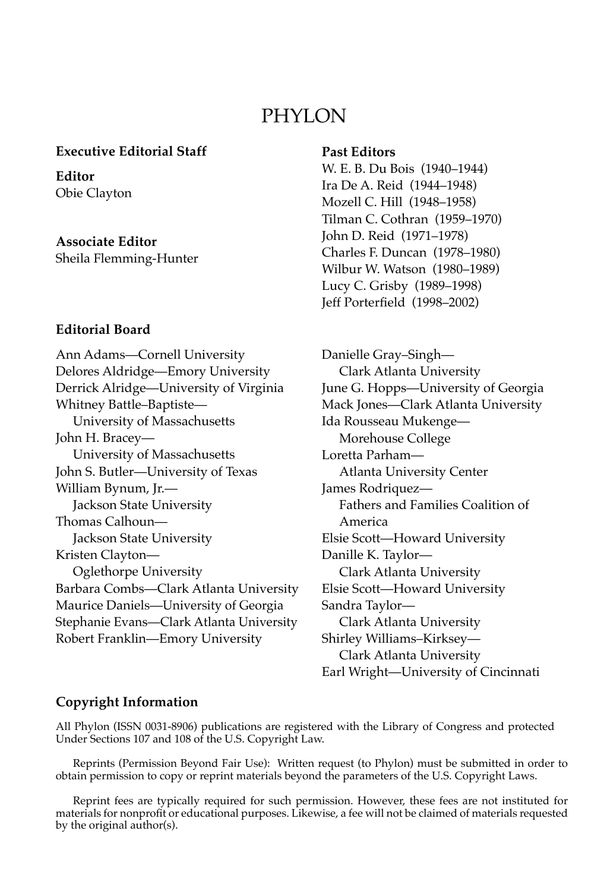# PHYLON

## Executive Editorial Staff

**Editor**
Obie Clayton

**Associate Editor**
Sheila Flemming-Hunter

## Past Editors

W. E. B. Du Bois (1940–1944)
Ira De A. Reid (1944–1948)
Mozell C. Hill (1948–1958)
Tilman C. Cothran (1959–1970)
John D. Reid (1971–1978)
Charles F. Duncan (1978–1980)
Wilbur W. Watson (1980–1989)
Lucy C. Grisby (1989–1998)
Jeff Porterfield (1998–2002)

## Editorial Board

Ann Adams—Cornell University
Delores Aldridge—Emory University
Derrick Alridge—University of Virginia
Whitney Battle–Baptiste—University of Massachusetts
John H. Bracey—University of Massachusetts
John S. Butler—University of Texas
William Bynum, Jr.—Jackson State University
Thomas Calhoun—Jackson State University
Kristen Clayton—Oglethorpe University
Barbara Combs—Clark Atlanta University
Maurice Daniels—University of Georgia
Stephanie Evans—Clark Atlanta University
Robert Franklin—Emory University
Danielle Gray–Singh—Clark Atlanta University
June G. Hopps—University of Georgia
Mack Jones—Clark Atlanta University
Ida Rousseau Mukenge—Morehouse College
Loretta Parham—Atlanta University Center
James Rodriquez—Fathers and Families Coalition of America
Elsie Scott—Howard University
Danille K. Taylor—Clark Atlanta University
Elsie Scott—Howard University
Sandra Taylor—Clark Atlanta University
Shirley Williams–Kirksey—Clark Atlanta University
Earl Wright—University of Cincinnati

## Copyright Information

All Phylon (ISSN 0031-8906) publications are registered with the Library of Congress and protected Under Sections 107 and 108 of the U.S. Copyright Law.

Reprints (Permission Beyond Fair Use): Written request (to Phylon) must be submitted in order to obtain permission to copy or reprint materials beyond the parameters of the U.S. Copyright Laws.

Reprint fees are typically required for such permission. However, these fees are not instituted for materials for nonprofit or educational purposes. Likewise, a fee will not be claimed of materials requested by the original author(s).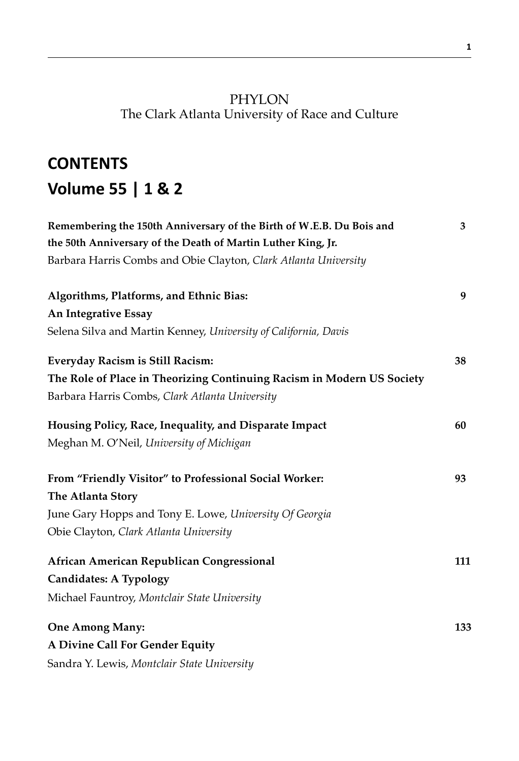PHYLON
The Clark Atlanta University of Race and Culture

# CONTENTS
# Volume 55 | 1 & 2

**Remembering the 150th Anniversary of the Birth of W.E.B. Du Bois and the 50th Anniversary of the Death of Martin Luther King, Jr.** 3
Barbara Harris Combs and Obie Clayton, *Clark Atlanta University*

**Algorithms, Platforms, and Ethnic Bias: An Integrative Essay** 9
Selena Silva and Martin Kenney, *University of California, Davis*

**Everyday Racism is Still Racism: The Role of Place in Theorizing Continuing Racism in Modern US Society** 38
Barbara Harris Combs, *Clark Atlanta University*

**Housing Policy, Race, Inequality, and Disparate Impact** 60
Meghan M. O'Neil, *University of Michigan*

**From "Friendly Visitor" to Professional Social Worker: The Atlanta Story** 93
June Gary Hopps and Tony E. Lowe, *University Of Georgia*
Obie Clayton, *Clark Atlanta University*

**African American Republican Congressional Candidates: A Typology** 111
Michael Fauntroy, *Montclair State University*

**One Among Many: A Divine Call For Gender Equity** 133
Sandra Y. Lewis, *Montclair State University*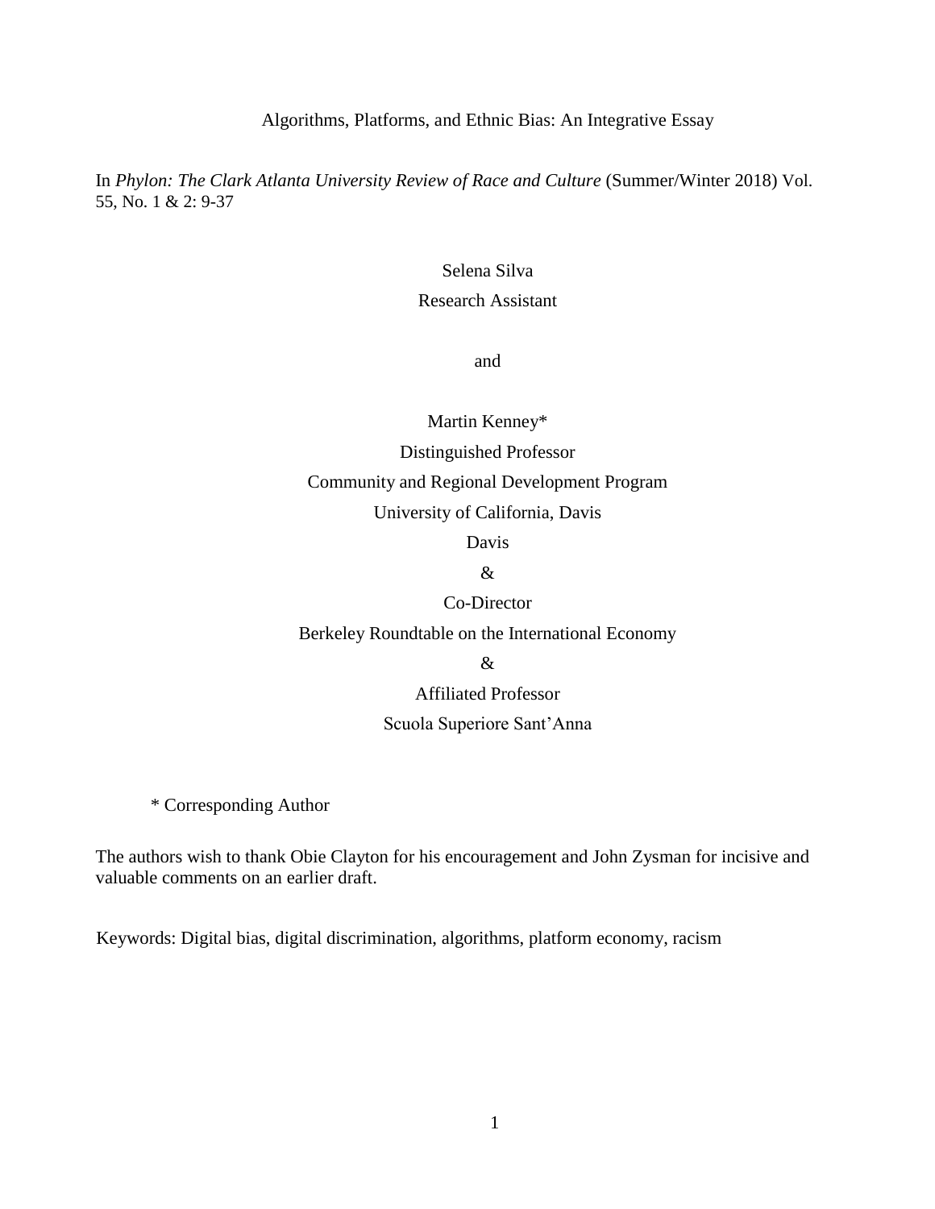Algorithms, Platforms, and Ethnic Bias: An Integrative Essay

In *Phylon: The Clark Atlanta University Review of Race and Culture* (Summer/Winter 2018) Vol. 55, No. 1 & 2: 9-37

Selena Silva

Research Assistant

and

Martin Kenney*

Distinguished Professor

Community and Regional Development Program

University of California, Davis

Davis

&

Co-Director

Berkeley Roundtable on the International Economy

&

Affiliated Professor

Scuola Superiore Sant'Anna

\* Corresponding Author

The authors wish to thank Obie Clayton for his encouragement and John Zysman for incisive and valuable comments on an earlier draft.

Keywords: Digital bias, digital discrimination, algorithms, platform economy, racism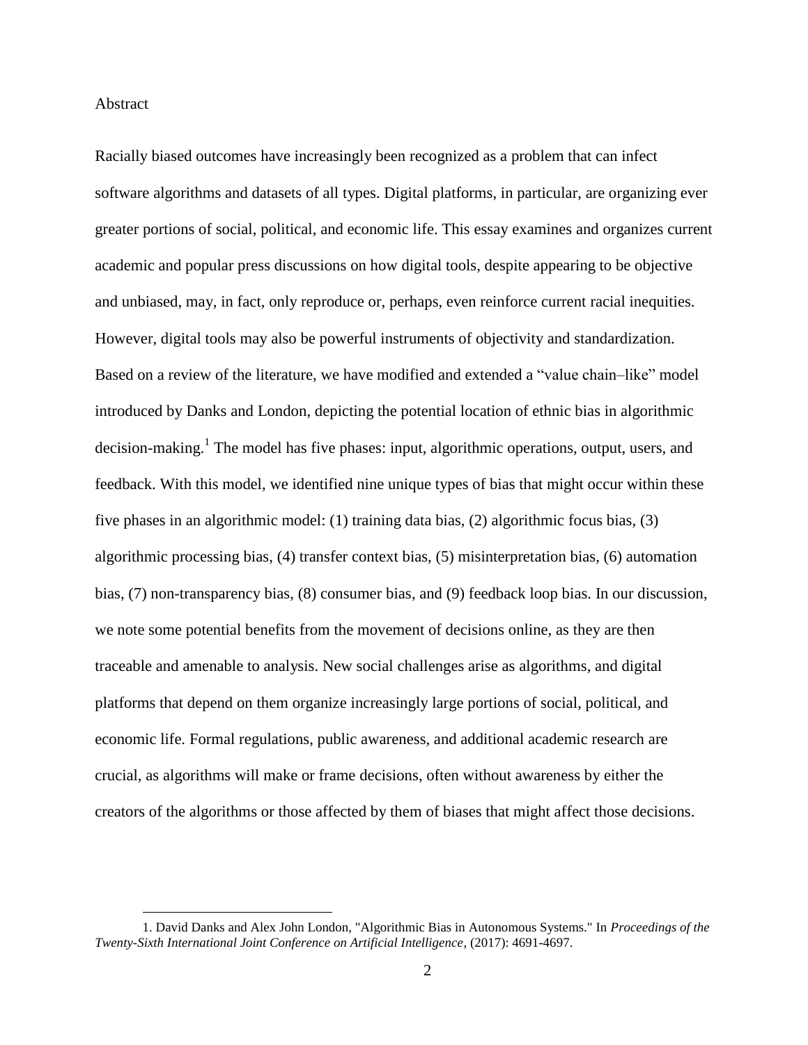Abstract

Racially biased outcomes have increasingly been recognized as a problem that can infect software algorithms and datasets of all types. Digital platforms, in particular, are organizing ever greater portions of social, political, and economic life. This essay examines and organizes current academic and popular press discussions on how digital tools, despite appearing to be objective and unbiased, may, in fact, only reproduce or, perhaps, even reinforce current racial inequities. However, digital tools may also be powerful instruments of objectivity and standardization. Based on a review of the literature, we have modified and extended a "value chain–like" model introduced by Danks and London, depicting the potential location of ethnic bias in algorithmic decision-making.[1] The model has five phases: input, algorithmic operations, output, users, and feedback. With this model, we identified nine unique types of bias that might occur within these five phases in an algorithmic model: (1) training data bias, (2) algorithmic focus bias, (3) algorithmic processing bias, (4) transfer context bias, (5) misinterpretation bias, (6) automation bias, (7) non-transparency bias, (8) consumer bias, and (9) feedback loop bias. In our discussion, we note some potential benefits from the movement of decisions online, as they are then traceable and amenable to analysis. New social challenges arise as algorithms, and digital platforms that depend on them organize increasingly large portions of social, political, and economic life. Formal regulations, public awareness, and additional academic research are crucial, as algorithms will make or frame decisions, often without awareness by either the creators of the algorithms or those affected by them of biases that might affect those decisions.

1. David Danks and Alex John London, "Algorithmic Bias in Autonomous Systems." In *Proceedings of the Twenty-Sixth International Joint Conference on Artificial Intelligence*, (2017): 4691-4697.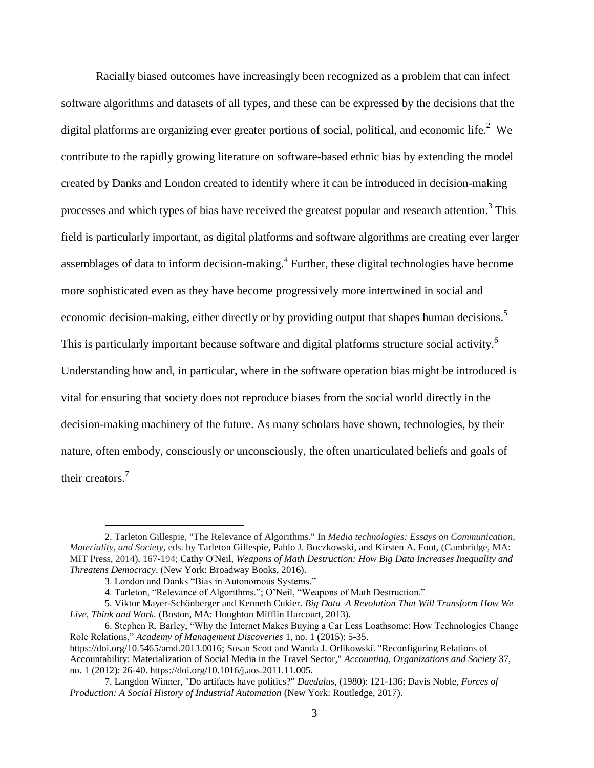Racially biased outcomes have increasingly been recognized as a problem that can infect software algorithms and datasets of all types, and these can be expressed by the decisions that the digital platforms are organizing ever greater portions of social, political, and economic life.[2] We contribute to the rapidly growing literature on software-based ethnic bias by extending the model created by Danks and London created to identify where it can be introduced in decision-making processes and which types of bias have received the greatest popular and research attention.[3] This field is particularly important, as digital platforms and software algorithms are creating ever larger assemblages of data to inform decision-making.[4] Further, these digital technologies have become more sophisticated even as they have become progressively more intertwined in social and economic decision-making, either directly or by providing output that shapes human decisions.[5] This is particularly important because software and digital platforms structure social activity.[6] Understanding how and, in particular, where in the software operation bias might be introduced is vital for ensuring that society does not reproduce biases from the social world directly in the decision-making machinery of the future. As many scholars have shown, technologies, by their nature, often embody, consciously or unconsciously, the often unarticulated beliefs and goals of their creators.[7]

---

2. Tarleton Gillespie, "The Relevance of Algorithms." In *Media technologies: Essays on Communication, Materiality, and Society*, eds. by Tarleton Gillespie, Pablo J. Boczkowski, and Kirsten A. Foot, (Cambridge, MA: MIT Press, 2014), 167-194; Cathy O'Neil, *Weapons of Math Destruction: How Big Data Increases Inequality and Threatens Democracy*. (New York: Broadway Books, 2016).

3. London and Danks "Bias in Autonomous Systems."

4. Tarleton, "Relevance of Algorithms."; O'Neil, "Weapons of Math Destruction."

5. Viktor Mayer-Schönberger and Kenneth Cukier. *Big Data–A Revolution That Will Transform How We Live, Think and Work.* (Boston, MA: Houghton Mifflin Harcourt, 2013).

6. Stephen R. Barley, "Why the Internet Makes Buying a Car Less Loathsome: How Technologies Change Role Relations," *Academy of Management Discoveries* 1, no. 1 (2015): 5-35. https://doi.org/10.5465/amd.2013.0016; Susan Scott and Wanda J. Orlikowski. "Reconfiguring Relations of Accountability: Materialization of Social Media in the Travel Sector," *Accounting, Organizations and Society* 37, no. 1 (2012): 26-40. https://doi.org/10.1016/j.aos.2011.11.005.

7. Langdon Winner, "Do artifacts have politics?" *Daedalus*, (1980): 121-136; Davis Noble, *Forces of Production: A Social History of Industrial Automation* (New York: Routledge, 2017).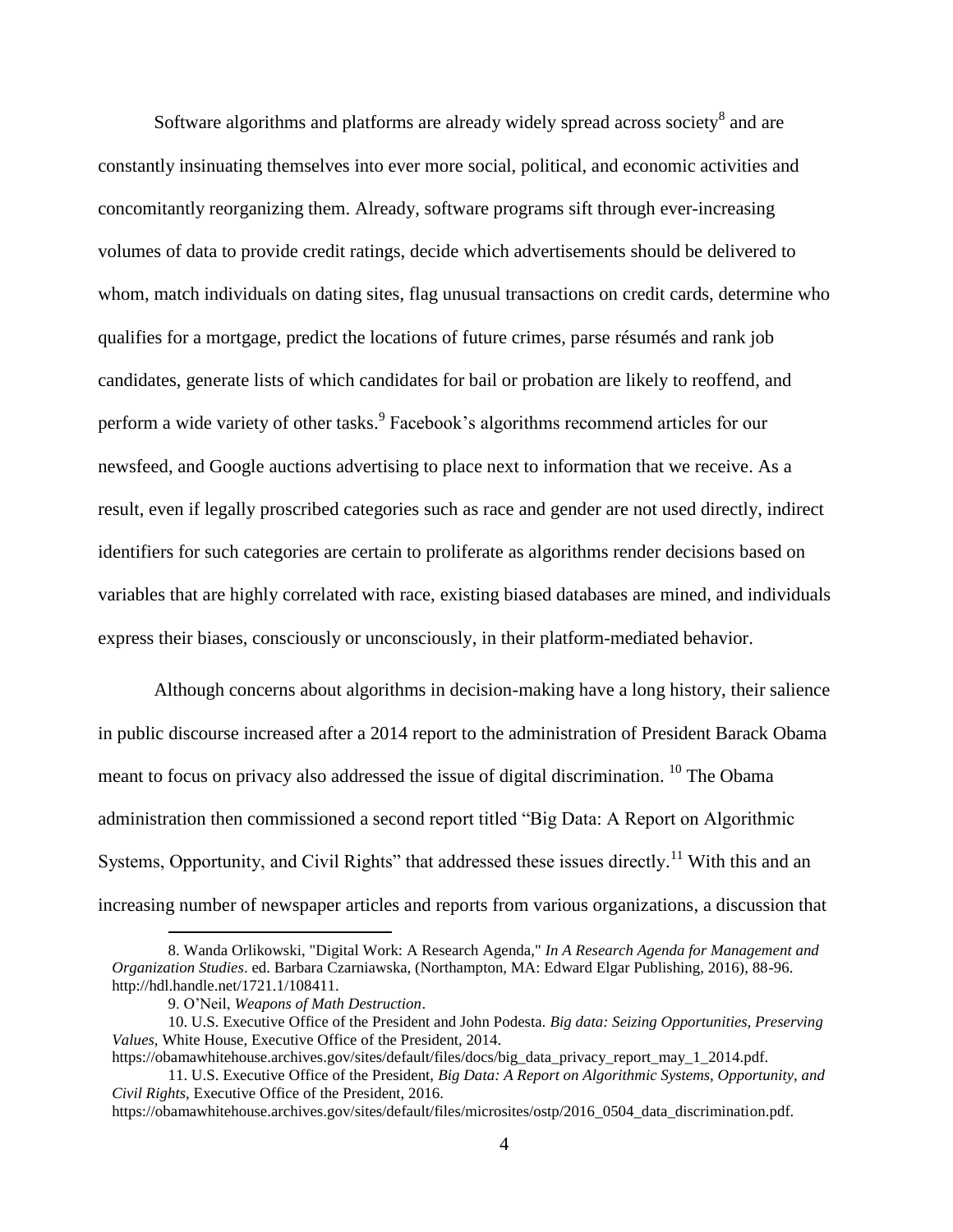Software algorithms and platforms are already widely spread across society[8] and are constantly insinuating themselves into ever more social, political, and economic activities and concomitantly reorganizing them. Already, software programs sift through ever-increasing volumes of data to provide credit ratings, decide which advertisements should be delivered to whom, match individuals on dating sites, flag unusual transactions on credit cards, determine who qualifies for a mortgage, predict the locations of future crimes, parse résumés and rank job candidates, generate lists of which candidates for bail or probation are likely to reoffend, and perform a wide variety of other tasks.[9] Facebook's algorithms recommend articles for our newsfeed, and Google auctions advertising to place next to information that we receive. As a result, even if legally proscribed categories such as race and gender are not used directly, indirect identifiers for such categories are certain to proliferate as algorithms render decisions based on variables that are highly correlated with race, existing biased databases are mined, and individuals express their biases, consciously or unconsciously, in their platform-mediated behavior.

Although concerns about algorithms in decision-making have a long history, their salience in public discourse increased after a 2014 report to the administration of President Barack Obama meant to focus on privacy also addressed the issue of digital discrimination. [10] The Obama administration then commissioned a second report titled "Big Data: A Report on Algorithmic Systems, Opportunity, and Civil Rights" that addressed these issues directly.[11] With this and an increasing number of newspaper articles and reports from various organizations, a discussion that

---

8. Wanda Orlikowski, "Digital Work: A Research Agenda," *In A Research Agenda for Management and Organization Studies*. ed. Barbara Czarniawska, (Northampton, MA: Edward Elgar Publishing, 2016), 88-96. http://hdl.handle.net/1721.1/108411.

9. O'Neil, *Weapons of Math Destruction*.

10. U.S. Executive Office of the President and John Podesta. *Big data: Seizing Opportunities, Preserving Values*, White House, Executive Office of the President, 2014. https://obamawhitehouse.archives.gov/sites/default/files/docs/big_data_privacy_report_may_1_2014.pdf.

11. U.S. Executive Office of the President, *Big Data: A Report on Algorithmic Systems, Opportunity, and Civil Rights*, Executive Office of the President, 2016. https://obamawhitehouse.archives.gov/sites/default/files/microsites/ostp/2016_0504_data_discrimination.pdf.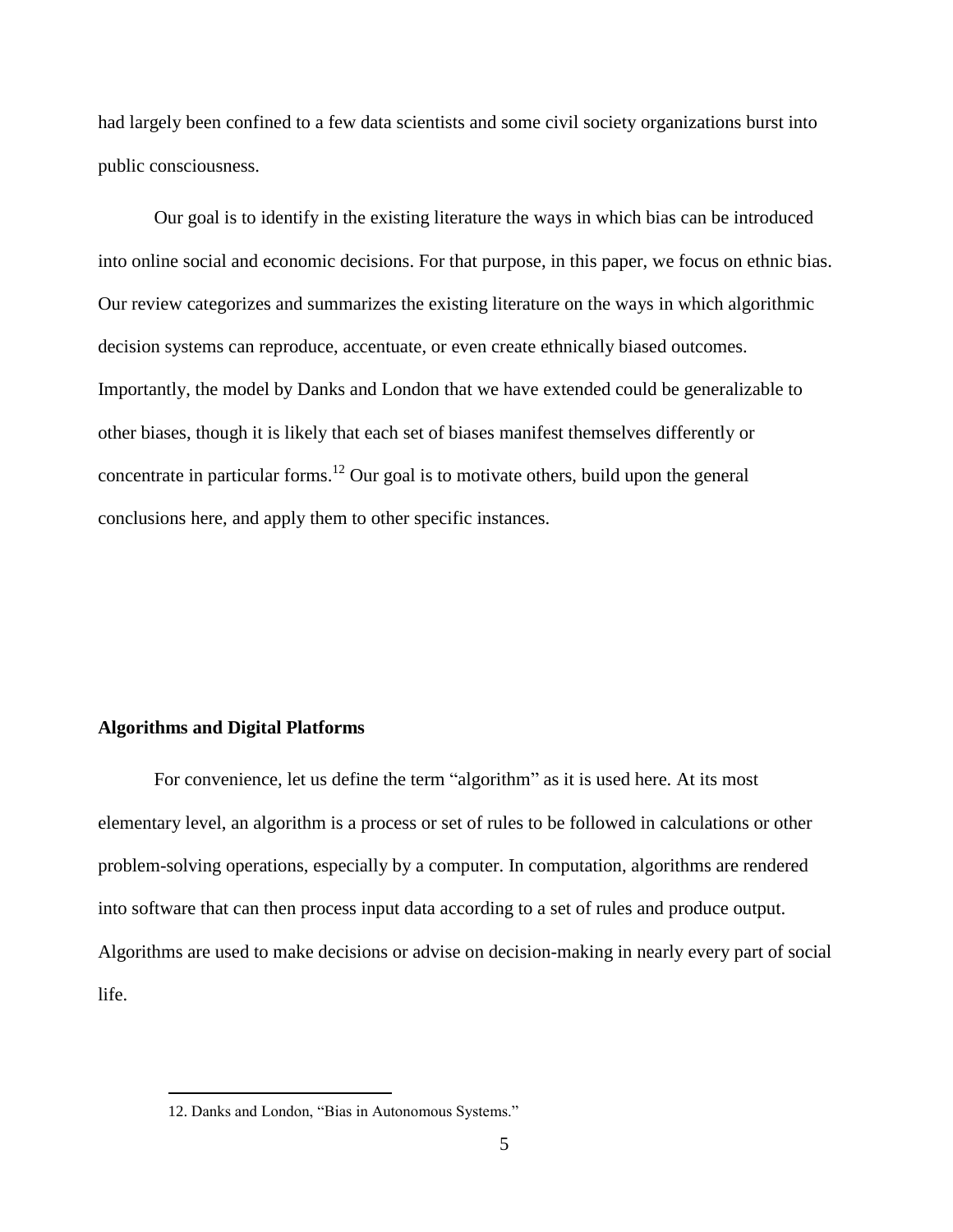had largely been confined to a few data scientists and some civil society organizations burst into public consciousness.

Our goal is to identify in the existing literature the ways in which bias can be introduced into online social and economic decisions. For that purpose, in this paper, we focus on ethnic bias. Our review categorizes and summarizes the existing literature on the ways in which algorithmic decision systems can reproduce, accentuate, or even create ethnically biased outcomes. Importantly, the model by Danks and London that we have extended could be generalizable to other biases, though it is likely that each set of biases manifest themselves differently or concentrate in particular forms.[12] Our goal is to motivate others, build upon the general conclusions here, and apply them to other specific instances.

## Algorithms and Digital Platforms

For convenience, let us define the term "algorithm" as it is used here. At its most elementary level, an algorithm is a process or set of rules to be followed in calculations or other problem-solving operations, especially by a computer. In computation, algorithms are rendered into software that can then process input data according to a set of rules and produce output. Algorithms are used to make decisions or advise on decision-making in nearly every part of social life.

---

12. Danks and London, "Bias in Autonomous Systems."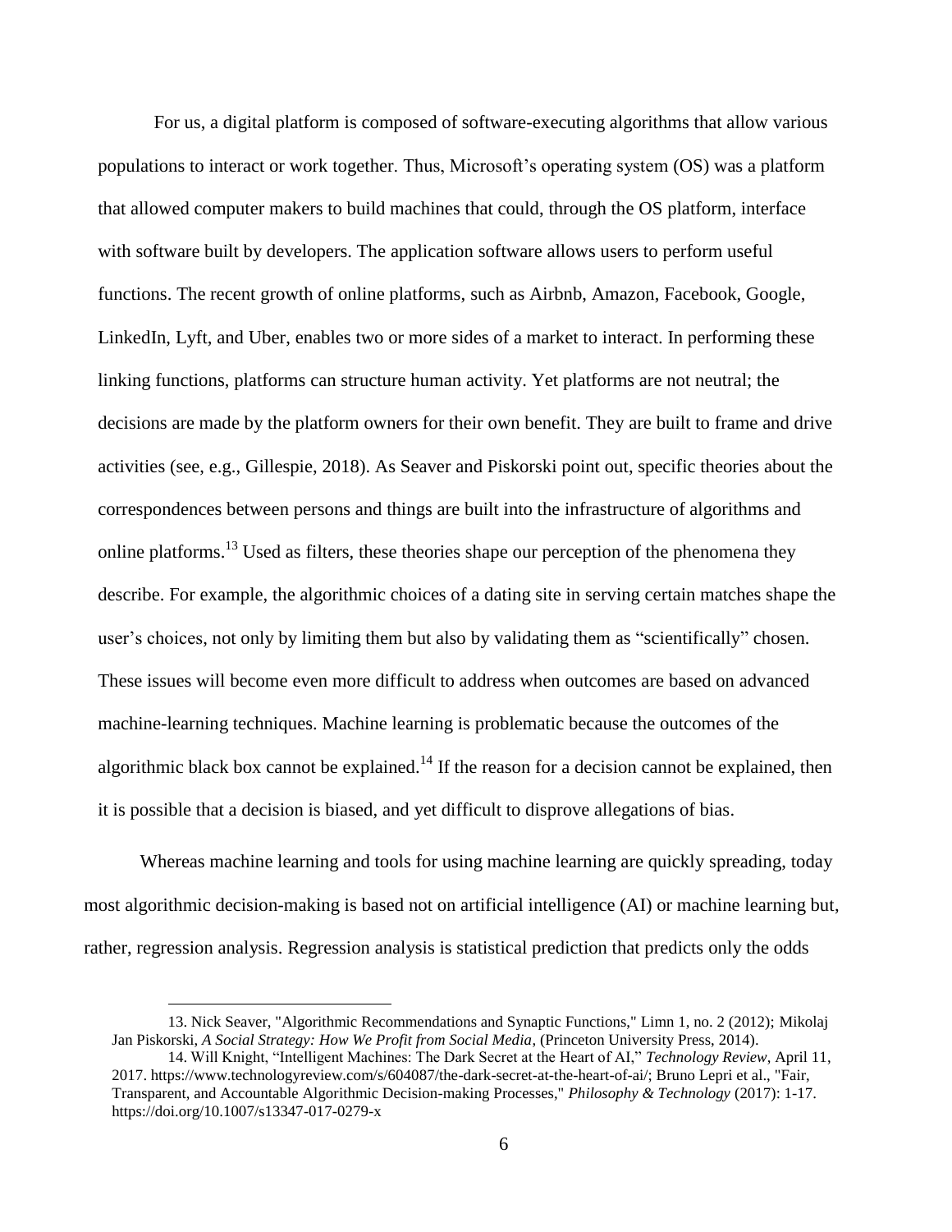For us, a digital platform is composed of software-executing algorithms that allow various populations to interact or work together. Thus, Microsoft's operating system (OS) was a platform that allowed computer makers to build machines that could, through the OS platform, interface with software built by developers. The application software allows users to perform useful functions. The recent growth of online platforms, such as Airbnb, Amazon, Facebook, Google, LinkedIn, Lyft, and Uber, enables two or more sides of a market to interact. In performing these linking functions, platforms can structure human activity. Yet platforms are not neutral; the decisions are made by the platform owners for their own benefit. They are built to frame and drive activities (see, e.g., Gillespie, 2018). As Seaver and Piskorski point out, specific theories about the correspondences between persons and things are built into the infrastructure of algorithms and online platforms.[13] Used as filters, these theories shape our perception of the phenomena they describe. For example, the algorithmic choices of a dating site in serving certain matches shape the user's choices, not only by limiting them but also by validating them as "scientifically" chosen. These issues will become even more difficult to address when outcomes are based on advanced machine-learning techniques. Machine learning is problematic because the outcomes of the algorithmic black box cannot be explained.[14] If the reason for a decision cannot be explained, then it is possible that a decision is biased, and yet difficult to disprove allegations of bias.

Whereas machine learning and tools for using machine learning are quickly spreading, today most algorithmic decision-making is based not on artificial intelligence (AI) or machine learning but, rather, regression analysis. Regression analysis is statistical prediction that predicts only the odds

---

13. Nick Seaver, "Algorithmic Recommendations and Synaptic Functions," Limn 1, no. 2 (2012); Mikolaj Jan Piskorski, *A Social Strategy: How We Profit from Social Media*, (Princeton University Press, 2014).

14. Will Knight, "Intelligent Machines: The Dark Secret at the Heart of AI," *Technology Review*, April 11, 2017. https://www.technologyreview.com/s/604087/the-dark-secret-at-the-heart-of-ai/; Bruno Lepri et al., "Fair, Transparent, and Accountable Algorithmic Decision-making Processes," *Philosophy & Technology* (2017): 1-17. https://doi.org/10.1007/s13347-017-0279-x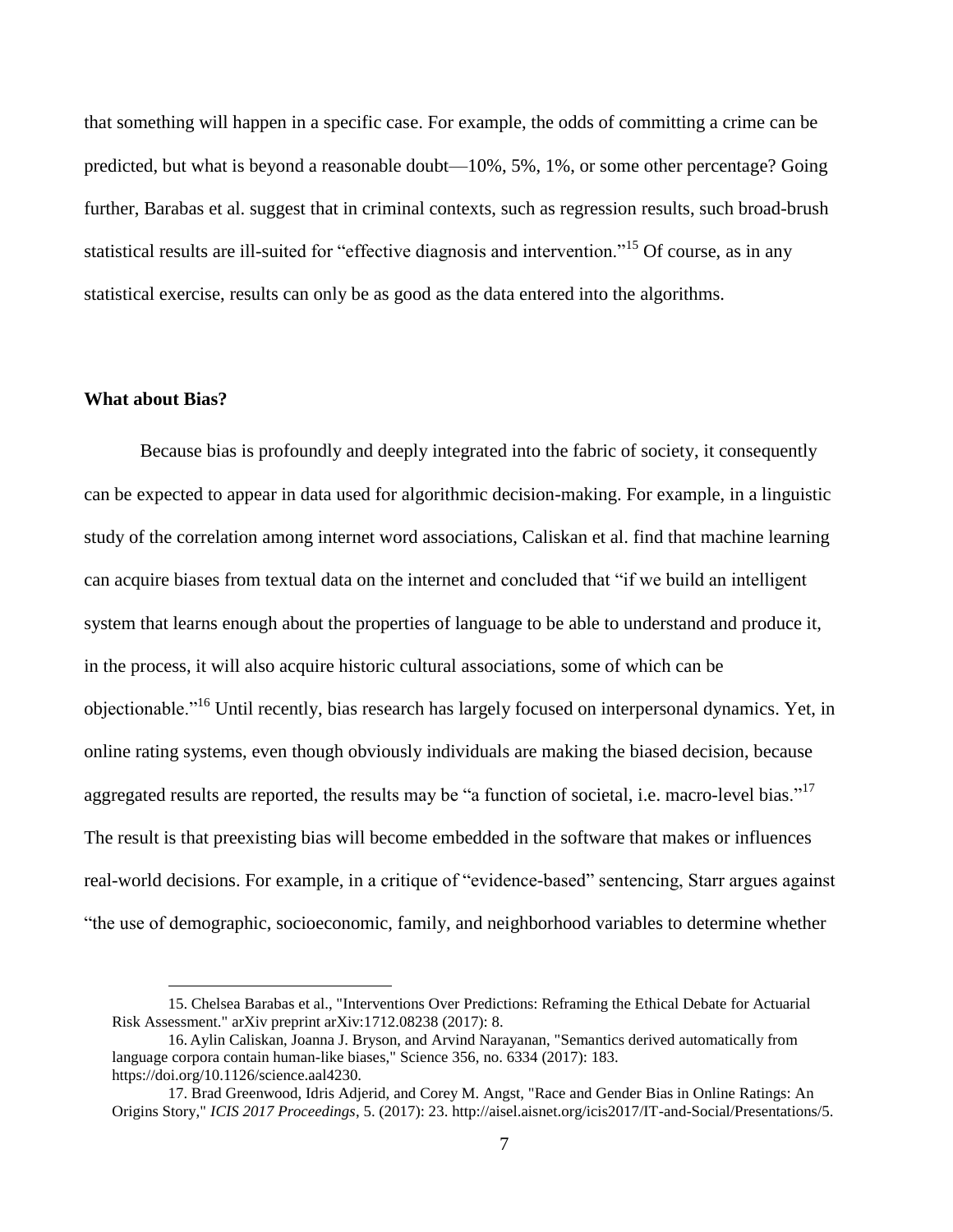that something will happen in a specific case. For example, the odds of committing a crime can be predicted, but what is beyond a reasonable doubt—10%, 5%, 1%, or some other percentage? Going further, Barabas et al. suggest that in criminal contexts, such as regression results, such broad-brush statistical results are ill-suited for "effective diagnosis and intervention."[15] Of course, as in any statistical exercise, results can only be as good as the data entered into the algorithms.

**What about Bias?**

Because bias is profoundly and deeply integrated into the fabric of society, it consequently can be expected to appear in data used for algorithmic decision-making. For example, in a linguistic study of the correlation among internet word associations, Caliskan et al. find that machine learning can acquire biases from textual data on the internet and concluded that "if we build an intelligent system that learns enough about the properties of language to be able to understand and produce it, in the process, it will also acquire historic cultural associations, some of which can be objectionable."[16] Until recently, bias research has largely focused on interpersonal dynamics. Yet, in online rating systems, even though obviously individuals are making the biased decision, because aggregated results are reported, the results may be "a function of societal, i.e. macro-level bias."[17] The result is that preexisting bias will become embedded in the software that makes or influences real-world decisions. For example, in a critique of "evidence-based" sentencing, Starr argues against "the use of demographic, socioeconomic, family, and neighborhood variables to determine whether

15. Chelsea Barabas et al., "Interventions Over Predictions: Reframing the Ethical Debate for Actuarial Risk Assessment." arXiv preprint arXiv:1712.08238 (2017): 8.

16. Aylin Caliskan, Joanna J. Bryson, and Arvind Narayanan, "Semantics derived automatically from language corpora contain human-like biases," Science 356, no. 6334 (2017): 183. https://doi.org/10.1126/science.aal4230.

17. Brad Greenwood, Idris Adjerid, and Corey M. Angst, "Race and Gender Bias in Online Ratings: An Origins Story," *ICIS 2017 Proceedings*, 5. (2017): 23. http://aisel.aisnet.org/icis2017/IT-and-Social/Presentations/5.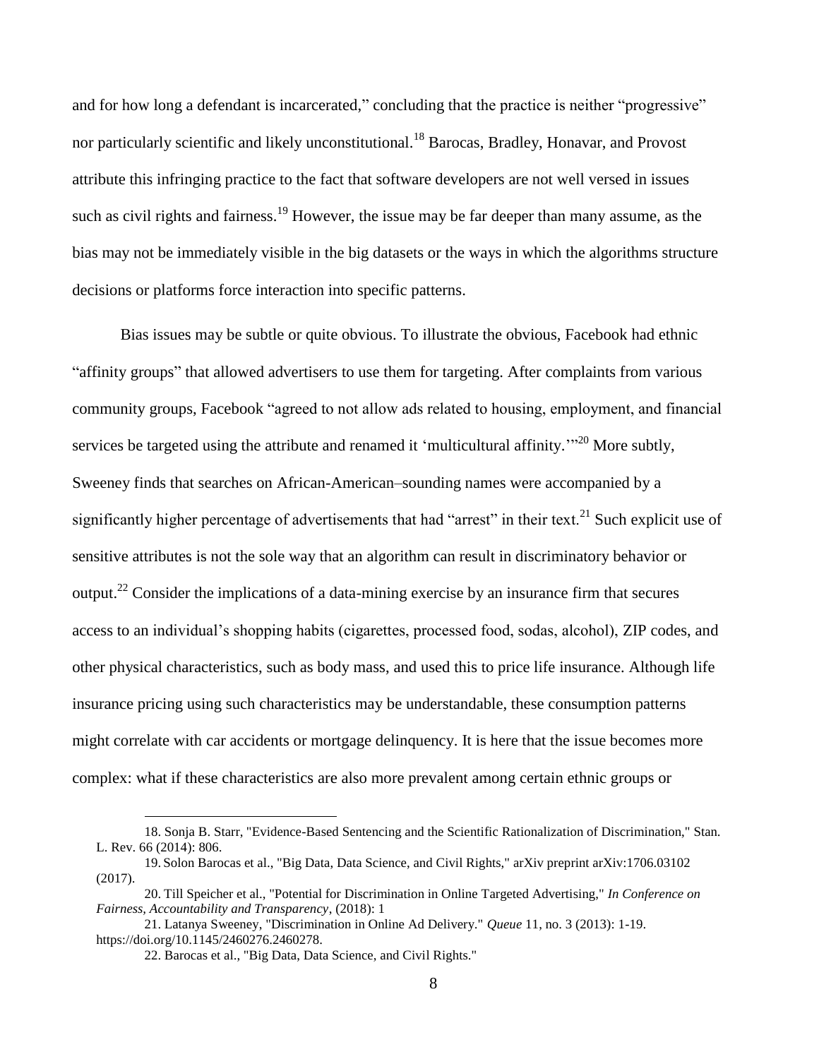and for how long a defendant is incarcerated," concluding that the practice is neither "progressive" nor particularly scientific and likely unconstitutional.[18] Barocas, Bradley, Honavar, and Provost attribute this infringing practice to the fact that software developers are not well versed in issues such as civil rights and fairness.[19] However, the issue may be far deeper than many assume, as the bias may not be immediately visible in the big datasets or the ways in which the algorithms structure decisions or platforms force interaction into specific patterns.

Bias issues may be subtle or quite obvious. To illustrate the obvious, Facebook had ethnic "affinity groups" that allowed advertisers to use them for targeting. After complaints from various community groups, Facebook "agreed to not allow ads related to housing, employment, and financial services be targeted using the attribute and renamed it 'multicultural affinity.'"[20] More subtly, Sweeney finds that searches on African-American–sounding names were accompanied by a significantly higher percentage of advertisements that had "arrest" in their text.[21] Such explicit use of sensitive attributes is not the sole way that an algorithm can result in discriminatory behavior or output.[22] Consider the implications of a data-mining exercise by an insurance firm that secures access to an individual's shopping habits (cigarettes, processed food, sodas, alcohol), ZIP codes, and other physical characteristics, such as body mass, and used this to price life insurance. Although life insurance pricing using such characteristics may be understandable, these consumption patterns might correlate with car accidents or mortgage delinquency. It is here that the issue becomes more complex: what if these characteristics are also more prevalent among certain ethnic groups or

---

18. Sonja B. Starr, "Evidence-Based Sentencing and the Scientific Rationalization of Discrimination," Stan. L. Rev. 66 (2014): 806.

19. Solon Barocas et al., "Big Data, Data Science, and Civil Rights," arXiv preprint arXiv:1706.03102 (2017).

20. Till Speicher et al., "Potential for Discrimination in Online Targeted Advertising," *In Conference on Fairness, Accountability and Transparency*, (2018): 1

21. Latanya Sweeney, "Discrimination in Online Ad Delivery." *Queue* 11, no. 3 (2013): 1-19. https://doi.org/10.1145/2460276.2460278.

22. Barocas et al., "Big Data, Data Science, and Civil Rights."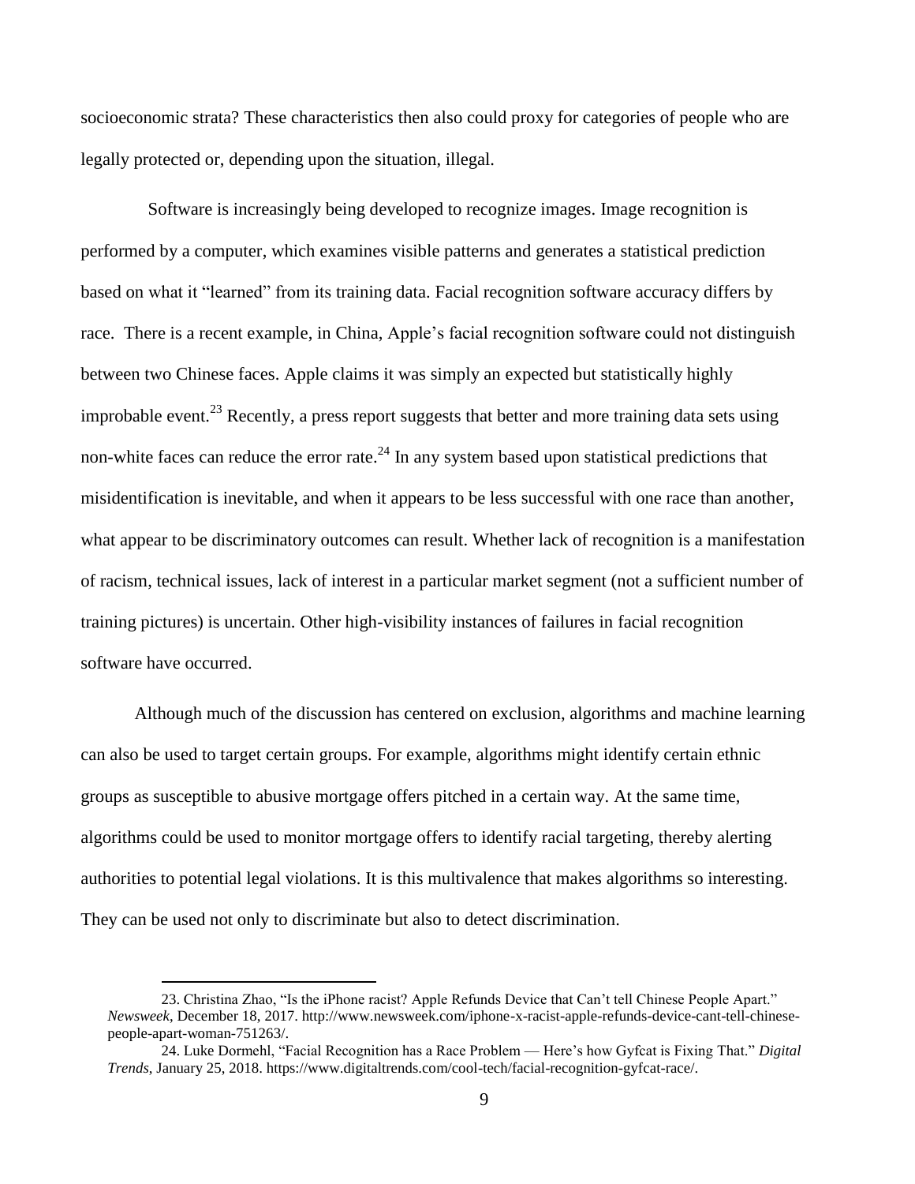socioeconomic strata? These characteristics then also could proxy for categories of people who are legally protected or, depending upon the situation, illegal.

Software is increasingly being developed to recognize images. Image recognition is performed by a computer, which examines visible patterns and generates a statistical prediction based on what it "learned" from its training data. Facial recognition software accuracy differs by race. There is a recent example, in China, Apple's facial recognition software could not distinguish between two Chinese faces. Apple claims it was simply an expected but statistically highly improbable event.[23] Recently, a press report suggests that better and more training data sets using non-white faces can reduce the error rate.[24] In any system based upon statistical predictions that misidentification is inevitable, and when it appears to be less successful with one race than another, what appear to be discriminatory outcomes can result. Whether lack of recognition is a manifestation of racism, technical issues, lack of interest in a particular market segment (not a sufficient number of training pictures) is uncertain. Other high-visibility instances of failures in facial recognition software have occurred.

Although much of the discussion has centered on exclusion, algorithms and machine learning can also be used to target certain groups. For example, algorithms might identify certain ethnic groups as susceptible to abusive mortgage offers pitched in a certain way. At the same time, algorithms could be used to monitor mortgage offers to identify racial targeting, thereby alerting authorities to potential legal violations. It is this multivalence that makes algorithms so interesting. They can be used not only to discriminate but also to detect discrimination.

---

23. Christina Zhao, "Is the iPhone racist? Apple Refunds Device that Can't tell Chinese People Apart." *Newsweek*, December 18, 2017. http://www.newsweek.com/iphone-x-racist-apple-refunds-device-cant-tell-chinese-people-apart-woman-751263/.

24. Luke Dormehl, "Facial Recognition has a Race Problem — Here's how Gyfcat is Fixing That." *Digital Trends*, January 25, 2018. https://www.digitaltrends.com/cool-tech/facial-recognition-gyfcat-race/.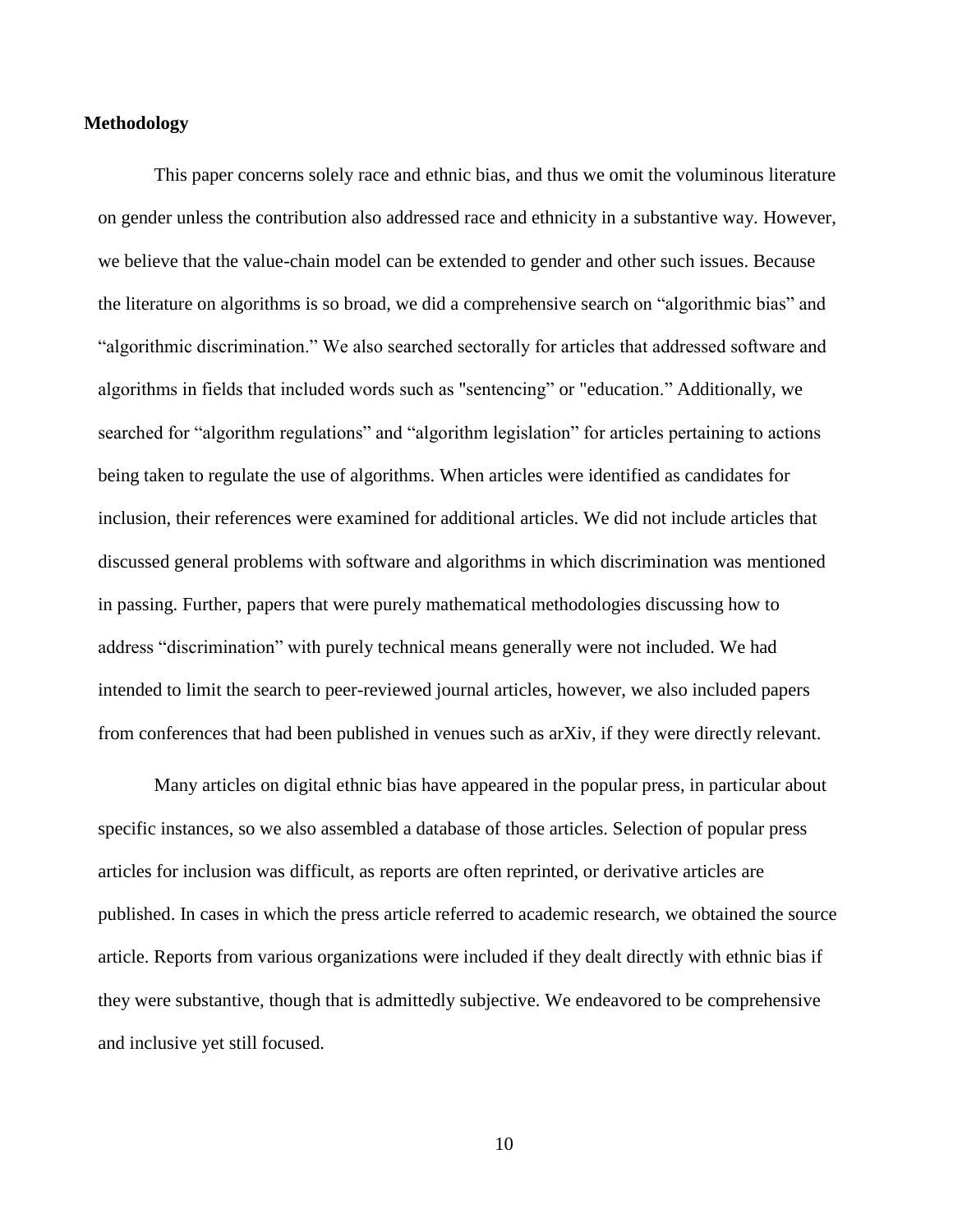**Methodology**

This paper concerns solely race and ethnic bias, and thus we omit the voluminous literature on gender unless the contribution also addressed race and ethnicity in a substantive way. However, we believe that the value-chain model can be extended to gender and other such issues. Because the literature on algorithms is so broad, we did a comprehensive search on "algorithmic bias" and "algorithmic discrimination." We also searched sectorally for articles that addressed software and algorithms in fields that included words such as "sentencing" or "education." Additionally, we searched for "algorithm regulations" and "algorithm legislation" for articles pertaining to actions being taken to regulate the use of algorithms. When articles were identified as candidates for inclusion, their references were examined for additional articles. We did not include articles that discussed general problems with software and algorithms in which discrimination was mentioned in passing. Further, papers that were purely mathematical methodologies discussing how to address "discrimination" with purely technical means generally were not included. We had intended to limit the search to peer-reviewed journal articles, however, we also included papers from conferences that had been published in venues such as arXiv, if they were directly relevant.

Many articles on digital ethnic bias have appeared in the popular press, in particular about specific instances, so we also assembled a database of those articles. Selection of popular press articles for inclusion was difficult, as reports are often reprinted, or derivative articles are published. In cases in which the press article referred to academic research, we obtained the source article. Reports from various organizations were included if they dealt directly with ethnic bias if they were substantive, though that is admittedly subjective. We endeavored to be comprehensive and inclusive yet still focused.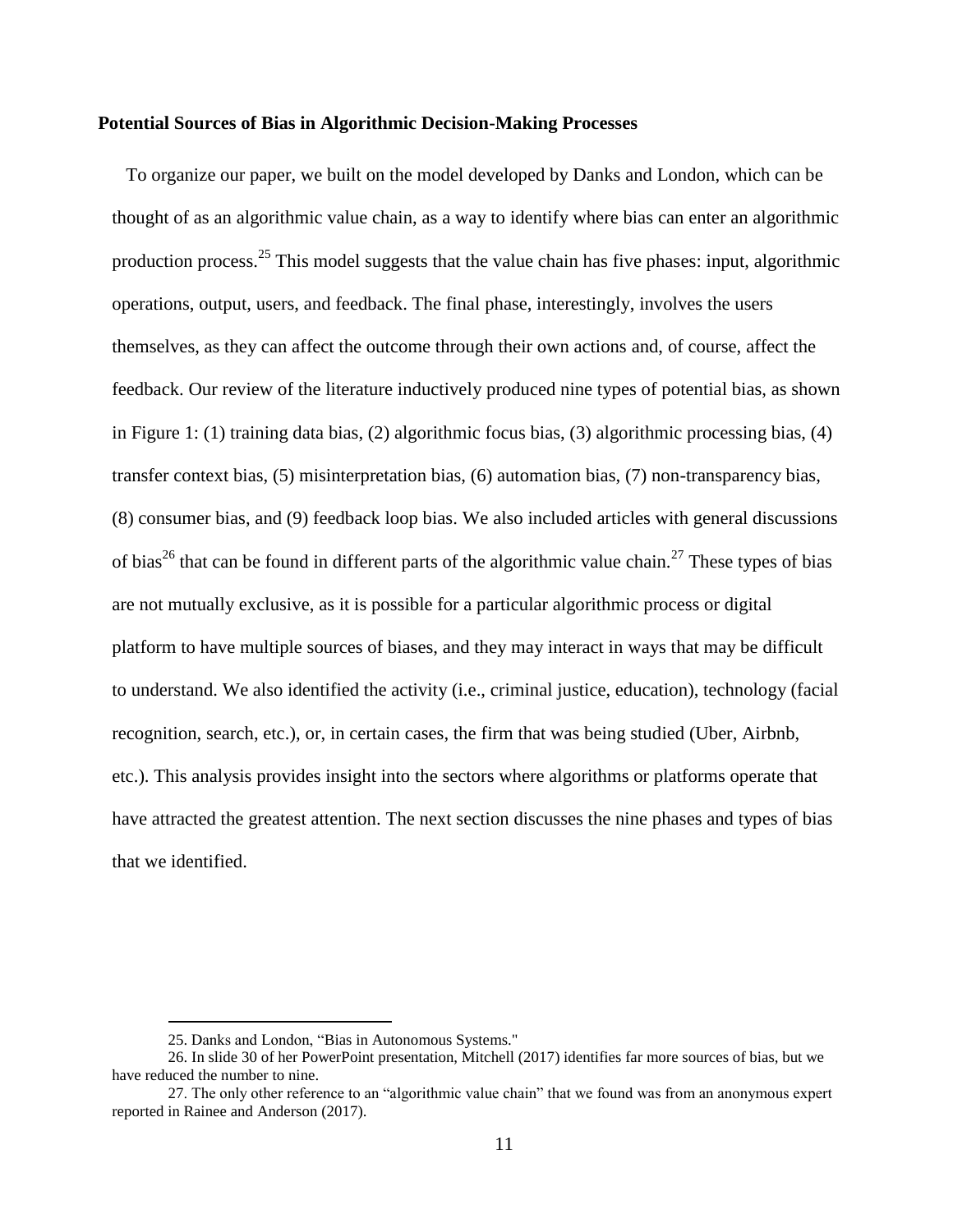**Potential Sources of Bias in Algorithmic Decision-Making Processes**

To organize our paper, we built on the model developed by Danks and London, which can be thought of as an algorithmic value chain, as a way to identify where bias can enter an algorithmic production process.[25] This model suggests that the value chain has five phases: input, algorithmic operations, output, users, and feedback. The final phase, interestingly, involves the users themselves, as they can affect the outcome through their own actions and, of course, affect the feedback. Our review of the literature inductively produced nine types of potential bias, as shown in Figure 1: (1) training data bias, (2) algorithmic focus bias, (3) algorithmic processing bias, (4) transfer context bias, (5) misinterpretation bias, (6) automation bias, (7) non-transparency bias, (8) consumer bias, and (9) feedback loop bias. We also included articles with general discussions of bias[26] that can be found in different parts of the algorithmic value chain.[27] These types of bias are not mutually exclusive, as it is possible for a particular algorithmic process or digital platform to have multiple sources of biases, and they may interact in ways that may be difficult to understand. We also identified the activity (i.e., criminal justice, education), technology (facial recognition, search, etc.), or, in certain cases, the firm that was being studied (Uber, Airbnb, etc.). This analysis provides insight into the sectors where algorithms or platforms operate that have attracted the greatest attention. The next section discusses the nine phases and types of bias that we identified.

---

25. Danks and London, "Bias in Autonomous Systems."

26. In slide 30 of her PowerPoint presentation, Mitchell (2017) identifies far more sources of bias, but we have reduced the number to nine.

27. The only other reference to an "algorithmic value chain" that we found was from an anonymous expert reported in Rainee and Anderson (2017).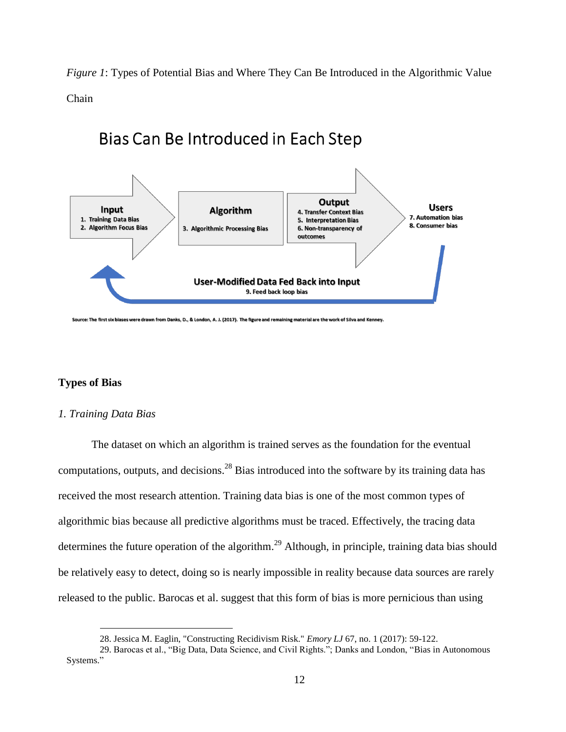*Figure 1*: Types of Potential Bias and Where They Can Be Introduced in the Algorithmic Value Chain

Bias Can Be Introduced in Each Step

**Input**
1. Training Data Bias
2. Algorithm Focus Bias

**Algorithm**
3. Algorithmic Processing Bias

**Output**
4. Transfer Context Bias
5. Interpretation Bias
6. Non-transparency of outcomes

**Users**
7. Automation bias
8. Consumer bias

**User-Modified Data Fed Back into Input**
9. Feed back loop bias

Source: The first six biases were drawn from Danks, D., & London, A. J. (2017). The figure and remaining material are the work of Silva and Kenney.

**Types of Bias**

*1. Training Data Bias*

The dataset on which an algorithm is trained serves as the foundation for the eventual computations, outputs, and decisions.[28] Bias introduced into the software by its training data has received the most research attention. Training data bias is one of the most common types of algorithmic bias because all predictive algorithms must be traced. Effectively, the tracing data determines the future operation of the algorithm.[29] Although, in principle, training data bias should be relatively easy to detect, doing so is nearly impossible in reality because data sources are rarely released to the public. Barocas et al. suggest that this form of bias is more pernicious than using

---

28. Jessica M. Eaglin, "Constructing Recidivism Risk." *Emory LJ* 67, no. 1 (2017): 59-122.

29. Barocas et al., "Big Data, Data Science, and Civil Rights."; Danks and London, "Bias in Autonomous Systems."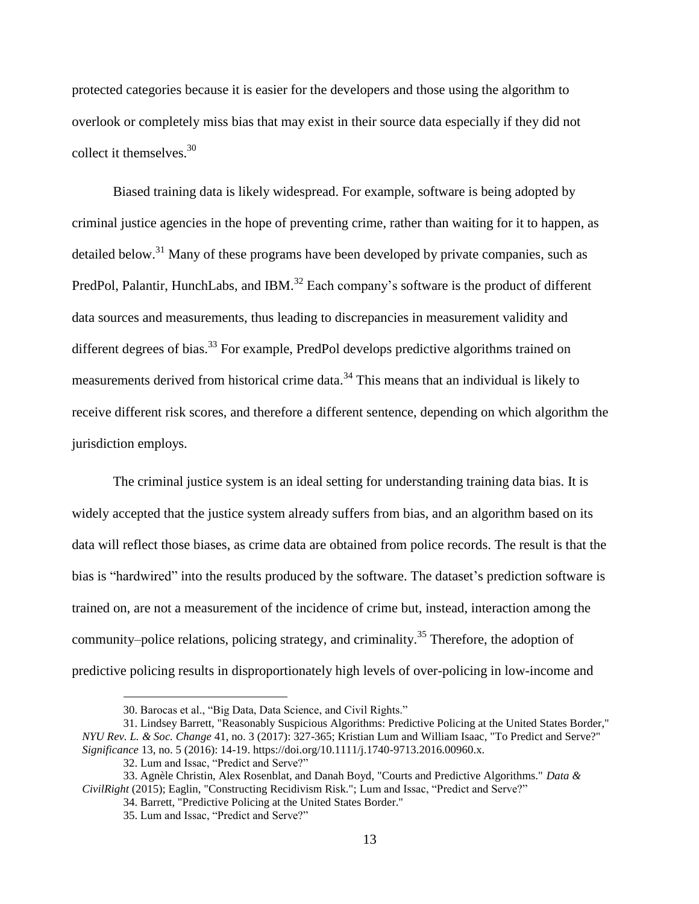protected categories because it is easier for the developers and those using the algorithm to overlook or completely miss bias that may exist in their source data especially if they did not collect it themselves.[30]

Biased training data is likely widespread. For example, software is being adopted by criminal justice agencies in the hope of preventing crime, rather than waiting for it to happen, as detailed below.[31] Many of these programs have been developed by private companies, such as PredPol, Palantir, HunchLabs, and IBM.[32] Each company's software is the product of different data sources and measurements, thus leading to discrepancies in measurement validity and different degrees of bias.[33] For example, PredPol develops predictive algorithms trained on measurements derived from historical crime data.[34] This means that an individual is likely to receive different risk scores, and therefore a different sentence, depending on which algorithm the jurisdiction employs.

The criminal justice system is an ideal setting for understanding training data bias. It is widely accepted that the justice system already suffers from bias, and an algorithm based on its data will reflect those biases, as crime data are obtained from police records. The result is that the bias is "hardwired" into the results produced by the software. The dataset's prediction software is trained on, are not a measurement of the incidence of crime but, instead, interaction among the community–police relations, policing strategy, and criminality.[35] Therefore, the adoption of predictive policing results in disproportionately high levels of over-policing in low-income and

30. Barocas et al., "Big Data, Data Science, and Civil Rights."

31. Lindsey Barrett, "Reasonably Suspicious Algorithms: Predictive Policing at the United States Border," *NYU Rev. L. & Soc. Change* 41, no. 3 (2017): 327-365; Kristian Lum and William Isaac, "To Predict and Serve?" *Significance* 13, no. 5 (2016): 14-19. https://doi.org/10.1111/j.1740-9713.2016.00960.x.

32. Lum and Issac, "Predict and Serve?"

33. Agnèle Christin, Alex Rosenblat, and Danah Boyd, "Courts and Predictive Algorithms." *Data & CivilRight* (2015); Eaglin, "Constructing Recidivism Risk."; Lum and Issac, "Predict and Serve?"

34. Barrett, "Predictive Policing at the United States Border."

35. Lum and Issac, "Predict and Serve?"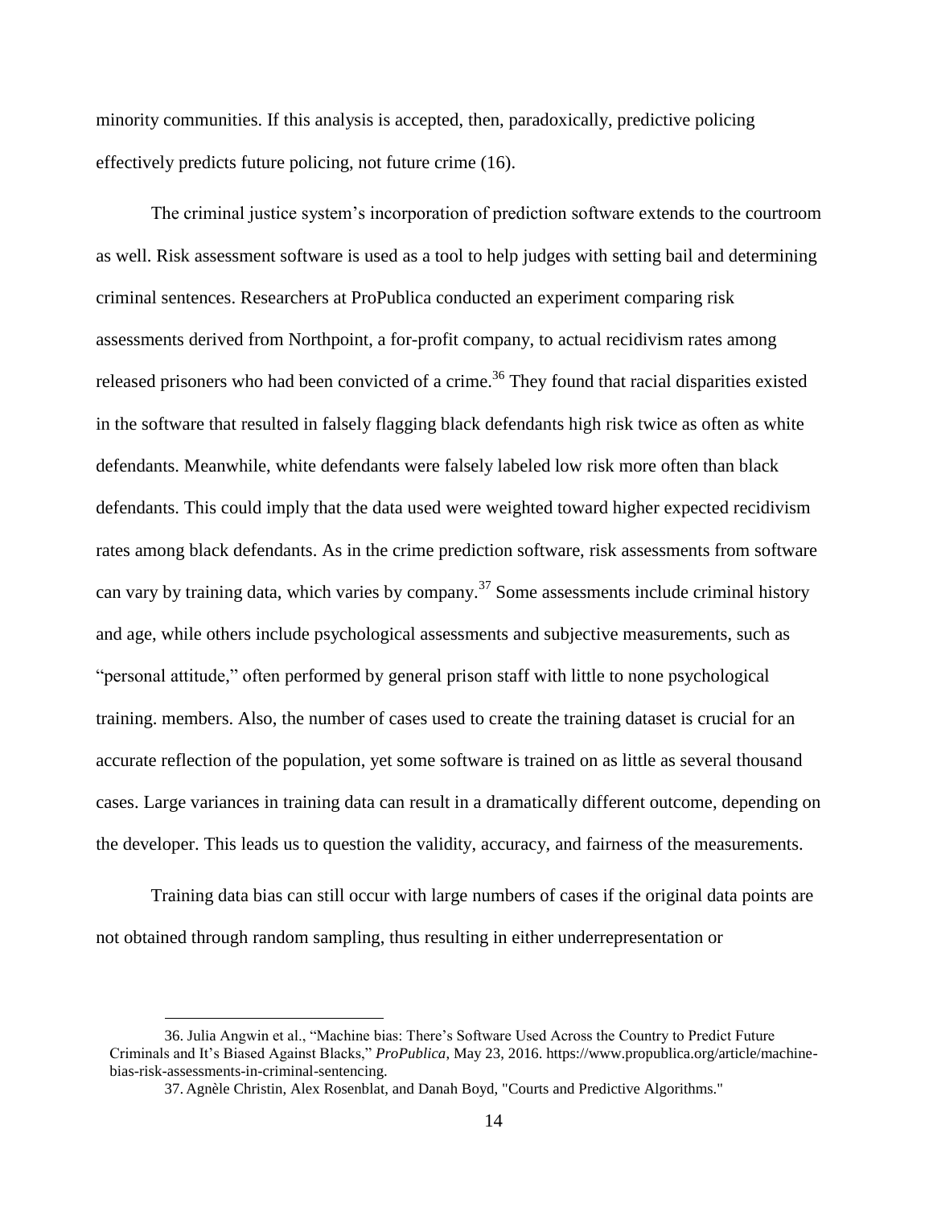minority communities. If this analysis is accepted, then, paradoxically, predictive policing effectively predicts future policing, not future crime (16).

The criminal justice system's incorporation of prediction software extends to the courtroom as well. Risk assessment software is used as a tool to help judges with setting bail and determining criminal sentences. Researchers at ProPublica conducted an experiment comparing risk assessments derived from Northpoint, a for-profit company, to actual recidivism rates among released prisoners who had been convicted of a crime.[36] They found that racial disparities existed in the software that resulted in falsely flagging black defendants high risk twice as often as white defendants. Meanwhile, white defendants were falsely labeled low risk more often than black defendants. This could imply that the data used were weighted toward higher expected recidivism rates among black defendants. As in the crime prediction software, risk assessments from software can vary by training data, which varies by company.[37] Some assessments include criminal history and age, while others include psychological assessments and subjective measurements, such as "personal attitude," often performed by general prison staff with little to none psychological training. members. Also, the number of cases used to create the training dataset is crucial for an accurate reflection of the population, yet some software is trained on as little as several thousand cases. Large variances in training data can result in a dramatically different outcome, depending on the developer. This leads us to question the validity, accuracy, and fairness of the measurements.

Training data bias can still occur with large numbers of cases if the original data points are not obtained through random sampling, thus resulting in either underrepresentation or

---

36. Julia Angwin et al., "Machine bias: There's Software Used Across the Country to Predict Future Criminals and It's Biased Against Blacks," *ProPublica*, May 23, 2016. https://www.propublica.org/article/machine-bias-risk-assessments-in-criminal-sentencing.

37. Agnèle Christin, Alex Rosenblat, and Danah Boyd, "Courts and Predictive Algorithms."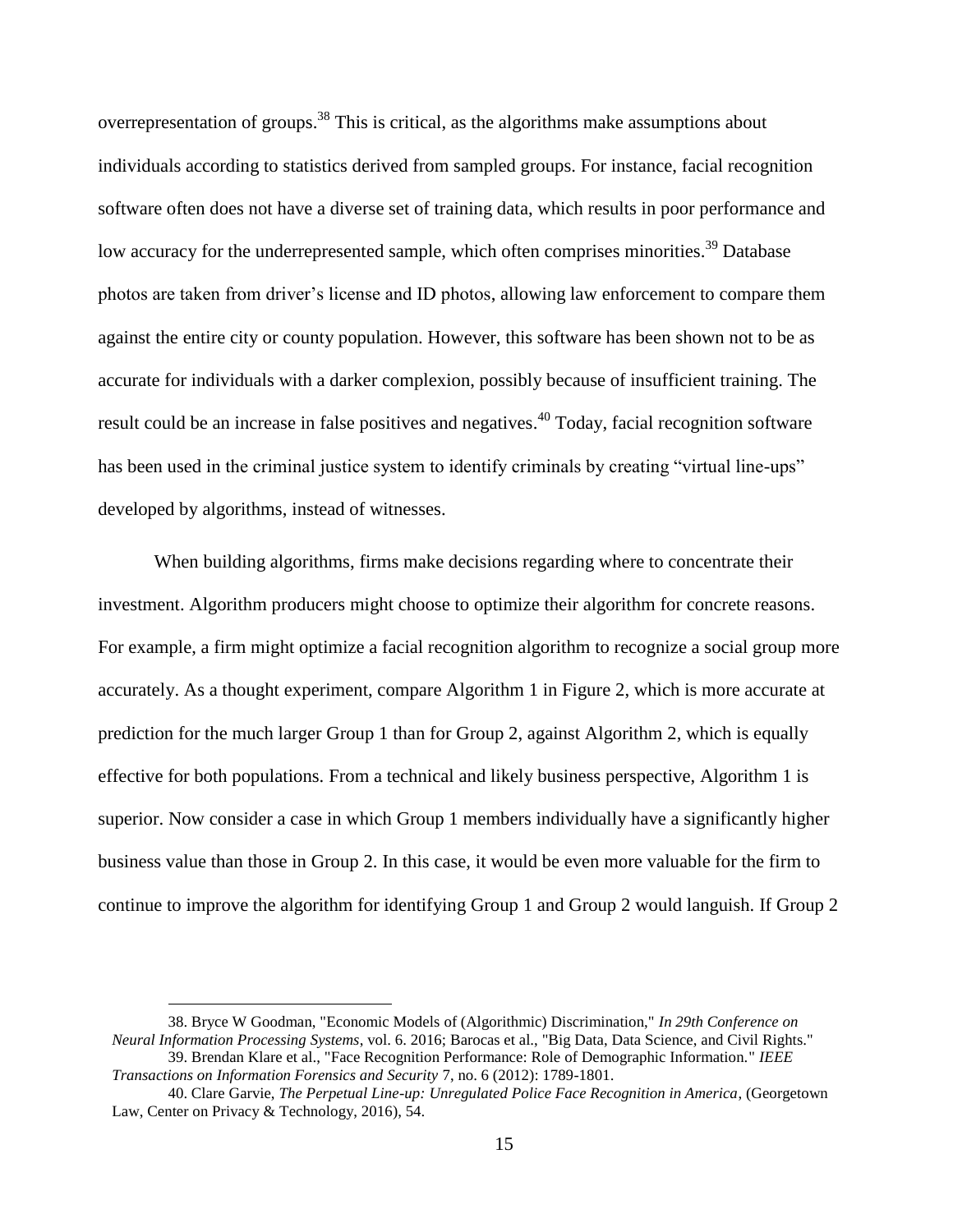overrepresentation of groups.[38] This is critical, as the algorithms make assumptions about individuals according to statistics derived from sampled groups. For instance, facial recognition software often does not have a diverse set of training data, which results in poor performance and low accuracy for the underrepresented sample, which often comprises minorities.[39] Database photos are taken from driver's license and ID photos, allowing law enforcement to compare them against the entire city or county population. However, this software has been shown not to be as accurate for individuals with a darker complexion, possibly because of insufficient training. The result could be an increase in false positives and negatives.[40] Today, facial recognition software has been used in the criminal justice system to identify criminals by creating "virtual line-ups" developed by algorithms, instead of witnesses.

When building algorithms, firms make decisions regarding where to concentrate their investment. Algorithm producers might choose to optimize their algorithm for concrete reasons. For example, a firm might optimize a facial recognition algorithm to recognize a social group more accurately. As a thought experiment, compare Algorithm 1 in Figure 2, which is more accurate at prediction for the much larger Group 1 than for Group 2, against Algorithm 2, which is equally effective for both populations. From a technical and likely business perspective, Algorithm 1 is superior. Now consider a case in which Group 1 members individually have a significantly higher business value than those in Group 2. In this case, it would be even more valuable for the firm to continue to improve the algorithm for identifying Group 1 and Group 2 would languish. If Group 2

---

38. Bryce W Goodman, "Economic Models of (Algorithmic) Discrimination," *In 29th Conference on Neural Information Processing Systems*, vol. 6. 2016; Barocas et al., "Big Data, Data Science, and Civil Rights."

39. Brendan Klare et al., "Face Recognition Performance: Role of Demographic Information." *IEEE Transactions on Information Forensics and Security* 7, no. 6 (2012): 1789-1801.

40. Clare Garvie, *The Perpetual Line-up: Unregulated Police Face Recognition in America*, (Georgetown Law, Center on Privacy & Technology, 2016), 54.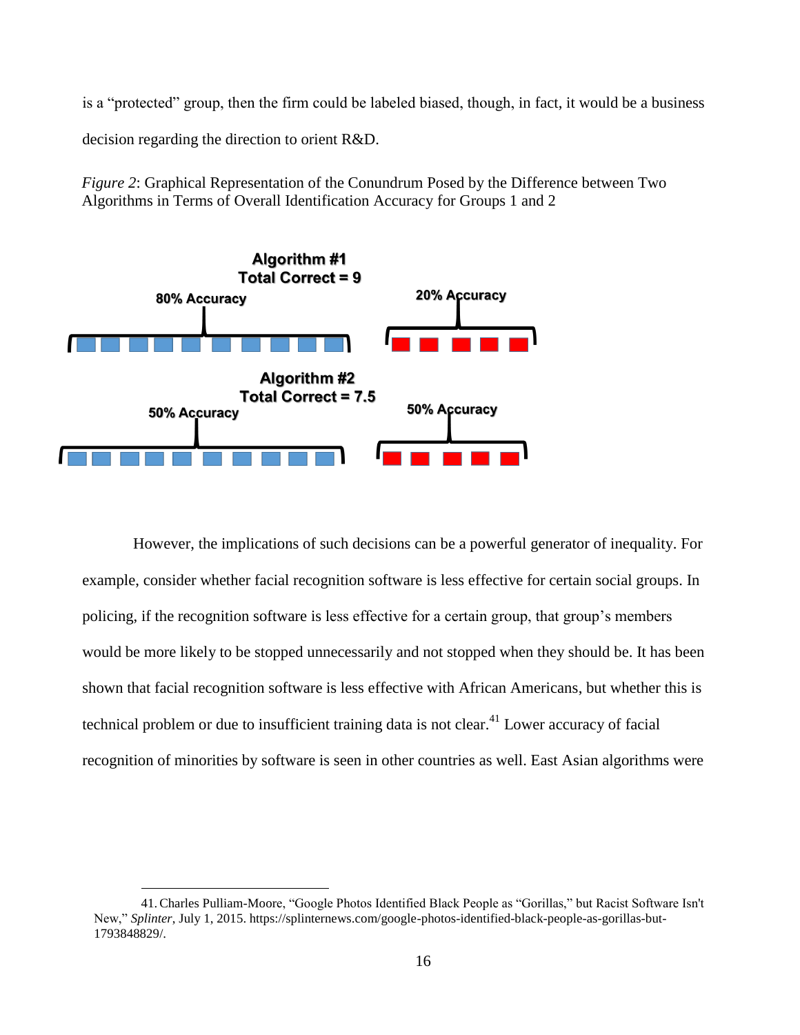is a "protected" group, then the firm could be labeled biased, though, in fact, it would be a business decision regarding the direction to orient R&D.

*Figure 2*: Graphical Representation of the Conundrum Posed by the Difference between Two Algorithms in Terms of Overall Identification Accuracy for Groups 1 and 2

**Algorithm #1**
**Total Correct = 9**

**80% Accuracy** **20% Accuracy**

**Algorithm #2**
**Total Correct = 7.5**

**50% Accuracy** **50% Accuracy**

However, the implications of such decisions can be a powerful generator of inequality. For example, consider whether facial recognition software is less effective for certain social groups. In policing, if the recognition software is less effective for a certain group, that group's members would be more likely to be stopped unnecessarily and not stopped when they should be. It has been shown that facial recognition software is less effective with African Americans, but whether this is technical problem or due to insufficient training data is not clear.[41] Lower accuracy of facial recognition of minorities by software is seen in other countries as well. East Asian algorithms were

41. Charles Pulliam-Moore, "Google Photos Identified Black People as "Gorillas," but Racist Software Isn't New," *Splinter*, July 1, 2015. https://splinternews.com/google-photos-identified-black-people-as-gorillas-but-1793848829/.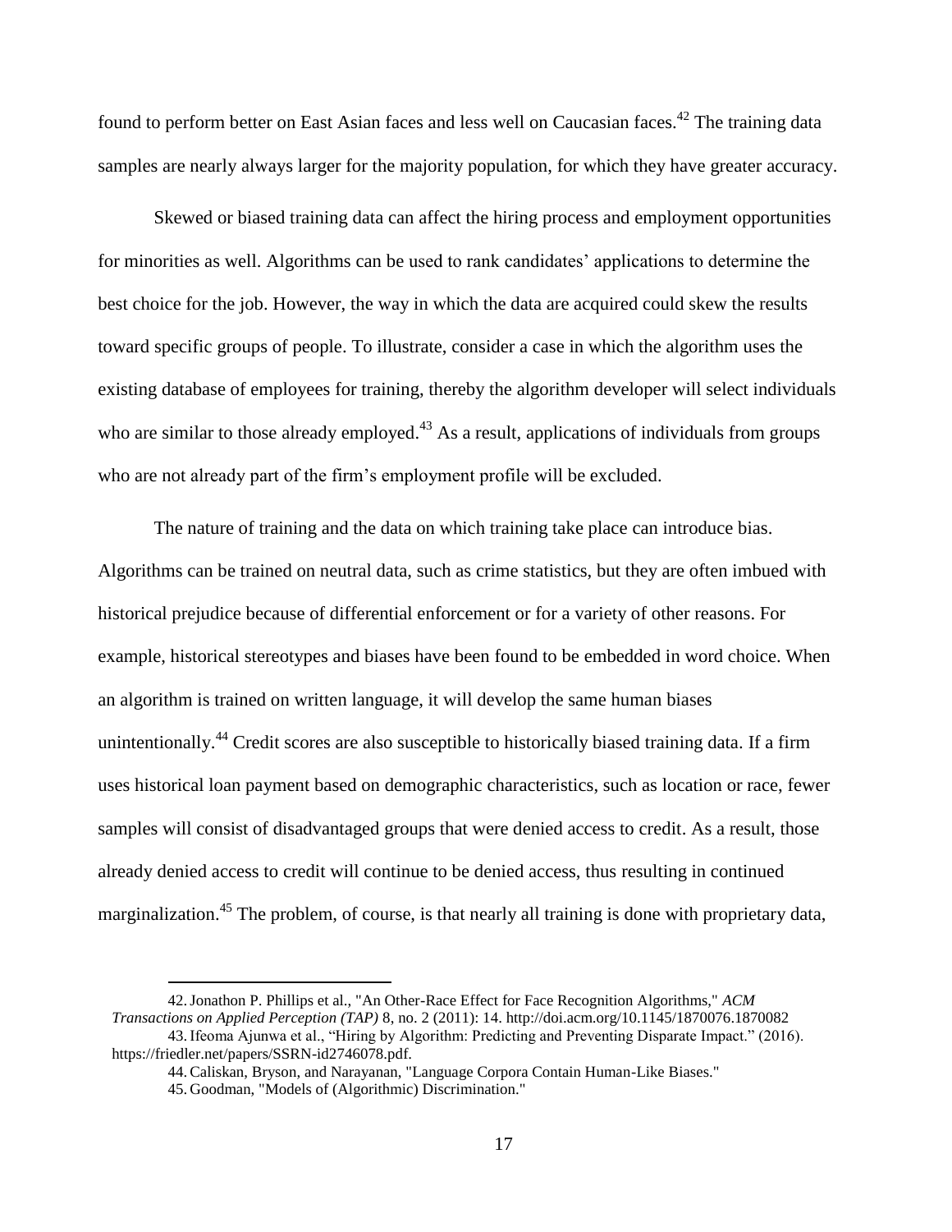found to perform better on East Asian faces and less well on Caucasian faces.[42] The training data samples are nearly always larger for the majority population, for which they have greater accuracy.

Skewed or biased training data can affect the hiring process and employment opportunities for minorities as well. Algorithms can be used to rank candidates' applications to determine the best choice for the job. However, the way in which the data are acquired could skew the results toward specific groups of people. To illustrate, consider a case in which the algorithm uses the existing database of employees for training, thereby the algorithm developer will select individuals who are similar to those already employed.[43] As a result, applications of individuals from groups who are not already part of the firm's employment profile will be excluded.

The nature of training and the data on which training take place can introduce bias. Algorithms can be trained on neutral data, such as crime statistics, but they are often imbued with historical prejudice because of differential enforcement or for a variety of other reasons. For example, historical stereotypes and biases have been found to be embedded in word choice. When an algorithm is trained on written language, it will develop the same human biases unintentionally.[44] Credit scores are also susceptible to historically biased training data. If a firm uses historical loan payment based on demographic characteristics, such as location or race, fewer samples will consist of disadvantaged groups that were denied access to credit. As a result, those already denied access to credit will continue to be denied access, thus resulting in continued marginalization.[45] The problem, of course, is that nearly all training is done with proprietary data,

---

42. Jonathon P. Phillips et al., "An Other-Race Effect for Face Recognition Algorithms," *ACM Transactions on Applied Perception (TAP)* 8, no. 2 (2011): 14. http://doi.acm.org/10.1145/1870076.1870082

43. Ifeoma Ajunwa et al., "Hiring by Algorithm: Predicting and Preventing Disparate Impact." (2016). https://friedler.net/papers/SSRN-id2746078.pdf.

44. Caliskan, Bryson, and Narayanan, "Language Corpora Contain Human-Like Biases."

45. Goodman, "Models of (Algorithmic) Discrimination."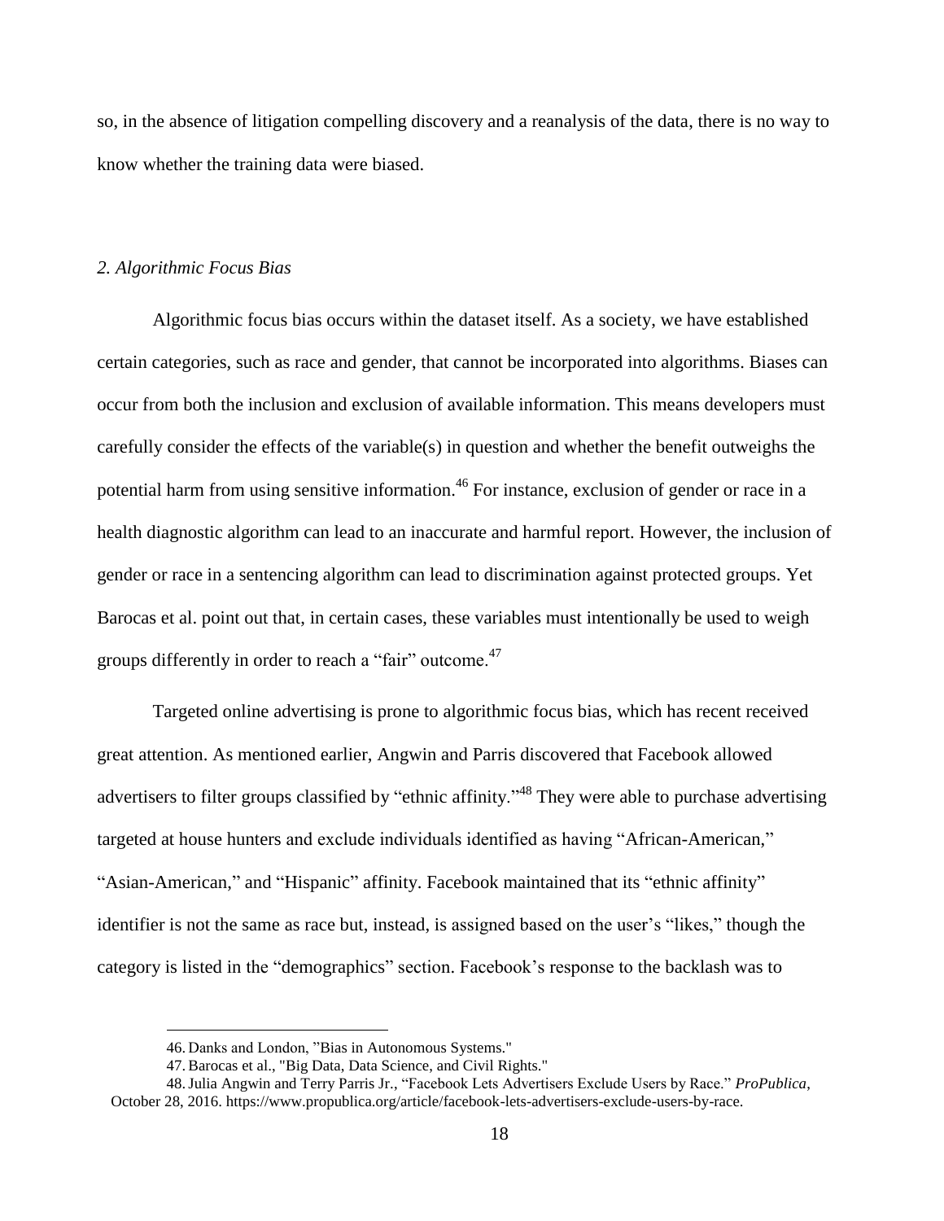so, in the absence of litigation compelling discovery and a reanalysis of the data, there is no way to know whether the training data were biased.

### *2. Algorithmic Focus Bias*

Algorithmic focus bias occurs within the dataset itself. As a society, we have established certain categories, such as race and gender, that cannot be incorporated into algorithms. Biases can occur from both the inclusion and exclusion of available information. This means developers must carefully consider the effects of the variable(s) in question and whether the benefit outweighs the potential harm from using sensitive information.[46] For instance, exclusion of gender or race in a health diagnostic algorithm can lead to an inaccurate and harmful report. However, the inclusion of gender or race in a sentencing algorithm can lead to discrimination against protected groups. Yet Barocas et al. point out that, in certain cases, these variables must intentionally be used to weigh groups differently in order to reach a "fair" outcome.[47]

Targeted online advertising is prone to algorithmic focus bias, which has recent received great attention. As mentioned earlier, Angwin and Parris discovered that Facebook allowed advertisers to filter groups classified by "ethnic affinity."[48] They were able to purchase advertising targeted at house hunters and exclude individuals identified as having "African-American," "Asian-American," and "Hispanic" affinity. Facebook maintained that its "ethnic affinity" identifier is not the same as race but, instead, is assigned based on the user's "likes," though the category is listed in the "demographics" section. Facebook's response to the backlash was to

---

46. Danks and London, "Bias in Autonomous Systems."

47. Barocas et al., "Big Data, Data Science, and Civil Rights."

48. Julia Angwin and Terry Parris Jr., "Facebook Lets Advertisers Exclude Users by Race." *ProPublica*, October 28, 2016. https://www.propublica.org/article/facebook-lets-advertisers-exclude-users-by-race.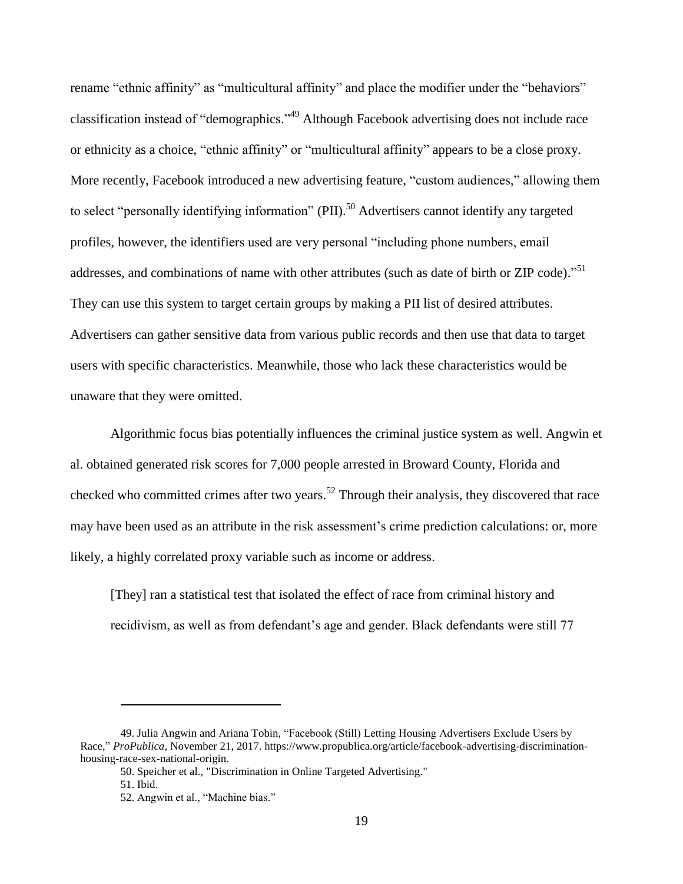rename "ethnic affinity" as "multicultural affinity" and place the modifier under the "behaviors" classification instead of "demographics."[49] Although Facebook advertising does not include race or ethnicity as a choice, "ethnic affinity" or "multicultural affinity" appears to be a close proxy. More recently, Facebook introduced a new advertising feature, "custom audiences," allowing them to select "personally identifying information" (PII).[50] Advertisers cannot identify any targeted profiles, however, the identifiers used are very personal "including phone numbers, email addresses, and combinations of name with other attributes (such as date of birth or ZIP code)."[51] They can use this system to target certain groups by making a PII list of desired attributes. Advertisers can gather sensitive data from various public records and then use that data to target users with specific characteristics. Meanwhile, those who lack these characteristics would be unaware that they were omitted.

Algorithmic focus bias potentially influences the criminal justice system as well. Angwin et al. obtained generated risk scores for 7,000 people arrested in Broward County, Florida and checked who committed crimes after two years.[52] Through their analysis, they discovered that race may have been used as an attribute in the risk assessment's crime prediction calculations: or, more likely, a highly correlated proxy variable such as income or address.

> [They] ran a statistical test that isolated the effect of race from criminal history and recidivism, as well as from defendant's age and gender. Black defendants were still 77

---

49. Julia Angwin and Ariana Tobin, "Facebook (Still) Letting Housing Advertisers Exclude Users by Race," *ProPublica*, November 21, 2017. https://www.propublica.org/article/facebook-advertising-discrimination-housing-race-sex-national-origin.

50. Speicher et al., "Discrimination in Online Targeted Advertising."

51. Ibid.

52. Angwin et al., "Machine bias."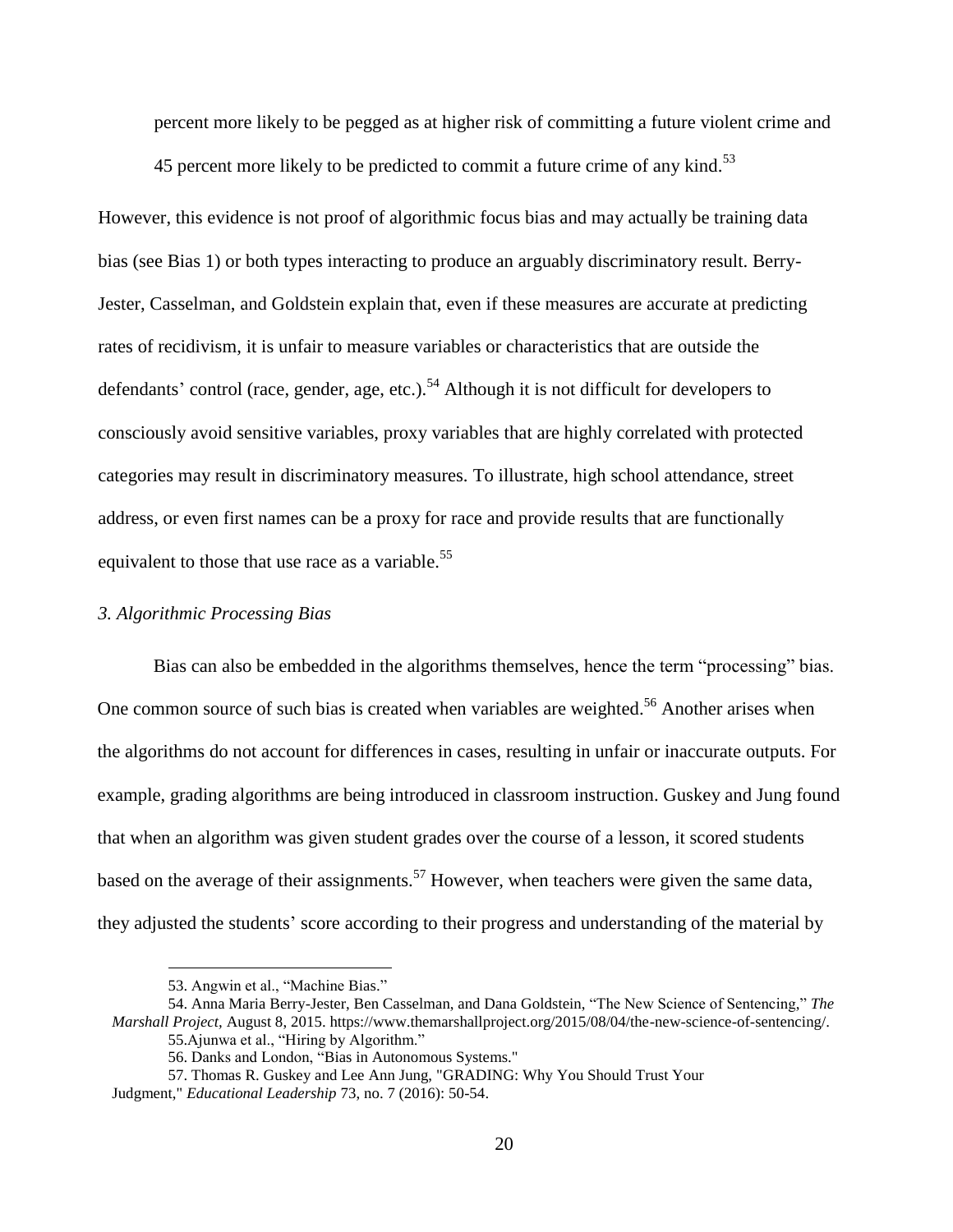percent more likely to be pegged as at higher risk of committing a future violent crime and 45 percent more likely to be predicted to commit a future crime of any kind.[53]

However, this evidence is not proof of algorithmic focus bias and may actually be training data bias (see Bias 1) or both types interacting to produce an arguably discriminatory result. Berry-Jester, Casselman, and Goldstein explain that, even if these measures are accurate at predicting rates of recidivism, it is unfair to measure variables or characteristics that are outside the defendants' control (race, gender, age, etc.).[54] Although it is not difficult for developers to consciously avoid sensitive variables, proxy variables that are highly correlated with protected categories may result in discriminatory measures. To illustrate, high school attendance, street address, or even first names can be a proxy for race and provide results that are functionally equivalent to those that use race as a variable.[55]

### *3. Algorithmic Processing Bias*

Bias can also be embedded in the algorithms themselves, hence the term "processing" bias. One common source of such bias is created when variables are weighted.[56] Another arises when the algorithms do not account for differences in cases, resulting in unfair or inaccurate outputs. For example, grading algorithms are being introduced in classroom instruction. Guskey and Jung found that when an algorithm was given student grades over the course of a lesson, it scored students based on the average of their assignments.[57] However, when teachers were given the same data, they adjusted the students' score according to their progress and understanding of the material by

---

53. Angwin et al., "Machine Bias."

54. Anna Maria Berry-Jester, Ben Casselman, and Dana Goldstein, "The New Science of Sentencing," *The Marshall Project*, August 8, 2015. https://www.themarshallproject.org/2015/08/04/the-new-science-of-sentencing/.

55.Ajunwa et al., "Hiring by Algorithm."

56. Danks and London, "Bias in Autonomous Systems."

57. Thomas R. Guskey and Lee Ann Jung, "GRADING: Why You Should Trust Your Judgment," *Educational Leadership* 73, no. 7 (2016): 50-54.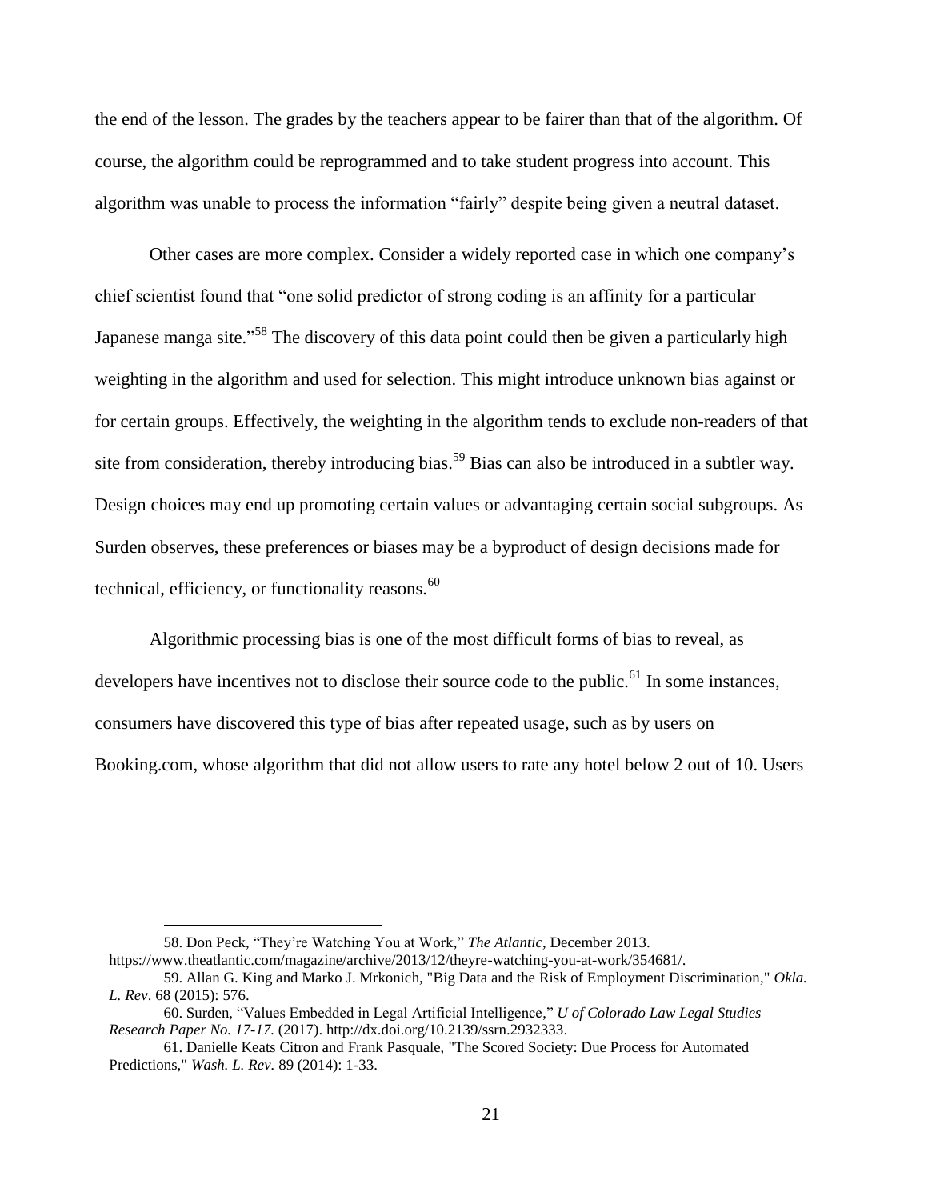the end of the lesson. The grades by the teachers appear to be fairer than that of the algorithm. Of course, the algorithm could be reprogrammed and to take student progress into account. This algorithm was unable to process the information "fairly" despite being given a neutral dataset.

Other cases are more complex. Consider a widely reported case in which one company's chief scientist found that "one solid predictor of strong coding is an affinity for a particular Japanese manga site."[58] The discovery of this data point could then be given a particularly high weighting in the algorithm and used for selection. This might introduce unknown bias against or for certain groups. Effectively, the weighting in the algorithm tends to exclude non-readers of that site from consideration, thereby introducing bias.[59] Bias can also be introduced in a subtler way. Design choices may end up promoting certain values or advantaging certain social subgroups. As Surden observes, these preferences or biases may be a byproduct of design decisions made for technical, efficiency, or functionality reasons.[60]

Algorithmic processing bias is one of the most difficult forms of bias to reveal, as developers have incentives not to disclose their source code to the public.[61] In some instances, consumers have discovered this type of bias after repeated usage, such as by users on Booking.com, whose algorithm that did not allow users to rate any hotel below 2 out of 10. Users

---

58. Don Peck, "They're Watching You at Work," *The Atlantic*, December 2013. https://www.theatlantic.com/magazine/archive/2013/12/theyre-watching-you-at-work/354681/.

59. Allan G. King and Marko J. Mrkonich, "Big Data and the Risk of Employment Discrimination," *Okla. L. Rev*. 68 (2015): 576.

60. Surden, "Values Embedded in Legal Artificial Intelligence," *U of Colorado Law Legal Studies Research Paper No. 17-17.* (2017). http://dx.doi.org/10.2139/ssrn.2932333.

61. Danielle Keats Citron and Frank Pasquale, "The Scored Society: Due Process for Automated Predictions," *Wash. L. Rev.* 89 (2014): 1-33.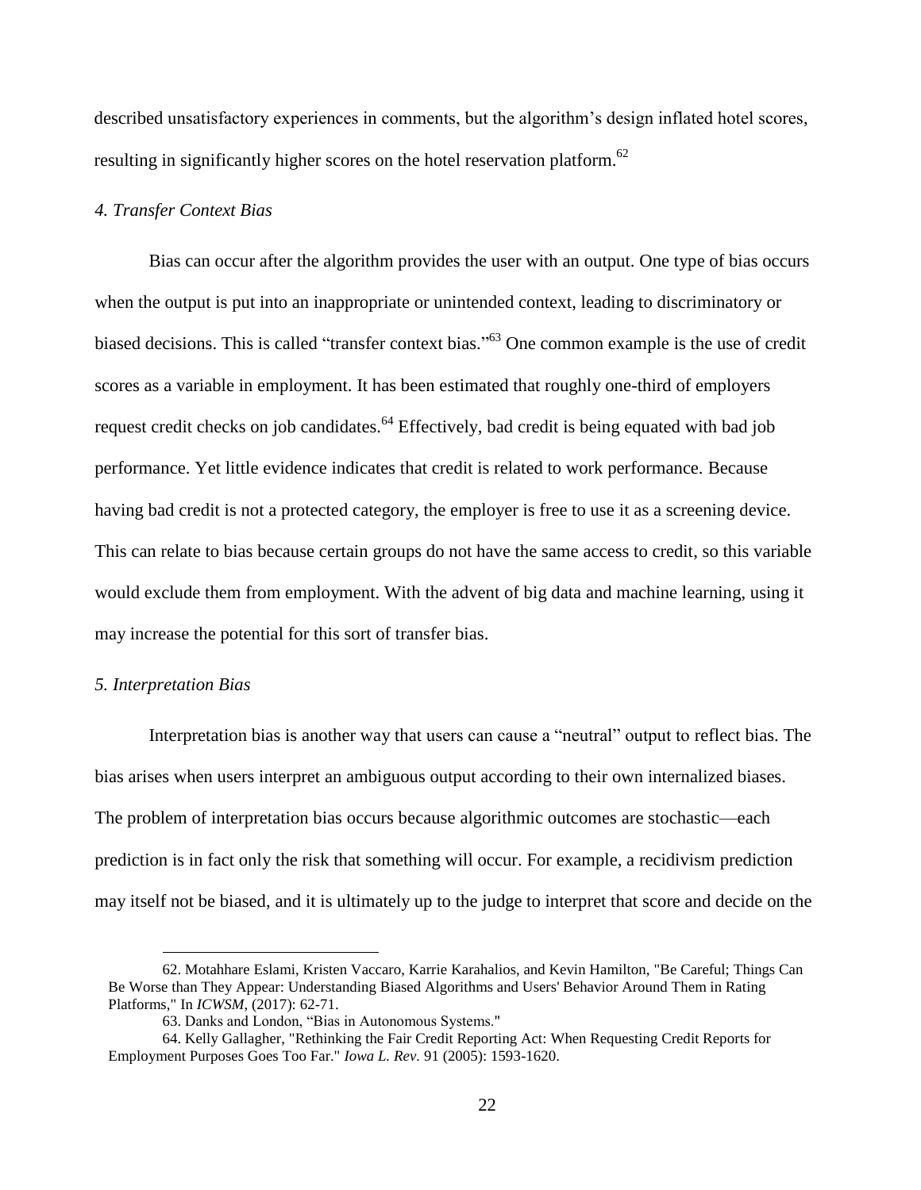described unsatisfactory experiences in comments, but the algorithm's design inflated hotel scores, resulting in significantly higher scores on the hotel reservation platform.[62]

### *4. Transfer Context Bias*

Bias can occur after the algorithm provides the user with an output. One type of bias occurs when the output is put into an inappropriate or unintended context, leading to discriminatory or biased decisions. This is called "transfer context bias."[63] One common example is the use of credit scores as a variable in employment. It has been estimated that roughly one-third of employers request credit checks on job candidates.[64] Effectively, bad credit is being equated with bad job performance. Yet little evidence indicates that credit is related to work performance. Because having bad credit is not a protected category, the employer is free to use it as a screening device. This can relate to bias because certain groups do not have the same access to credit, so this variable would exclude them from employment. With the advent of big data and machine learning, using it may increase the potential for this sort of transfer bias.

### *5. Interpretation Bias*

Interpretation bias is another way that users can cause a "neutral" output to reflect bias. The bias arises when users interpret an ambiguous output according to their own internalized biases. The problem of interpretation bias occurs because algorithmic outcomes are stochastic—each prediction is in fact only the risk that something will occur. For example, a recidivism prediction may itself not be biased, and it is ultimately up to the judge to interpret that score and decide on the

---

62. Motahhare Eslami, Kristen Vaccaro, Karrie Karahalios, and Kevin Hamilton, "Be Careful; Things Can Be Worse than They Appear: Understanding Biased Algorithms and Users' Behavior Around Them in Rating Platforms," In *ICWSM*, (2017): 62-71.

63. Danks and London, "Bias in Autonomous Systems."

64. Kelly Gallagher, "Rethinking the Fair Credit Reporting Act: When Requesting Credit Reports for Employment Purposes Goes Too Far." *Iowa L. Rev.* 91 (2005): 1593-1620.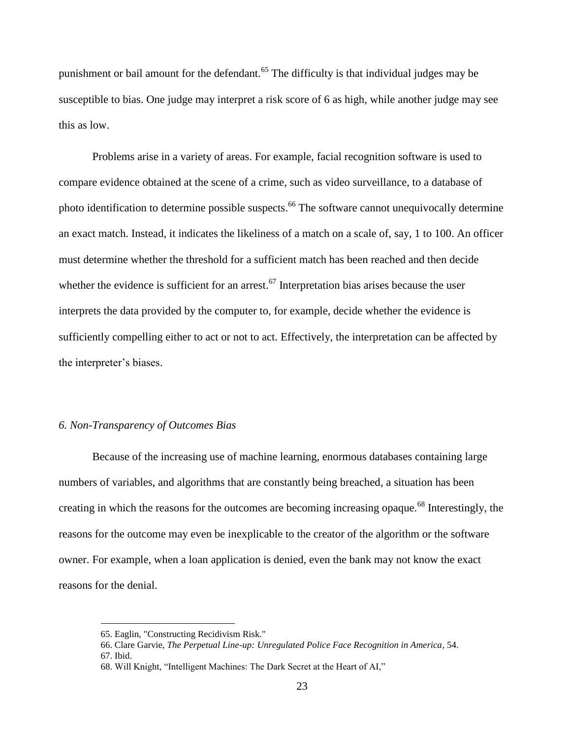punishment or bail amount for the defendant.[65] The difficulty is that individual judges may be susceptible to bias. One judge may interpret a risk score of 6 as high, while another judge may see this as low.

Problems arise in a variety of areas. For example, facial recognition software is used to compare evidence obtained at the scene of a crime, such as video surveillance, to a database of photo identification to determine possible suspects.[66] The software cannot unequivocally determine an exact match. Instead, it indicates the likeliness of a match on a scale of, say, 1 to 100. An officer must determine whether the threshold for a sufficient match has been reached and then decide whether the evidence is sufficient for an arrest.[67] Interpretation bias arises because the user interprets the data provided by the computer to, for example, decide whether the evidence is sufficiently compelling either to act or not to act. Effectively, the interpretation can be affected by the interpreter's biases.

### *6. Non-Transparency of Outcomes Bias*

Because of the increasing use of machine learning, enormous databases containing large numbers of variables, and algorithms that are constantly being breached, a situation has been creating in which the reasons for the outcomes are becoming increasing opaque.[68] Interestingly, the reasons for the outcome may even be inexplicable to the creator of the algorithm or the software owner. For example, when a loan application is denied, even the bank may not know the exact reasons for the denial.

---

65. Eaglin, "Constructing Recidivism Risk."

66. Clare Garvie, *The Perpetual Line-up: Unregulated Police Face Recognition in America*, 54.

67. Ibid.

68. Will Knight, "Intelligent Machines: The Dark Secret at the Heart of AI,"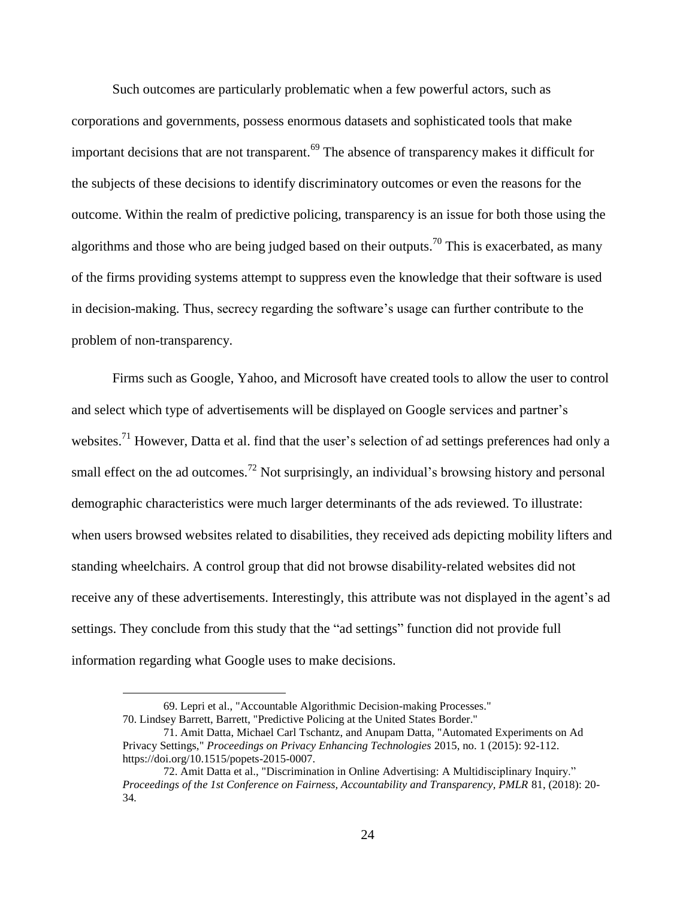Such outcomes are particularly problematic when a few powerful actors, such as corporations and governments, possess enormous datasets and sophisticated tools that make important decisions that are not transparent.[69] The absence of transparency makes it difficult for the subjects of these decisions to identify discriminatory outcomes or even the reasons for the outcome. Within the realm of predictive policing, transparency is an issue for both those using the algorithms and those who are being judged based on their outputs.[70] This is exacerbated, as many of the firms providing systems attempt to suppress even the knowledge that their software is used in decision-making. Thus, secrecy regarding the software's usage can further contribute to the problem of non-transparency.

Firms such as Google, Yahoo, and Microsoft have created tools to allow the user to control and select which type of advertisements will be displayed on Google services and partner's websites.[71] However, Datta et al. find that the user's selection of ad settings preferences had only a small effect on the ad outcomes.[72] Not surprisingly, an individual's browsing history and personal demographic characteristics were much larger determinants of the ads reviewed. To illustrate: when users browsed websites related to disabilities, they received ads depicting mobility lifters and standing wheelchairs. A control group that did not browse disability-related websites did not receive any of these advertisements. Interestingly, this attribute was not displayed in the agent's ad settings. They conclude from this study that the "ad settings" function did not provide full information regarding what Google uses to make decisions.

---

69. Lepri et al., "Accountable Algorithmic Decision-making Processes."

70. Lindsey Barrett, Barrett, "Predictive Policing at the United States Border."

71. Amit Datta, Michael Carl Tschantz, and Anupam Datta, "Automated Experiments on Ad Privacy Settings," *Proceedings on Privacy Enhancing Technologies* 2015, no. 1 (2015): 92-112. https://doi.org/10.1515/popets-2015-0007.

72. Amit Datta et al., "Discrimination in Online Advertising: A Multidisciplinary Inquiry." *Proceedings of the 1st Conference on Fairness, Accountability and Transparency, PMLR* 81, (2018): 20-34.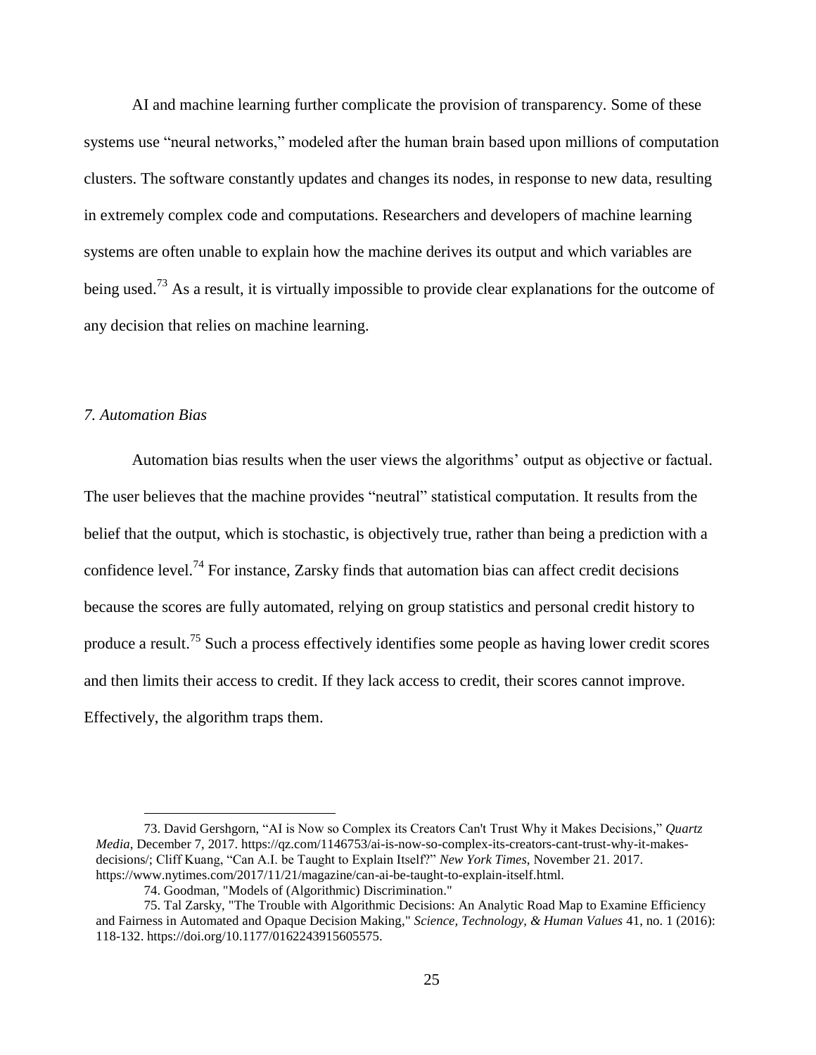AI and machine learning further complicate the provision of transparency. Some of these systems use "neural networks," modeled after the human brain based upon millions of computation clusters. The software constantly updates and changes its nodes, in response to new data, resulting in extremely complex code and computations. Researchers and developers of machine learning systems are often unable to explain how the machine derives its output and which variables are being used.[73] As a result, it is virtually impossible to provide clear explanations for the outcome of any decision that relies on machine learning.

### *7. Automation Bias*

Automation bias results when the user views the algorithms' output as objective or factual. The user believes that the machine provides "neutral" statistical computation. It results from the belief that the output, which is stochastic, is objectively true, rather than being a prediction with a confidence level.[74] For instance, Zarsky finds that automation bias can affect credit decisions because the scores are fully automated, relying on group statistics and personal credit history to produce a result.[75] Such a process effectively identifies some people as having lower credit scores and then limits their access to credit. If they lack access to credit, their scores cannot improve. Effectively, the algorithm traps them.

---

73. David Gershgorn, "AI is Now so Complex its Creators Can't Trust Why it Makes Decisions," *Quartz Media*, December 7, 2017. https://qz.com/1146753/ai-is-now-so-complex-its-creators-cant-trust-why-it-makes-decisions/; Cliff Kuang, "Can A.I. be Taught to Explain Itself?" *New York Times*, November 21. 2017. https://www.nytimes.com/2017/11/21/magazine/can-ai-be-taught-to-explain-itself.html.

74. Goodman, "Models of (Algorithmic) Discrimination."

75. Tal Zarsky, "The Trouble with Algorithmic Decisions: An Analytic Road Map to Examine Efficiency and Fairness in Automated and Opaque Decision Making," *Science, Technology, & Human Values* 41, no. 1 (2016): 118-132. https://doi.org/10.1177/0162243915605575.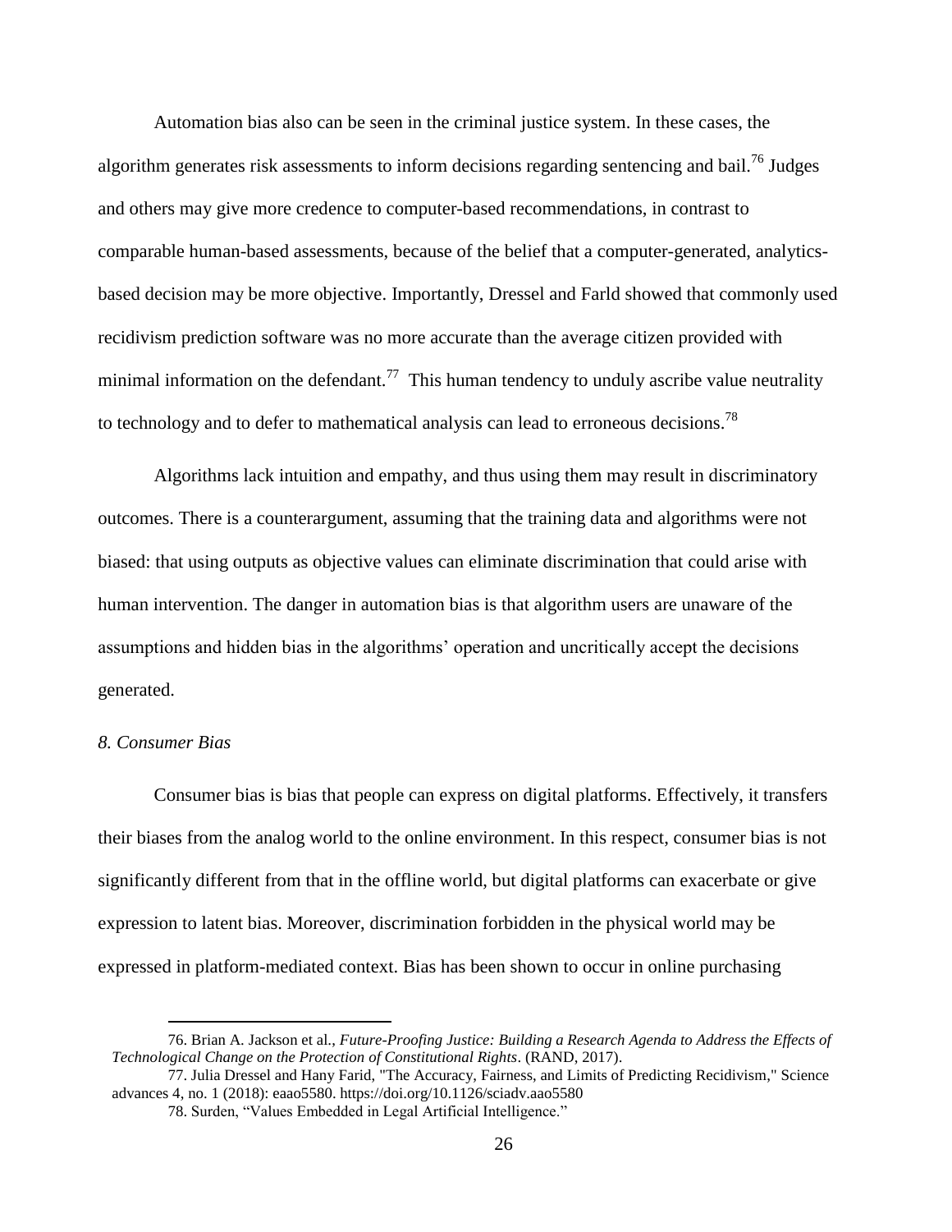Automation bias also can be seen in the criminal justice system. In these cases, the algorithm generates risk assessments to inform decisions regarding sentencing and bail.[76] Judges and others may give more credence to computer-based recommendations, in contrast to comparable human-based assessments, because of the belief that a computer-generated, analytics-based decision may be more objective. Importantly, Dressel and Farld showed that commonly used recidivism prediction software was no more accurate than the average citizen provided with minimal information on the defendant.[77] This human tendency to unduly ascribe value neutrality to technology and to defer to mathematical analysis can lead to erroneous decisions.[78]

Algorithms lack intuition and empathy, and thus using them may result in discriminatory outcomes. There is a counterargument, assuming that the training data and algorithms were not biased: that using outputs as objective values can eliminate discrimination that could arise with human intervention. The danger in automation bias is that algorithm users are unaware of the assumptions and hidden bias in the algorithms' operation and uncritically accept the decisions generated.

*8. Consumer Bias*

Consumer bias is bias that people can express on digital platforms. Effectively, it transfers their biases from the analog world to the online environment. In this respect, consumer bias is not significantly different from that in the offline world, but digital platforms can exacerbate or give expression to latent bias. Moreover, discrimination forbidden in the physical world may be expressed in platform-mediated context. Bias has been shown to occur in online purchasing

---

76. Brian A. Jackson et al., *Future-Proofing Justice: Building a Research Agenda to Address the Effects of Technological Change on the Protection of Constitutional Rights*. (RAND, 2017).

77. Julia Dressel and Hany Farid, "The Accuracy, Fairness, and Limits of Predicting Recidivism," Science advances 4, no. 1 (2018): eaao5580. https://doi.org/10.1126/sciadv.aao5580

78. Surden, "Values Embedded in Legal Artificial Intelligence."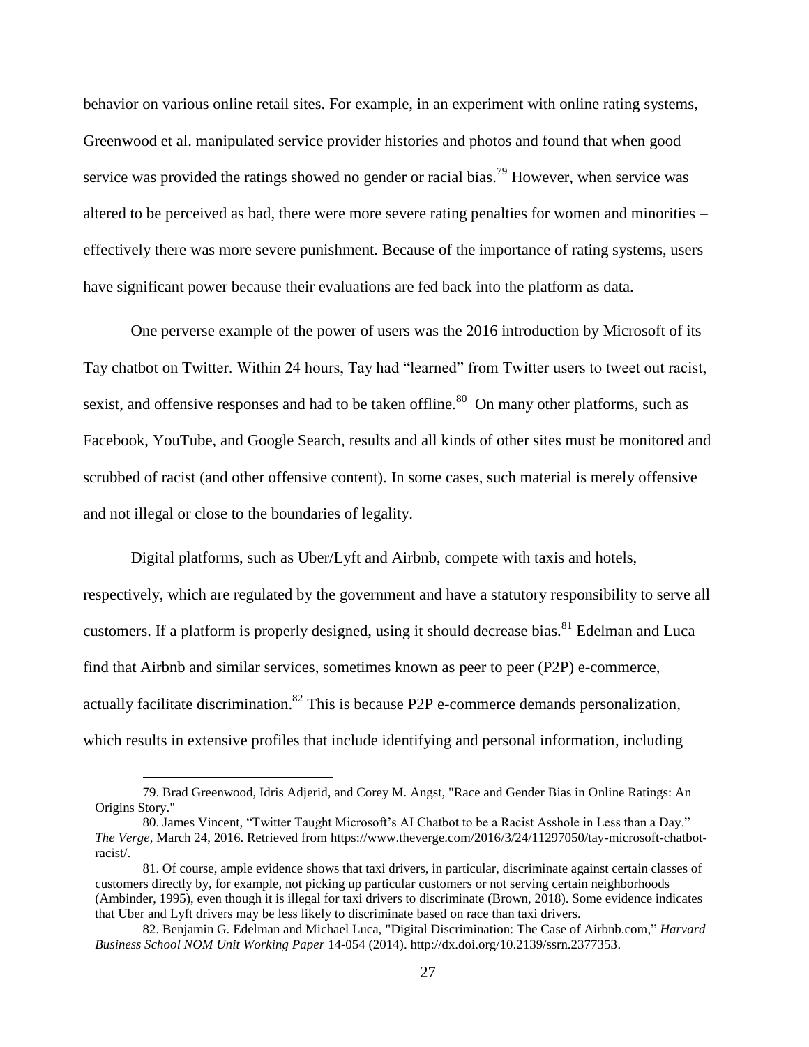behavior on various online retail sites. For example, in an experiment with online rating systems, Greenwood et al. manipulated service provider histories and photos and found that when good service was provided the ratings showed no gender or racial bias.[79] However, when service was altered to be perceived as bad, there were more severe rating penalties for women and minorities – effectively there was more severe punishment. Because of the importance of rating systems, users have significant power because their evaluations are fed back into the platform as data.

One perverse example of the power of users was the 2016 introduction by Microsoft of its Tay chatbot on Twitter. Within 24 hours, Tay had "learned" from Twitter users to tweet out racist, sexist, and offensive responses and had to be taken offline.[80] On many other platforms, such as Facebook, YouTube, and Google Search, results and all kinds of other sites must be monitored and scrubbed of racist (and other offensive content). In some cases, such material is merely offensive and not illegal or close to the boundaries of legality.

Digital platforms, such as Uber/Lyft and Airbnb, compete with taxis and hotels, respectively, which are regulated by the government and have a statutory responsibility to serve all customers. If a platform is properly designed, using it should decrease bias.[81] Edelman and Luca find that Airbnb and similar services, sometimes known as peer to peer (P2P) e-commerce, actually facilitate discrimination.[82] This is because P2P e-commerce demands personalization, which results in extensive profiles that include identifying and personal information, including

---

79. Brad Greenwood, Idris Adjerid, and Corey M. Angst, "Race and Gender Bias in Online Ratings: An Origins Story."

80. James Vincent, "Twitter Taught Microsoft's AI Chatbot to be a Racist Asshole in Less than a Day." *The Verge*, March 24, 2016. Retrieved from https://www.theverge.com/2016/3/24/11297050/tay-microsoft-chatbot-racist/.

81. Of course, ample evidence shows that taxi drivers, in particular, discriminate against certain classes of customers directly by, for example, not picking up particular customers or not serving certain neighborhoods (Ambinder, 1995), even though it is illegal for taxi drivers to discriminate (Brown, 2018). Some evidence indicates that Uber and Lyft drivers may be less likely to discriminate based on race than taxi drivers.

82. Benjamin G. Edelman and Michael Luca, "Digital Discrimination: The Case of Airbnb.com," *Harvard Business School NOM Unit Working Paper* 14-054 (2014). http://dx.doi.org/10.2139/ssrn.2377353.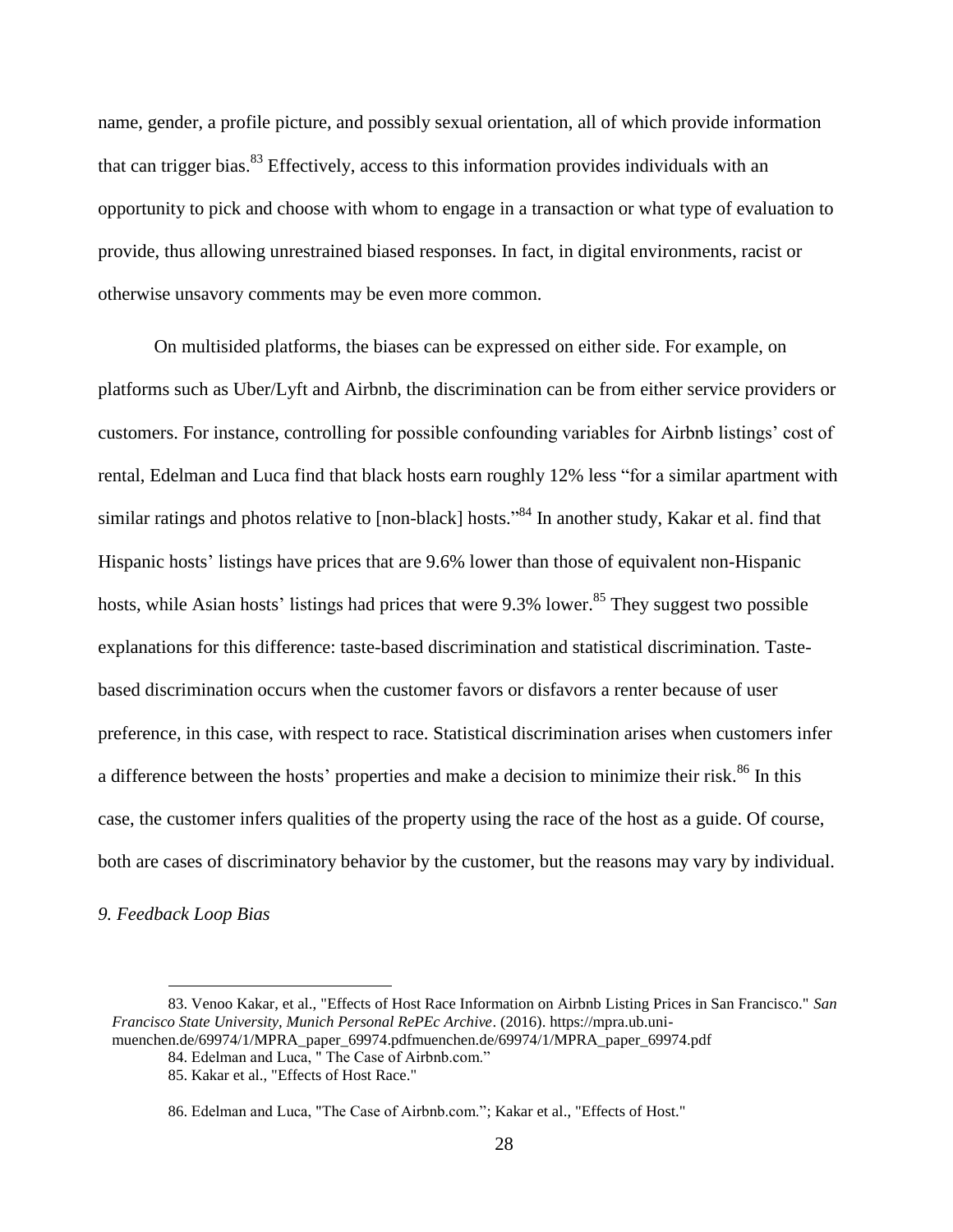name, gender, a profile picture, and possibly sexual orientation, all of which provide information that can trigger bias.[83] Effectively, access to this information provides individuals with an opportunity to pick and choose with whom to engage in a transaction or what type of evaluation to provide, thus allowing unrestrained biased responses. In fact, in digital environments, racist or otherwise unsavory comments may be even more common.

On multisided platforms, the biases can be expressed on either side. For example, on platforms such as Uber/Lyft and Airbnb, the discrimination can be from either service providers or customers. For instance, controlling for possible confounding variables for Airbnb listings' cost of rental, Edelman and Luca find that black hosts earn roughly 12% less "for a similar apartment with similar ratings and photos relative to [non-black] hosts."[84] In another study, Kakar et al. find that Hispanic hosts' listings have prices that are 9.6% lower than those of equivalent non-Hispanic hosts, while Asian hosts' listings had prices that were 9.3% lower.[85] They suggest two possible explanations for this difference: taste-based discrimination and statistical discrimination. Taste-based discrimination occurs when the customer favors or disfavors a renter because of user preference, in this case, with respect to race. Statistical discrimination arises when customers infer a difference between the hosts' properties and make a decision to minimize their risk.[86] In this case, the customer infers qualities of the property using the race of the host as a guide. Of course, both are cases of discriminatory behavior by the customer, but the reasons may vary by individual.

*9. Feedback Loop Bias*

---

83. Venoo Kakar, et al., "Effects of Host Race Information on Airbnb Listing Prices in San Francisco." *San Francisco State University, Munich Personal RePEc Archive*. (2016). https://mpra.ub.uni-muenchen.de/69974/1/MPRA_paper_69974.pdfmuenchen.de/69974/1/MPRA_paper_69974.pdf

84. Edelman and Luca, " The Case of Airbnb.com."

85. Kakar et al., "Effects of Host Race."

86. Edelman and Luca, "The Case of Airbnb.com."; Kakar et al., "Effects of Host."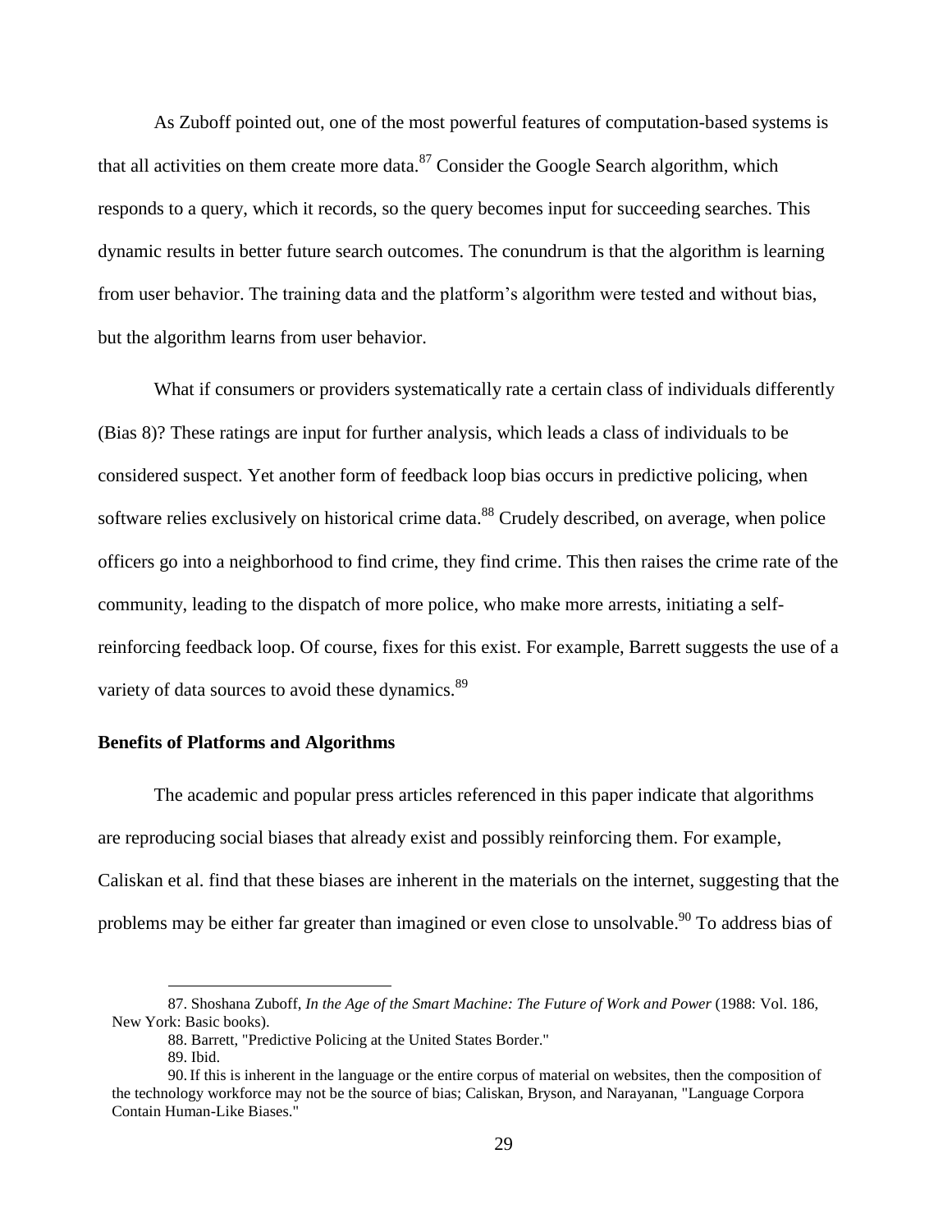As Zuboff pointed out, one of the most powerful features of computation-based systems is that all activities on them create more data.[87] Consider the Google Search algorithm, which responds to a query, which it records, so the query becomes input for succeeding searches. This dynamic results in better future search outcomes. The conundrum is that the algorithm is learning from user behavior. The training data and the platform's algorithm were tested and without bias, but the algorithm learns from user behavior.

What if consumers or providers systematically rate a certain class of individuals differently (Bias 8)? These ratings are input for further analysis, which leads a class of individuals to be considered suspect. Yet another form of feedback loop bias occurs in predictive policing, when software relies exclusively on historical crime data.[88] Crudely described, on average, when police officers go into a neighborhood to find crime, they find crime. This then raises the crime rate of the community, leading to the dispatch of more police, who make more arrests, initiating a self-reinforcing feedback loop. Of course, fixes for this exist. For example, Barrett suggests the use of a variety of data sources to avoid these dynamics.[89]

### Benefits of Platforms and Algorithms

The academic and popular press articles referenced in this paper indicate that algorithms are reproducing social biases that already exist and possibly reinforcing them. For example, Caliskan et al. find that these biases are inherent in the materials on the internet, suggesting that the problems may be either far greater than imagined or even close to unsolvable.[90] To address bias of

---

87. Shoshana Zuboff, *In the Age of the Smart Machine: The Future of Work and Power* (1988: Vol. 186, New York: Basic books).

88. Barrett, "Predictive Policing at the United States Border."

89. Ibid.

90. If this is inherent in the language or the entire corpus of material on websites, then the composition of the technology workforce may not be the source of bias; Caliskan, Bryson, and Narayanan, "Language Corpora Contain Human-Like Biases."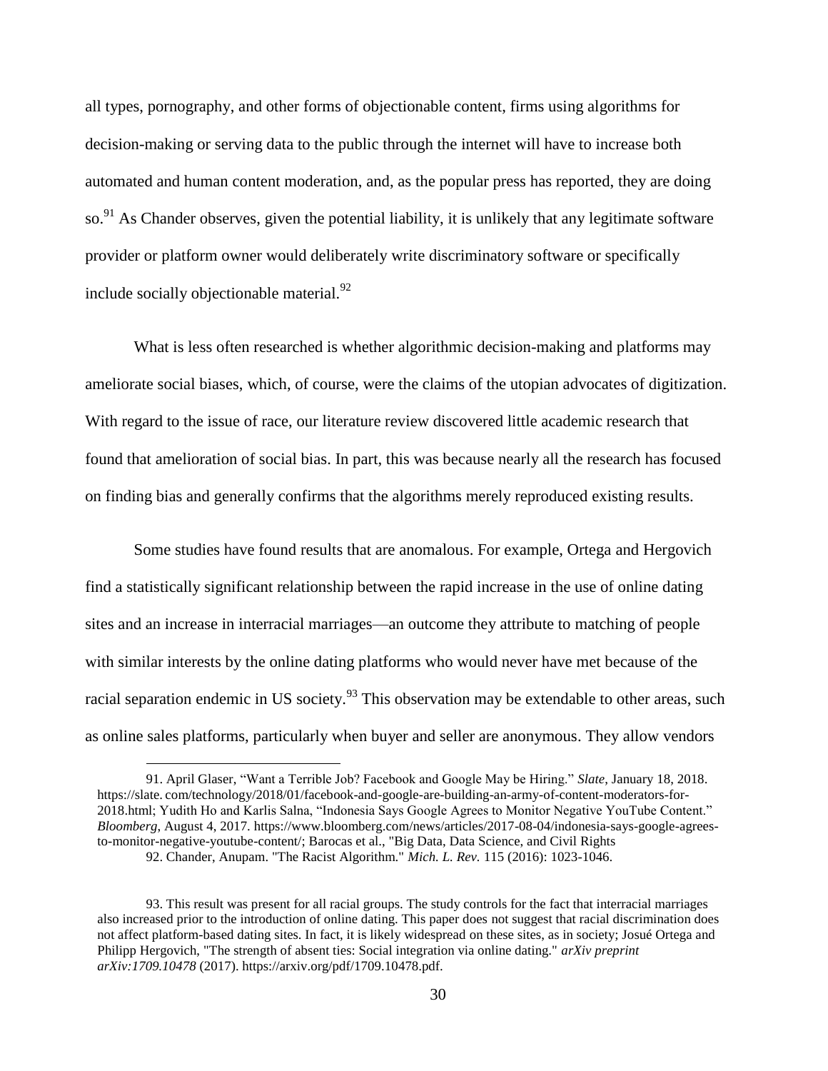all types, pornography, and other forms of objectionable content, firms using algorithms for decision-making or serving data to the public through the internet will have to increase both automated and human content moderation, and, as the popular press has reported, they are doing so.[91] As Chander observes, given the potential liability, it is unlikely that any legitimate software provider or platform owner would deliberately write discriminatory software or specifically include socially objectionable material.[92]

What is less often researched is whether algorithmic decision-making and platforms may ameliorate social biases, which, of course, were the claims of the utopian advocates of digitization. With regard to the issue of race, our literature review discovered little academic research that found that amelioration of social bias. In part, this was because nearly all the research has focused on finding bias and generally confirms that the algorithms merely reproduced existing results.

Some studies have found results that are anomalous. For example, Ortega and Hergovich find a statistically significant relationship between the rapid increase in the use of online dating sites and an increase in interracial marriages—an outcome they attribute to matching of people with similar interests by the online dating platforms who would never have met because of the racial separation endemic in US society.[93] This observation may be extendable to other areas, such as online sales platforms, particularly when buyer and seller are anonymous. They allow vendors

---

91. April Glaser, "Want a Terrible Job? Facebook and Google May be Hiring." *Slate*, January 18, 2018. https://slate. com/technology/2018/01/facebook-and-google-are-building-an-army-of-content-moderators-for-2018.html; Yudith Ho and Karlis Salna, "Indonesia Says Google Agrees to Monitor Negative YouTube Content." *Bloomberg*, August 4, 2017. https://www.bloomberg.com/news/articles/2017-08-04/indonesia-says-google-agrees-to-monitor-negative-youtube-content/; Barocas et al., "Big Data, Data Science, and Civil Rights

92. Chander, Anupam. "The Racist Algorithm." *Mich. L. Rev.* 115 (2016): 1023-1046.

93. This result was present for all racial groups. The study controls for the fact that interracial marriages also increased prior to the introduction of online dating. This paper does not suggest that racial discrimination does not affect platform-based dating sites. In fact, it is likely widespread on these sites, as in society; Josué Ortega and Philipp Hergovich, "The strength of absent ties: Social integration via online dating." *arXiv preprint arXiv:1709.10478* (2017). https://arxiv.org/pdf/1709.10478.pdf.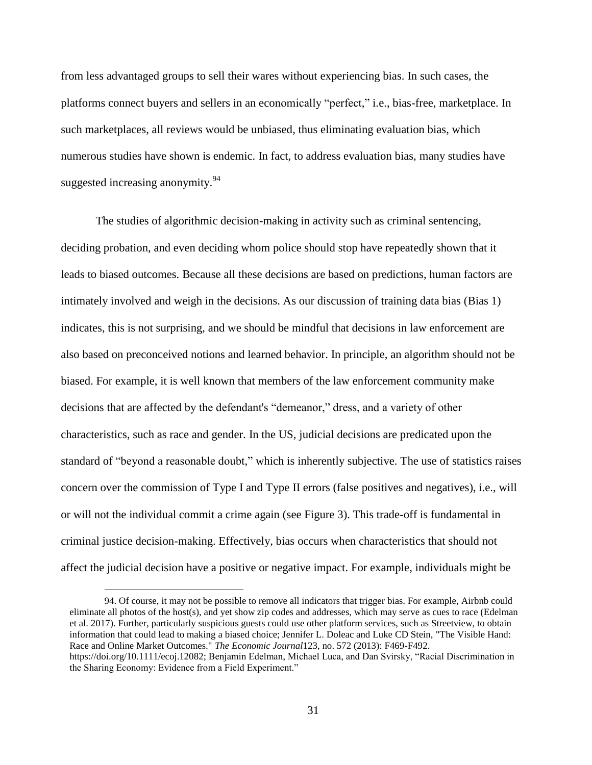from less advantaged groups to sell their wares without experiencing bias. In such cases, the platforms connect buyers and sellers in an economically "perfect," i.e., bias-free, marketplace. In such marketplaces, all reviews would be unbiased, thus eliminating evaluation bias, which numerous studies have shown is endemic. In fact, to address evaluation bias, many studies have suggested increasing anonymity.[94]

The studies of algorithmic decision-making in activity such as criminal sentencing, deciding probation, and even deciding whom police should stop have repeatedly shown that it leads to biased outcomes. Because all these decisions are based on predictions, human factors are intimately involved and weigh in the decisions. As our discussion of training data bias (Bias 1) indicates, this is not surprising, and we should be mindful that decisions in law enforcement are also based on preconceived notions and learned behavior. In principle, an algorithm should not be biased. For example, it is well known that members of the law enforcement community make decisions that are affected by the defendant's "demeanor," dress, and a variety of other characteristics, such as race and gender. In the US, judicial decisions are predicated upon the standard of "beyond a reasonable doubt," which is inherently subjective. The use of statistics raises concern over the commission of Type I and Type II errors (false positives and negatives), i.e., will or will not the individual commit a crime again (see Figure 3). This trade-off is fundamental in criminal justice decision-making. Effectively, bias occurs when characteristics that should not affect the judicial decision have a positive or negative impact. For example, individuals might be

---

94. Of course, it may not be possible to remove all indicators that trigger bias. For example, Airbnb could eliminate all photos of the host(s), and yet show zip codes and addresses, which may serve as cues to race (Edelman et al. 2017). Further, particularly suspicious guests could use other platform services, such as Streetview, to obtain information that could lead to making a biased choice; Jennifer L. Doleac and Luke CD Stein, "The Visible Hand: Race and Online Market Outcomes." *The Economic Journal*123, no. 572 (2013): F469-F492. https://doi.org/10.1111/ecoj.12082; Benjamin Edelman, Michael Luca, and Dan Svirsky, "Racial Discrimination in the Sharing Economy: Evidence from a Field Experiment."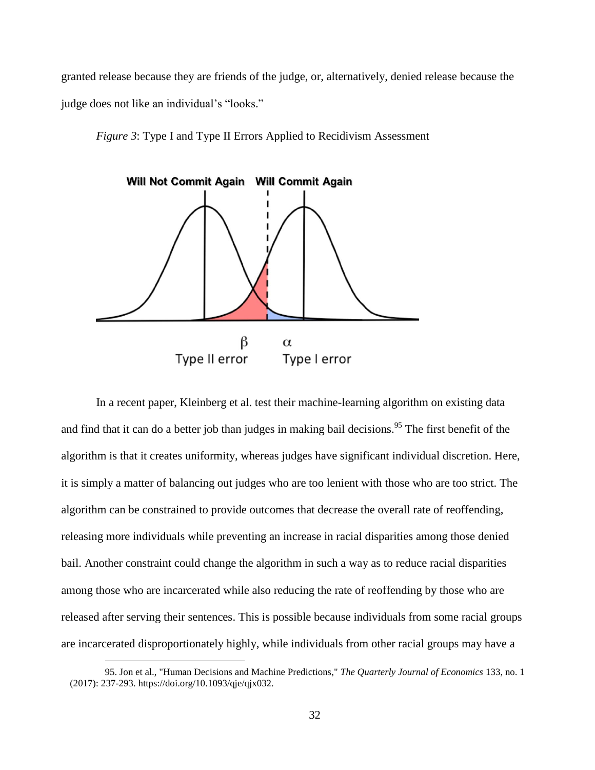granted release because they are friends of the judge, or, alternatively, denied release because the judge does not like an individual's "looks."

*Figure 3*: Type I and Type II Errors Applied to Recidivism Assessment

In a recent paper, Kleinberg et al. test their machine-learning algorithm on existing data and find that it can do a better job than judges in making bail decisions.[95] The first benefit of the algorithm is that it creates uniformity, whereas judges have significant individual discretion. Here, it is simply a matter of balancing out judges who are too lenient with those who are too strict. The algorithm can be constrained to provide outcomes that decrease the overall rate of reoffending, releasing more individuals while preventing an increase in racial disparities among those denied bail. Another constraint could change the algorithm in such a way as to reduce racial disparities among those who are incarcerated while also reducing the rate of reoffending by those who are released after serving their sentences. This is possible because individuals from some racial groups are incarcerated disproportionately highly, while individuals from other racial groups may have a

95. Jon et al., "Human Decisions and Machine Predictions," *The Quarterly Journal of Economics* 133, no. 1 (2017): 237-293. https://doi.org/10.1093/qje/qjx032.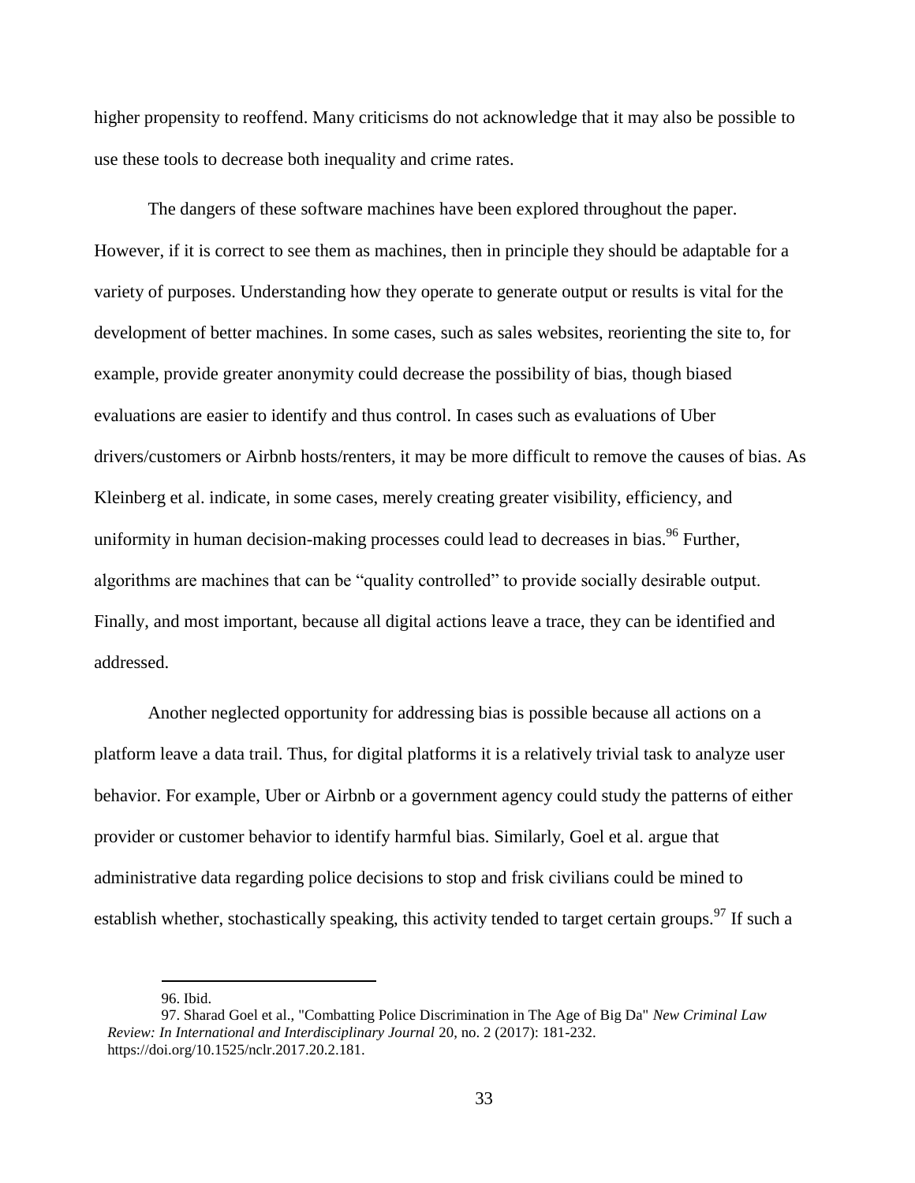higher propensity to reoffend. Many criticisms do not acknowledge that it may also be possible to use these tools to decrease both inequality and crime rates.

The dangers of these software machines have been explored throughout the paper. However, if it is correct to see them as machines, then in principle they should be adaptable for a variety of purposes. Understanding how they operate to generate output or results is vital for the development of better machines. In some cases, such as sales websites, reorienting the site to, for example, provide greater anonymity could decrease the possibility of bias, though biased evaluations are easier to identify and thus control. In cases such as evaluations of Uber drivers/customers or Airbnb hosts/renters, it may be more difficult to remove the causes of bias. As Kleinberg et al. indicate, in some cases, merely creating greater visibility, efficiency, and uniformity in human decision-making processes could lead to decreases in bias.[96] Further, algorithms are machines that can be "quality controlled" to provide socially desirable output. Finally, and most important, because all digital actions leave a trace, they can be identified and addressed.

Another neglected opportunity for addressing bias is possible because all actions on a platform leave a data trail. Thus, for digital platforms it is a relatively trivial task to analyze user behavior. For example, Uber or Airbnb or a government agency could study the patterns of either provider or customer behavior to identify harmful bias. Similarly, Goel et al. argue that administrative data regarding police decisions to stop and frisk civilians could be mined to establish whether, stochastically speaking, this activity tended to target certain groups.[97] If such a

96. Ibid.

97. Sharad Goel et al., "Combatting Police Discrimination in The Age of Big Da" *New Criminal Law Review: In International and Interdisciplinary Journal* 20, no. 2 (2017): 181-232. https://doi.org/10.1525/nclr.2017.20.2.181.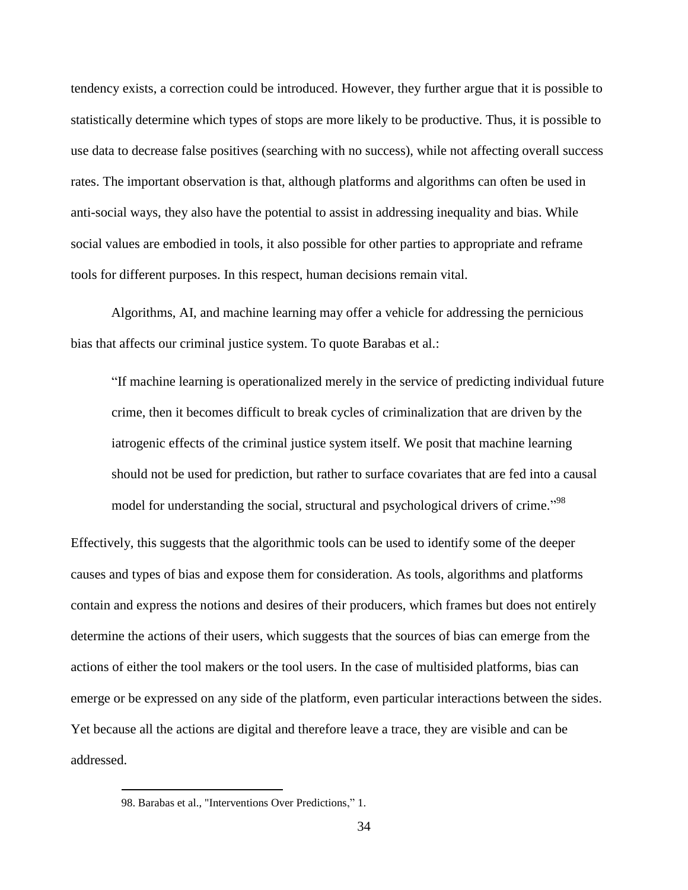tendency exists, a correction could be introduced. However, they further argue that it is possible to statistically determine which types of stops are more likely to be productive. Thus, it is possible to use data to decrease false positives (searching with no success), while not affecting overall success rates. The important observation is that, although platforms and algorithms can often be used in anti-social ways, they also have the potential to assist in addressing inequality and bias. While social values are embodied in tools, it also possible for other parties to appropriate and reframe tools for different purposes. In this respect, human decisions remain vital.

Algorithms, AI, and machine learning may offer a vehicle for addressing the pernicious bias that affects our criminal justice system. To quote Barabas et al.:

> "If machine learning is operationalized merely in the service of predicting individual future crime, then it becomes difficult to break cycles of criminalization that are driven by the iatrogenic effects of the criminal justice system itself. We posit that machine learning should not be used for prediction, but rather to surface covariates that are fed into a causal model for understanding the social, structural and psychological drivers of crime."[98]

Effectively, this suggests that the algorithmic tools can be used to identify some of the deeper causes and types of bias and expose them for consideration. As tools, algorithms and platforms contain and express the notions and desires of their producers, which frames but does not entirely determine the actions of their users, which suggests that the sources of bias can emerge from the actions of either the tool makers or the tool users. In the case of multisided platforms, bias can emerge or be expressed on any side of the platform, even particular interactions between the sides. Yet because all the actions are digital and therefore leave a trace, they are visible and can be addressed.

98. Barabas et al., "Interventions Over Predictions," 1.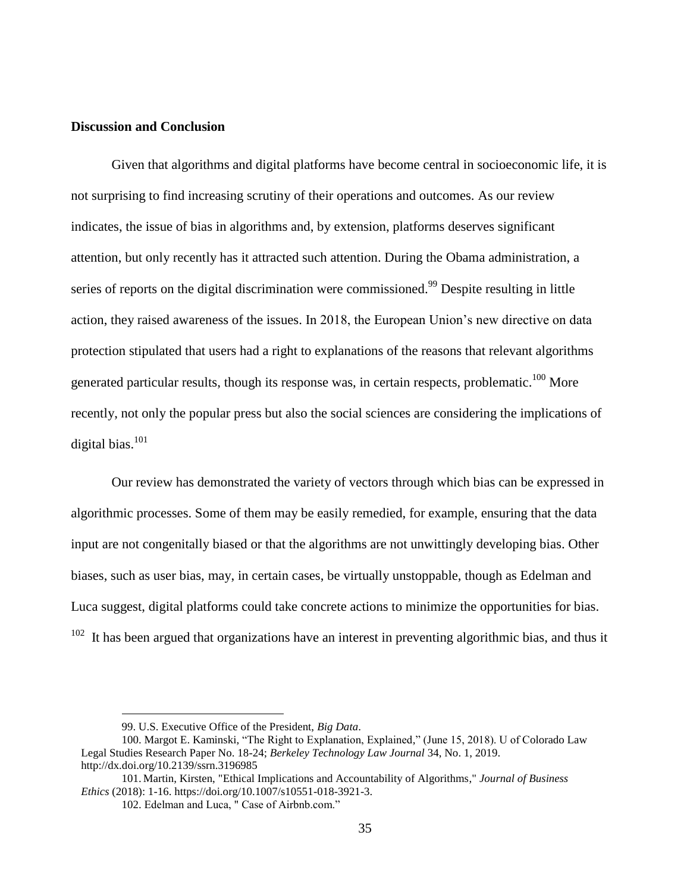**Discussion and Conclusion**

Given that algorithms and digital platforms have become central in socioeconomic life, it is not surprising to find increasing scrutiny of their operations and outcomes. As our review indicates, the issue of bias in algorithms and, by extension, platforms deserves significant attention, but only recently has it attracted such attention. During the Obama administration, a series of reports on the digital discrimination were commissioned.[99] Despite resulting in little action, they raised awareness of the issues. In 2018, the European Union's new directive on data protection stipulated that users had a right to explanations of the reasons that relevant algorithms generated particular results, though its response was, in certain respects, problematic.[100] More recently, not only the popular press but also the social sciences are considering the implications of digital bias.[101]

Our review has demonstrated the variety of vectors through which bias can be expressed in algorithmic processes. Some of them may be easily remedied, for example, ensuring that the data input are not congenitally biased or that the algorithms are not unwittingly developing bias. Other biases, such as user bias, may, in certain cases, be virtually unstoppable, though as Edelman and Luca suggest, digital platforms could take concrete actions to minimize the opportunities for bias. [102] It has been argued that organizations have an interest in preventing algorithmic bias, and thus it

---

99. U.S. Executive Office of the President, *Big Data*.

100. Margot E. Kaminski, "The Right to Explanation, Explained," (June 15, 2018). U of Colorado Law Legal Studies Research Paper No. 18-24; *Berkeley Technology Law Journal* 34, No. 1, 2019. http://dx.doi.org/10.2139/ssrn.3196985

101. Martin, Kirsten, "Ethical Implications and Accountability of Algorithms," *Journal of Business Ethics* (2018): 1-16. https://doi.org/10.1007/s10551-018-3921-3.

102. Edelman and Luca, " Case of Airbnb.com."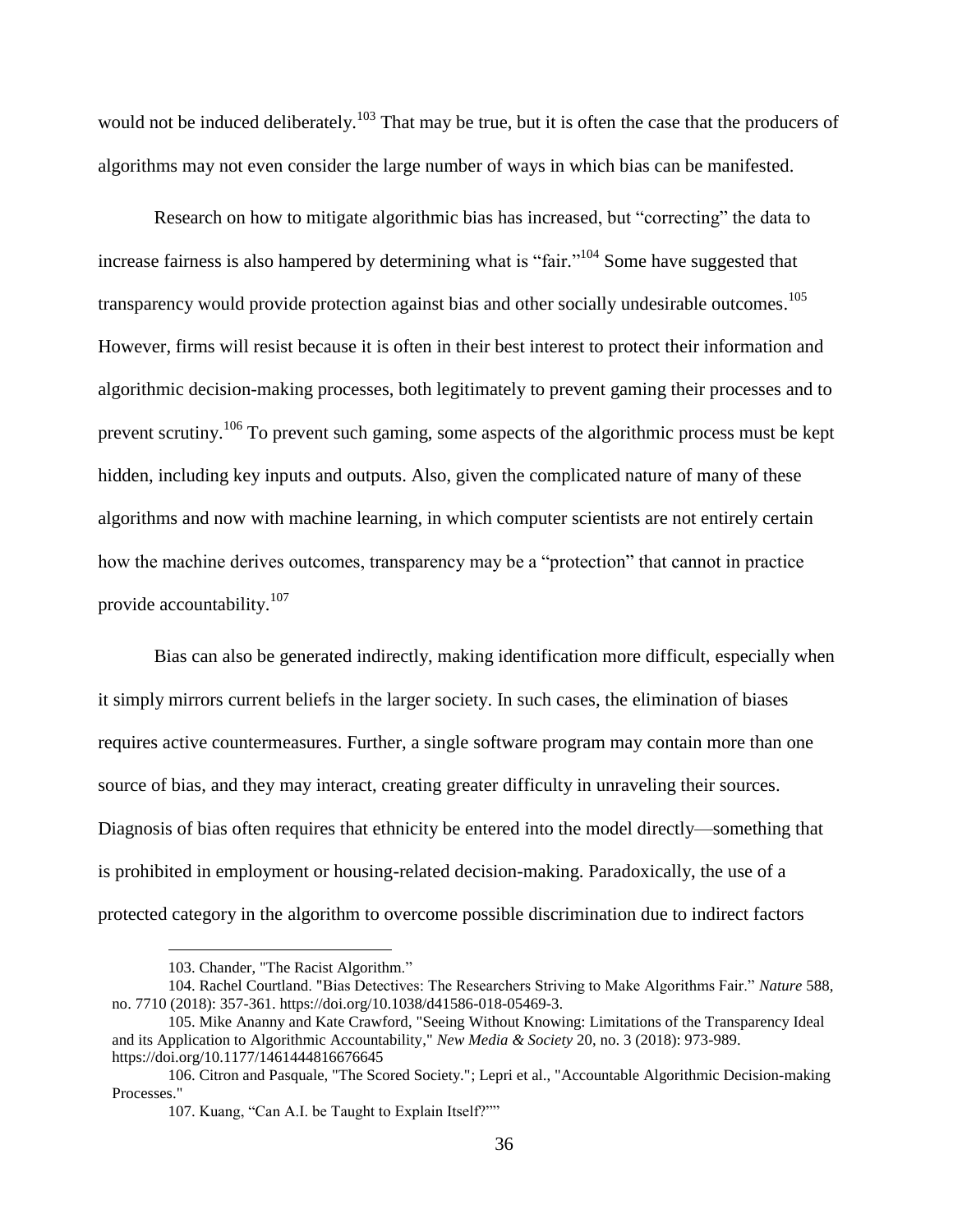would not be induced deliberately.[103] That may be true, but it is often the case that the producers of algorithms may not even consider the large number of ways in which bias can be manifested.

Research on how to mitigate algorithmic bias has increased, but "correcting" the data to increase fairness is also hampered by determining what is "fair."[104] Some have suggested that transparency would provide protection against bias and other socially undesirable outcomes.[105] However, firms will resist because it is often in their best interest to protect their information and algorithmic decision-making processes, both legitimately to prevent gaming their processes and to prevent scrutiny.[106] To prevent such gaming, some aspects of the algorithmic process must be kept hidden, including key inputs and outputs. Also, given the complicated nature of many of these algorithms and now with machine learning, in which computer scientists are not entirely certain how the machine derives outcomes, transparency may be a "protection" that cannot in practice provide accountability.[107]

Bias can also be generated indirectly, making identification more difficult, especially when it simply mirrors current beliefs in the larger society. In such cases, the elimination of biases requires active countermeasures. Further, a single software program may contain more than one source of bias, and they may interact, creating greater difficulty in unraveling their sources. Diagnosis of bias often requires that ethnicity be entered into the model directly—something that is prohibited in employment or housing-related decision-making. Paradoxically, the use of a protected category in the algorithm to overcome possible discrimination due to indirect factors

---

103. Chander, "The Racist Algorithm."

104. Rachel Courtland. "Bias Detectives: The Researchers Striving to Make Algorithms Fair." *Nature* 588, no. 7710 (2018): 357-361. https://doi.org/10.1038/d41586-018-05469-3.

105. Mike Ananny and Kate Crawford, "Seeing Without Knowing: Limitations of the Transparency Ideal and its Application to Algorithmic Accountability," *New Media & Society* 20, no. 3 (2018): 973-989. https://doi.org/10.1177/1461444816676645

106. Citron and Pasquale, "The Scored Society."; Lepri et al., "Accountable Algorithmic Decision-making Processes."

107. Kuang, "Can A.I. be Taught to Explain Itself?""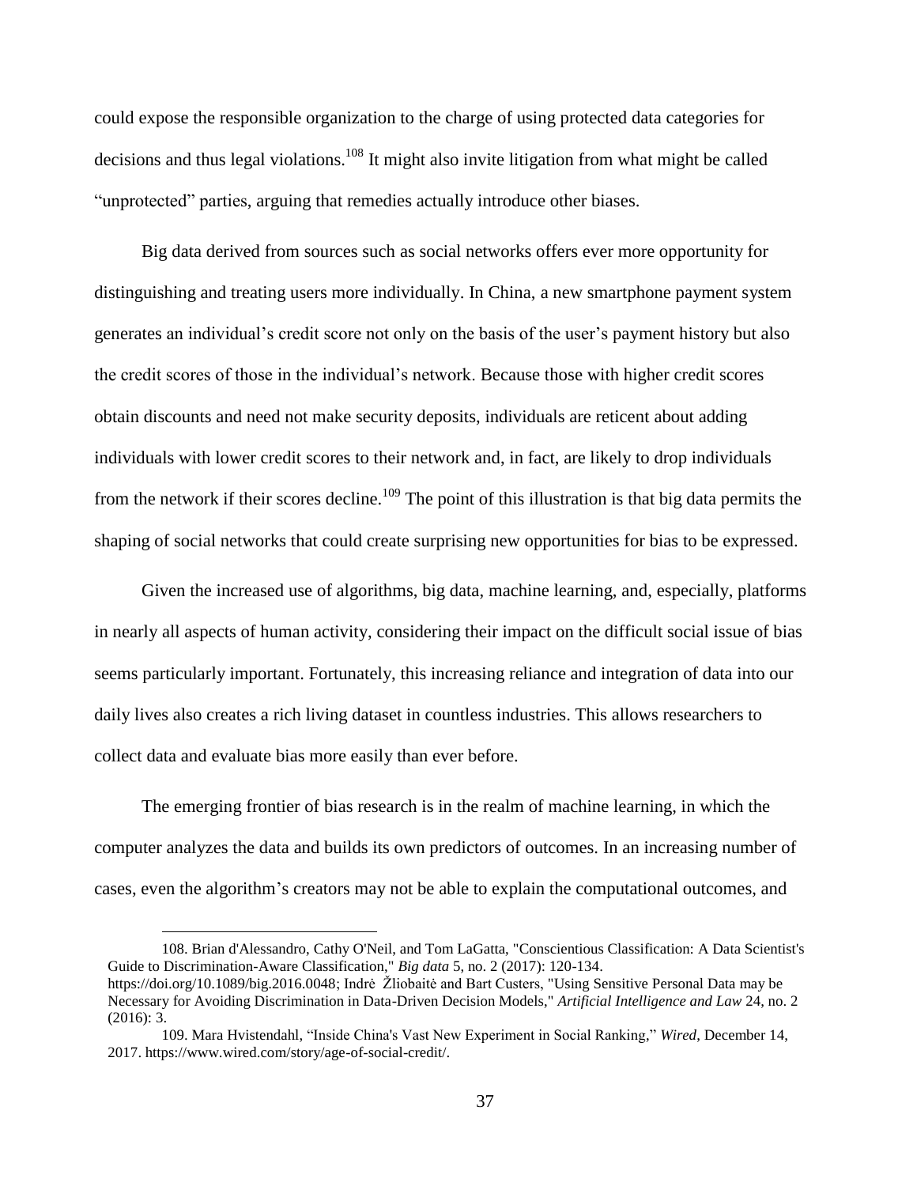could expose the responsible organization to the charge of using protected data categories for decisions and thus legal violations.[108] It might also invite litigation from what might be called "unprotected" parties, arguing that remedies actually introduce other biases.

Big data derived from sources such as social networks offers ever more opportunity for distinguishing and treating users more individually. In China, a new smartphone payment system generates an individual's credit score not only on the basis of the user's payment history but also the credit scores of those in the individual's network. Because those with higher credit scores obtain discounts and need not make security deposits, individuals are reticent about adding individuals with lower credit scores to their network and, in fact, are likely to drop individuals from the network if their scores decline.[109] The point of this illustration is that big data permits the shaping of social networks that could create surprising new opportunities for bias to be expressed.

Given the increased use of algorithms, big data, machine learning, and, especially, platforms in nearly all aspects of human activity, considering their impact on the difficult social issue of bias seems particularly important. Fortunately, this increasing reliance and integration of data into our daily lives also creates a rich living dataset in countless industries. This allows researchers to collect data and evaluate bias more easily than ever before.

The emerging frontier of bias research is in the realm of machine learning, in which the computer analyzes the data and builds its own predictors of outcomes. In an increasing number of cases, even the algorithm's creators may not be able to explain the computational outcomes, and

---

108. Brian d'Alessandro, Cathy O'Neil, and Tom LaGatta, "Conscientious Classification: A Data Scientist's Guide to Discrimination-Aware Classification," *Big data* 5, no. 2 (2017): 120-134. https://doi.org/10.1089/big.2016.0048; Indrė Žliobaitė and Bart Custers, "Using Sensitive Personal Data may be Necessary for Avoiding Discrimination in Data-Driven Decision Models," *Artificial Intelligence and Law* 24, no. 2 (2016): 3.

109. Mara Hvistendahl, "Inside China's Vast New Experiment in Social Ranking," *Wired*, December 14, 2017. https://www.wired.com/story/age-of-social-credit/.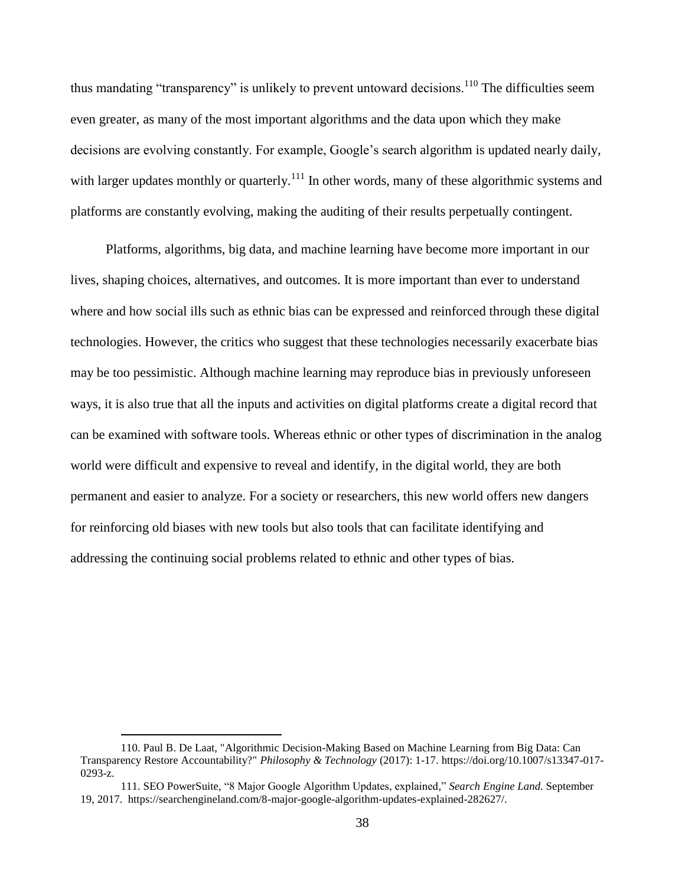thus mandating "transparency" is unlikely to prevent untoward decisions.[110] The difficulties seem even greater, as many of the most important algorithms and the data upon which they make decisions are evolving constantly. For example, Google's search algorithm is updated nearly daily, with larger updates monthly or quarterly.[111] In other words, many of these algorithmic systems and platforms are constantly evolving, making the auditing of their results perpetually contingent.

Platforms, algorithms, big data, and machine learning have become more important in our lives, shaping choices, alternatives, and outcomes. It is more important than ever to understand where and how social ills such as ethnic bias can be expressed and reinforced through these digital technologies. However, the critics who suggest that these technologies necessarily exacerbate bias may be too pessimistic. Although machine learning may reproduce bias in previously unforeseen ways, it is also true that all the inputs and activities on digital platforms create a digital record that can be examined with software tools. Whereas ethnic or other types of discrimination in the analog world were difficult and expensive to reveal and identify, in the digital world, they are both permanent and easier to analyze. For a society or researchers, this new world offers new dangers for reinforcing old biases with new tools but also tools that can facilitate identifying and addressing the continuing social problems related to ethnic and other types of bias.

---

110. Paul B. De Laat, "Algorithmic Decision-Making Based on Machine Learning from Big Data: Can Transparency Restore Accountability?" *Philosophy & Technology* (2017): 1-17. https://doi.org/10.1007/s13347-017-0293-z.

111. SEO PowerSuite, "8 Major Google Algorithm Updates, explained," *Search Engine Land.* September 19, 2017. https://searchengineland.com/8-major-google-algorithm-updates-explained-282627/.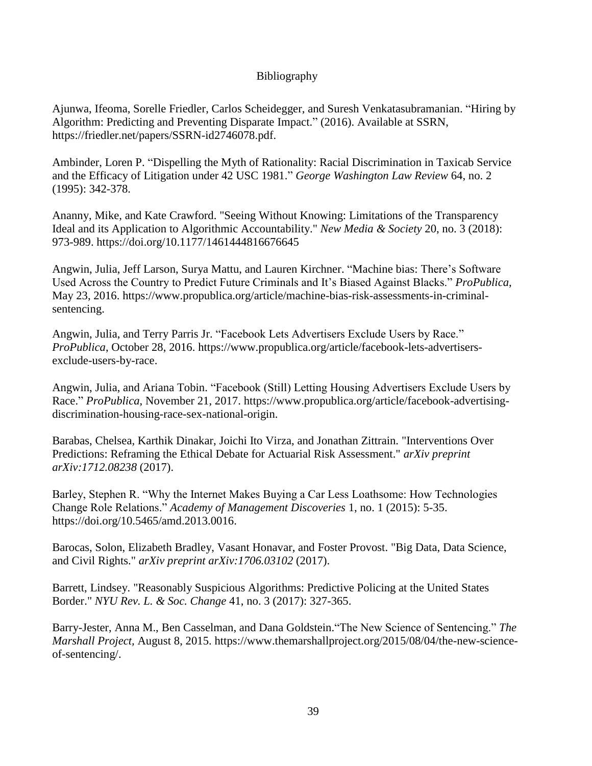# Bibliography

Ajunwa, Ifeoma, Sorelle Friedler, Carlos Scheidegger, and Suresh Venkatasubramanian. "Hiring by Algorithm: Predicting and Preventing Disparate Impact." (2016). Available at SSRN, https://friedler.net/papers/SSRN-id2746078.pdf.

Ambinder, Loren P. "Dispelling the Myth of Rationality: Racial Discrimination in Taxicab Service and the Efficacy of Litigation under 42 USC 1981." *George Washington Law Review* 64, no. 2 (1995): 342-378.

Ananny, Mike, and Kate Crawford. "Seeing Without Knowing: Limitations of the Transparency Ideal and its Application to Algorithmic Accountability." *New Media & Society* 20, no. 3 (2018): 973-989. https://doi.org/10.1177/1461444816676645

Angwin, Julia, Jeff Larson, Surya Mattu, and Lauren Kirchner. "Machine bias: There's Software Used Across the Country to Predict Future Criminals and It's Biased Against Blacks." *ProPublica*, May 23, 2016. https://www.propublica.org/article/machine-bias-risk-assessments-in-criminal-sentencing.

Angwin, Julia, and Terry Parris Jr. "Facebook Lets Advertisers Exclude Users by Race." *ProPublica*, October 28, 2016. https://www.propublica.org/article/facebook-lets-advertisers-exclude-users-by-race.

Angwin, Julia, and Ariana Tobin. "Facebook (Still) Letting Housing Advertisers Exclude Users by Race." *ProPublica*, November 21, 2017. https://www.propublica.org/article/facebook-advertising-discrimination-housing-race-sex-national-origin.

Barabas, Chelsea, Karthik Dinakar, Joichi Ito Virza, and Jonathan Zittrain. "Interventions Over Predictions: Reframing the Ethical Debate for Actuarial Risk Assessment." *arXiv preprint arXiv:1712.08238* (2017).

Barley, Stephen R. "Why the Internet Makes Buying a Car Less Loathsome: How Technologies Change Role Relations." *Academy of Management Discoveries* 1, no. 1 (2015): 5-35. https://doi.org/10.5465/amd.2013.0016.

Barocas, Solon, Elizabeth Bradley, Vasant Honavar, and Foster Provost. "Big Data, Data Science, and Civil Rights." *arXiv preprint arXiv:1706.03102* (2017).

Barrett, Lindsey. "Reasonably Suspicious Algorithms: Predictive Policing at the United States Border." *NYU Rev. L. & Soc. Change* 41, no. 3 (2017): 327-365.

Barry-Jester, Anna M., Ben Casselman, and Dana Goldstein."The New Science of Sentencing." *The Marshall Project,* August 8, 2015. https://www.themarshallproject.org/2015/08/04/the-new-science-of-sentencing/.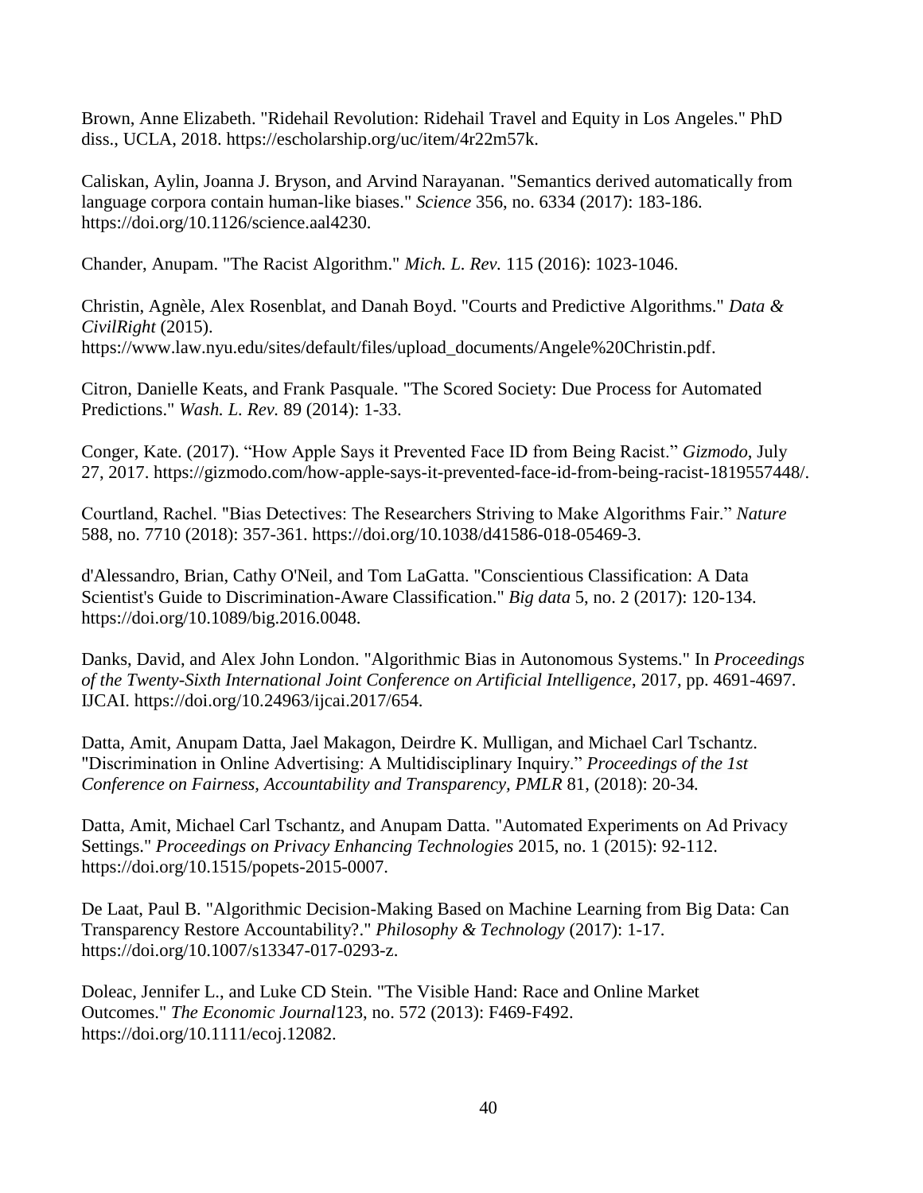Brown, Anne Elizabeth. "Ridehail Revolution: Ridehail Travel and Equity in Los Angeles." PhD diss., UCLA, 2018. https://escholarship.org/uc/item/4r22m57k.

Caliskan, Aylin, Joanna J. Bryson, and Arvind Narayanan. "Semantics derived automatically from language corpora contain human-like biases." *Science* 356, no. 6334 (2017): 183-186. https://doi.org/10.1126/science.aal4230.

Chander, Anupam. "The Racist Algorithm." *Mich. L. Rev.* 115 (2016): 1023-1046.

Christin, Agnèle, Alex Rosenblat, and Danah Boyd. "Courts and Predictive Algorithms." *Data & CivilRight* (2015). https://www.law.nyu.edu/sites/default/files/upload_documents/Angele%20Christin.pdf.

Citron, Danielle Keats, and Frank Pasquale. "The Scored Society: Due Process for Automated Predictions." *Wash. L. Rev.* 89 (2014): 1-33.

Conger, Kate. (2017). "How Apple Says it Prevented Face ID from Being Racist." *Gizmodo*, July 27, 2017. https://gizmodo.com/how-apple-says-it-prevented-face-id-from-being-racist-1819557448/.

Courtland, Rachel. "Bias Detectives: The Researchers Striving to Make Algorithms Fair." *Nature* 588, no. 7710 (2018): 357-361. https://doi.org/10.1038/d41586-018-05469-3.

d'Alessandro, Brian, Cathy O'Neil, and Tom LaGatta. "Conscientious Classification: A Data Scientist's Guide to Discrimination-Aware Classification." *Big data* 5, no. 2 (2017): 120-134. https://doi.org/10.1089/big.2016.0048.

Danks, David, and Alex John London. "Algorithmic Bias in Autonomous Systems." In *Proceedings of the Twenty-Sixth International Joint Conference on Artificial Intelligence*, 2017, pp. 4691-4697. IJCAI. https://doi.org/10.24963/ijcai.2017/654.

Datta, Amit, Anupam Datta, Jael Makagon, Deirdre K. Mulligan, and Michael Carl Tschantz. "Discrimination in Online Advertising: A Multidisciplinary Inquiry." *Proceedings of the 1st Conference on Fairness, Accountability and Transparency, PMLR* 81, (2018): 20-34*.*

Datta, Amit, Michael Carl Tschantz, and Anupam Datta. "Automated Experiments on Ad Privacy Settings." *Proceedings on Privacy Enhancing Technologies* 2015, no. 1 (2015): 92-112. https://doi.org/10.1515/popets-2015-0007.

De Laat, Paul B. "Algorithmic Decision-Making Based on Machine Learning from Big Data: Can Transparency Restore Accountability?." *Philosophy & Technology* (2017): 1-17. https://doi.org/10.1007/s13347-017-0293-z.

Doleac, Jennifer L., and Luke CD Stein. "The Visible Hand: Race and Online Market Outcomes." *The Economic Journal*123, no. 572 (2013): F469-F492. https://doi.org/10.1111/ecoj.12082.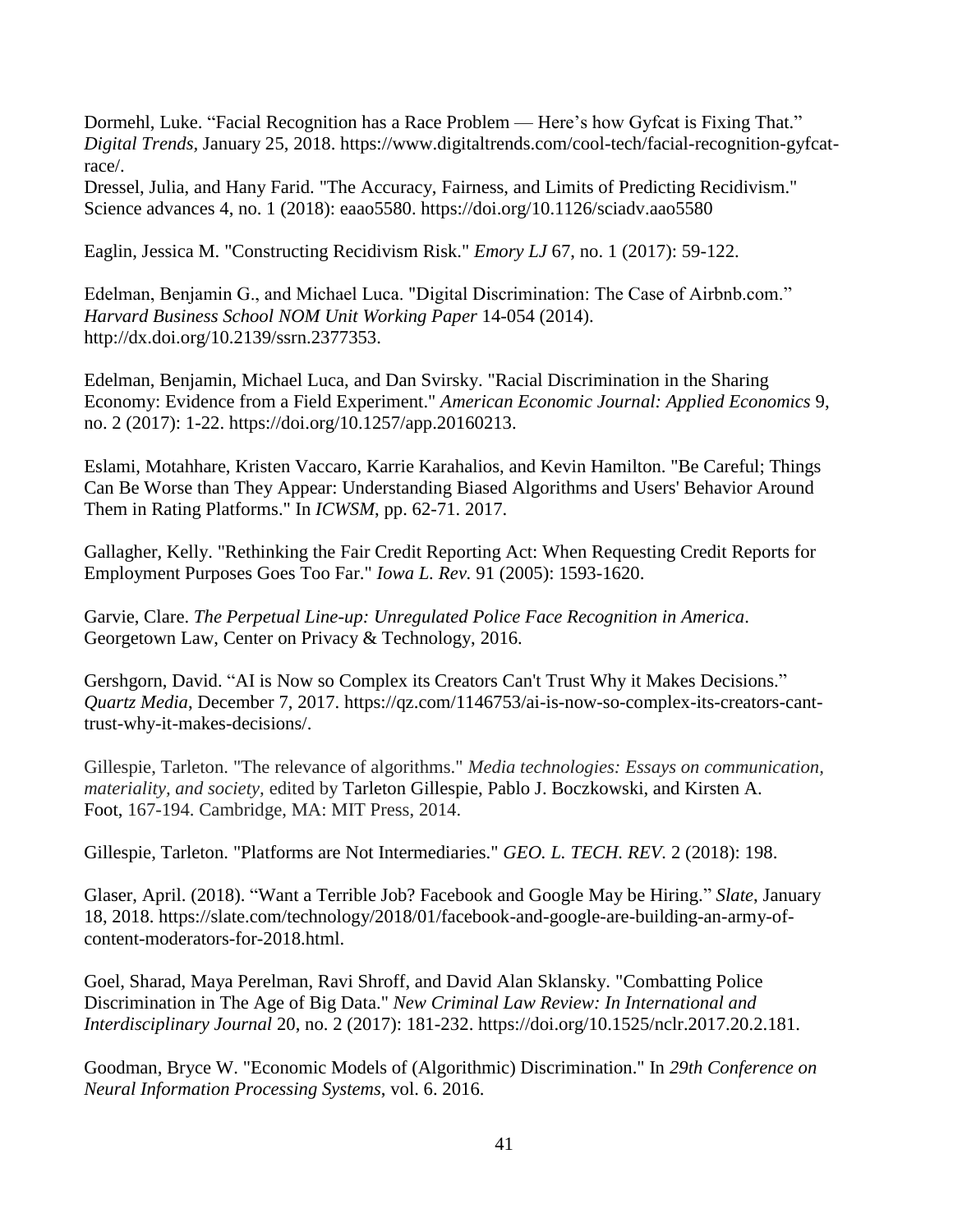Dormehl, Luke. “Facial Recognition has a Race Problem — Here’s how Gyfcat is Fixing That.” *Digital Trends*, January 25, 2018. https://www.digitaltrends.com/cool-tech/facial-recognition-gyfcat-race/.
Dressel, Julia, and Hany Farid. "The Accuracy, Fairness, and Limits of Predicting Recidivism." Science advances 4, no. 1 (2018): eaao5580. https://doi.org/10.1126/sciadv.aao5580

Eaglin, Jessica M. "Constructing Recidivism Risk." *Emory LJ* 67, no. 1 (2017): 59-122.

Edelman, Benjamin G., and Michael Luca. "Digital Discrimination: The Case of Airbnb.com." *Harvard Business School NOM Unit Working Paper* 14-054 (2014). http://dx.doi.org/10.2139/ssrn.2377353.

Edelman, Benjamin, Michael Luca, and Dan Svirsky. "Racial Discrimination in the Sharing Economy: Evidence from a Field Experiment." *American Economic Journal: Applied Economics* 9, no. 2 (2017): 1-22. https://doi.org/10.1257/app.20160213.

Eslami, Motahhare, Kristen Vaccaro, Karrie Karahalios, and Kevin Hamilton. "Be Careful; Things Can Be Worse than They Appear: Understanding Biased Algorithms and Users' Behavior Around Them in Rating Platforms." In *ICWSM*, pp. 62-71. 2017.

Gallagher, Kelly. "Rethinking the Fair Credit Reporting Act: When Requesting Credit Reports for Employment Purposes Goes Too Far." *Iowa L. Rev.* 91 (2005): 1593-1620.

Garvie, Clare. *The Perpetual Line-up: Unregulated Police Face Recognition in America*. Georgetown Law, Center on Privacy & Technology, 2016.

Gershgorn, David. “AI is Now so Complex its Creators Can't Trust Why it Makes Decisions.” *Quartz Media*, December 7, 2017. https://qz.com/1146753/ai-is-now-so-complex-its-creators-cant-trust-why-it-makes-decisions/.

Gillespie, Tarleton. "The relevance of algorithms." *Media technologies: Essays on communication, materiality, and society*, edited by Tarleton Gillespie, Pablo J. Boczkowski, and Kirsten A. Foot, 167-194. Cambridge, MA: MIT Press, 2014.

Gillespie, Tarleton. "Platforms are Not Intermediaries." *GEO. L. TECH. REV.* 2 (2018): 198.

Glaser, April. (2018). “Want a Terrible Job? Facebook and Google May be Hiring.” *Slate*, January 18, 2018. https://slate.com/technology/2018/01/facebook-and-google-are-building-an-army-of-content-moderators-for-2018.html.

Goel, Sharad, Maya Perelman, Ravi Shroff, and David Alan Sklansky. "Combatting Police Discrimination in The Age of Big Data." *New Criminal Law Review: In International and Interdisciplinary Journal* 20, no. 2 (2017): 181-232. https://doi.org/10.1525/nclr.2017.20.2.181.

Goodman, Bryce W. "Economic Models of (Algorithmic) Discrimination." In *29th Conference on Neural Information Processing Systems*, vol. 6. 2016.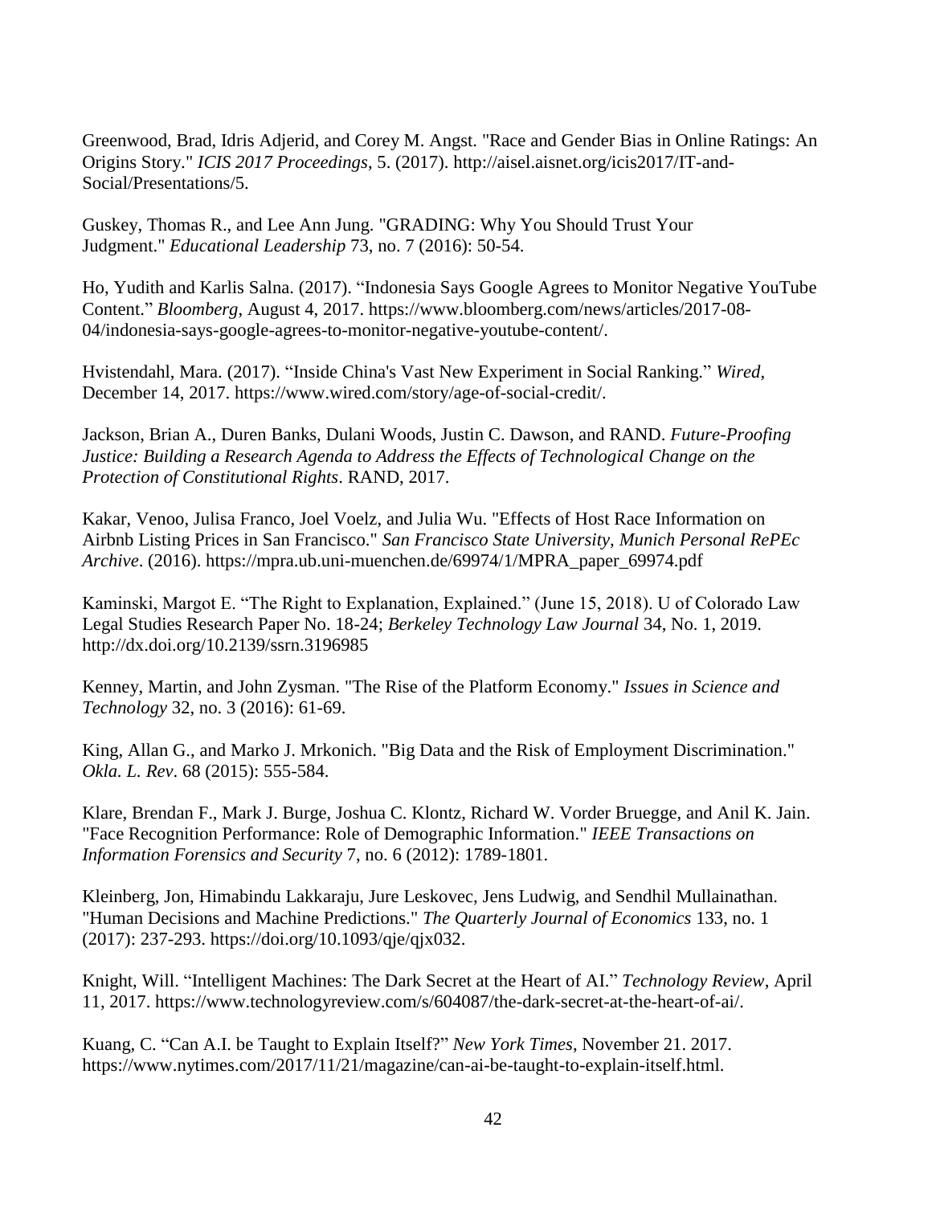Greenwood, Brad, Idris Adjerid, and Corey M. Angst. "Race and Gender Bias in Online Ratings: An Origins Story." *ICIS 2017 Proceedings*, 5. (2017). http://aisel.aisnet.org/icis2017/IT-and-Social/Presentations/5.

Guskey, Thomas R., and Lee Ann Jung. "GRADING: Why You Should Trust Your Judgment." *Educational Leadership* 73, no. 7 (2016): 50-54.

Ho, Yudith and Karlis Salna. (2017). "Indonesia Says Google Agrees to Monitor Negative YouTube Content." *Bloomberg*, August 4, 2017. https://www.bloomberg.com/news/articles/2017-08-04/indonesia-says-google-agrees-to-monitor-negative-youtube-content/.

Hvistendahl, Mara. (2017). "Inside China's Vast New Experiment in Social Ranking." *Wired*, December 14, 2017. https://www.wired.com/story/age-of-social-credit/.

Jackson, Brian A., Duren Banks, Dulani Woods, Justin C. Dawson, and RAND. *Future-Proofing Justice: Building a Research Agenda to Address the Effects of Technological Change on the Protection of Constitutional Rights*. RAND, 2017.

Kakar, Venoo, Julisa Franco, Joel Voelz, and Julia Wu. "Effects of Host Race Information on Airbnb Listing Prices in San Francisco." *San Francisco State University, Munich Personal RePEc Archive*. (2016). https://mpra.ub.uni-muenchen.de/69974/1/MPRA_paper_69974.pdf

Kaminski, Margot E. "The Right to Explanation, Explained." (June 15, 2018). U of Colorado Law Legal Studies Research Paper No. 18-24; *Berkeley Technology Law Journal* 34, No. 1, 2019. http://dx.doi.org/10.2139/ssrn.3196985

Kenney, Martin, and John Zysman. "The Rise of the Platform Economy." *Issues in Science and Technology* 32, no. 3 (2016): 61-69.

King, Allan G., and Marko J. Mrkonich. "Big Data and the Risk of Employment Discrimination." *Okla. L. Rev*. 68 (2015): 555-584.

Klare, Brendan F., Mark J. Burge, Joshua C. Klontz, Richard W. Vorder Bruegge, and Anil K. Jain. "Face Recognition Performance: Role of Demographic Information." *IEEE Transactions on Information Forensics and Security* 7, no. 6 (2012): 1789-1801.

Kleinberg, Jon, Himabindu Lakkaraju, Jure Leskovec, Jens Ludwig, and Sendhil Mullainathan. "Human Decisions and Machine Predictions." *The Quarterly Journal of Economics* 133, no. 1 (2017): 237-293. https://doi.org/10.1093/qje/qjx032.

Knight, Will. "Intelligent Machines: The Dark Secret at the Heart of AI." *Technology Review*, April 11, 2017. https://www.technologyreview.com/s/604087/the-dark-secret-at-the-heart-of-ai/.

Kuang, C. "Can A.I. be Taught to Explain Itself?" *New York Times*, November 21. 2017. https://www.nytimes.com/2017/11/21/magazine/can-ai-be-taught-to-explain-itself.html.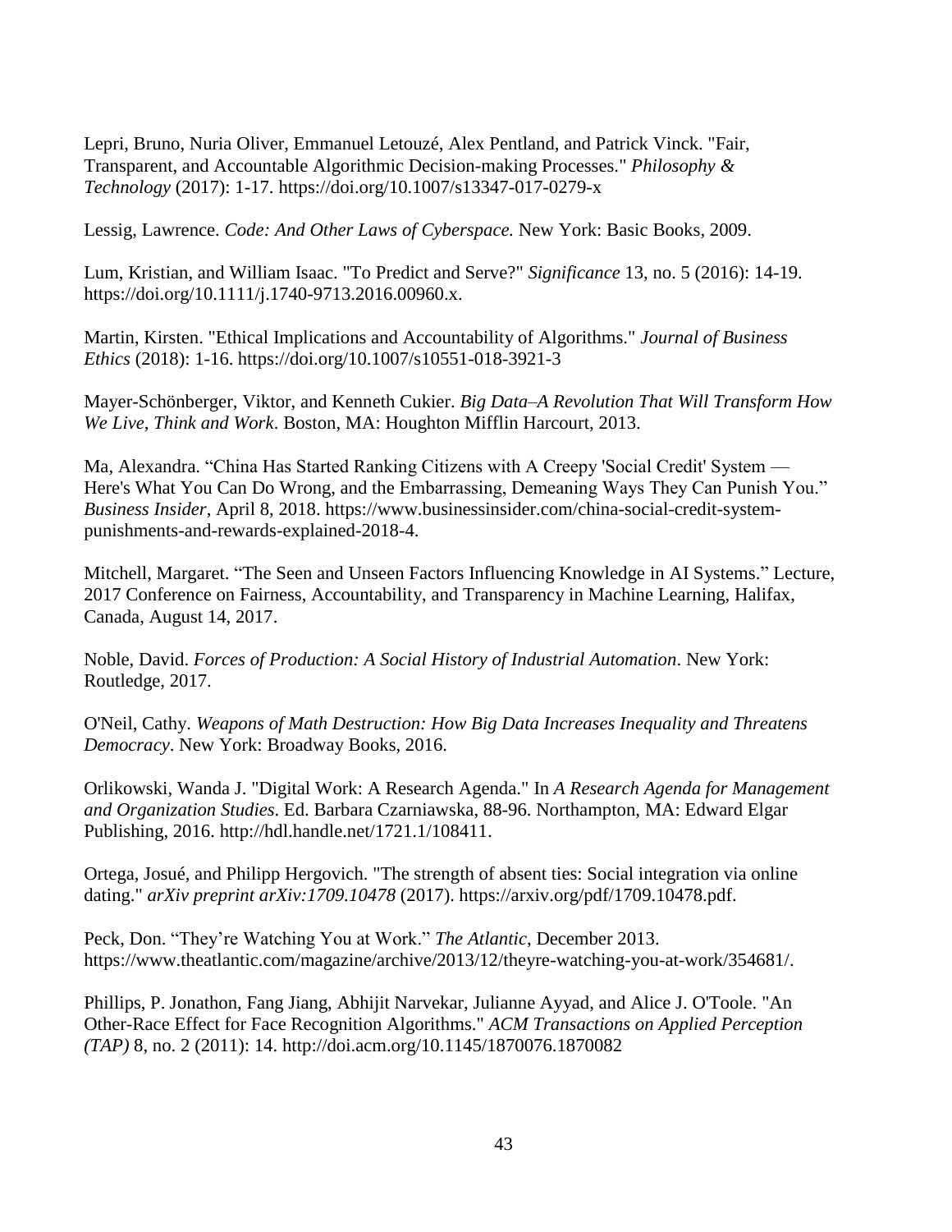Lepri, Bruno, Nuria Oliver, Emmanuel Letouzé, Alex Pentland, and Patrick Vinck. "Fair, Transparent, and Accountable Algorithmic Decision-making Processes." *Philosophy & Technology* (2017): 1-17. https://doi.org/10.1007/s13347-017-0279-x

Lessig, Lawrence. *Code: And Other Laws of Cyberspace.* New York: Basic Books, 2009.

Lum, Kristian, and William Isaac. "To Predict and Serve?" *Significance* 13, no. 5 (2016): 14-19. https://doi.org/10.1111/j.1740-9713.2016.00960.x.

Martin, Kirsten. "Ethical Implications and Accountability of Algorithms." *Journal of Business Ethics* (2018): 1-16. https://doi.org/10.1007/s10551-018-3921-3

Mayer-Schönberger, Viktor, and Kenneth Cukier. *Big Data–A Revolution That Will Transform How We Live, Think and Work*. Boston, MA: Houghton Mifflin Harcourt, 2013.

Ma, Alexandra. "China Has Started Ranking Citizens with A Creepy 'Social Credit' System — Here's What You Can Do Wrong, and the Embarrassing, Demeaning Ways They Can Punish You." *Business Insider*, April 8, 2018. https://www.businessinsider.com/china-social-credit-system-punishments-and-rewards-explained-2018-4.

Mitchell, Margaret. "The Seen and Unseen Factors Influencing Knowledge in AI Systems." Lecture, 2017 Conference on Fairness, Accountability, and Transparency in Machine Learning, Halifax, Canada, August 14, 2017.

Noble, David. *Forces of Production: A Social History of Industrial Automation*. New York: Routledge, 2017.

O'Neil, Cathy. *Weapons of Math Destruction: How Big Data Increases Inequality and Threatens Democracy*. New York: Broadway Books, 2016.

Orlikowski, Wanda J. "Digital Work: A Research Agenda." In *A Research Agenda for Management and Organization Studies*. Ed. Barbara Czarniawska, 88-96. Northampton, MA: Edward Elgar Publishing, 2016. http://hdl.handle.net/1721.1/108411.

Ortega, Josué, and Philipp Hergovich. "The strength of absent ties: Social integration via online dating." *arXiv preprint arXiv:1709.10478* (2017). https://arxiv.org/pdf/1709.10478.pdf.

Peck, Don. "They're Watching You at Work." *The Atlantic*, December 2013. https://www.theatlantic.com/magazine/archive/2013/12/theyre-watching-you-at-work/354681/.

Phillips, P. Jonathon, Fang Jiang, Abhijit Narvekar, Julianne Ayyad, and Alice J. O'Toole. "An Other-Race Effect for Face Recognition Algorithms." *ACM Transactions on Applied Perception (TAP)* 8, no. 2 (2011): 14. http://doi.acm.org/10.1145/1870076.1870082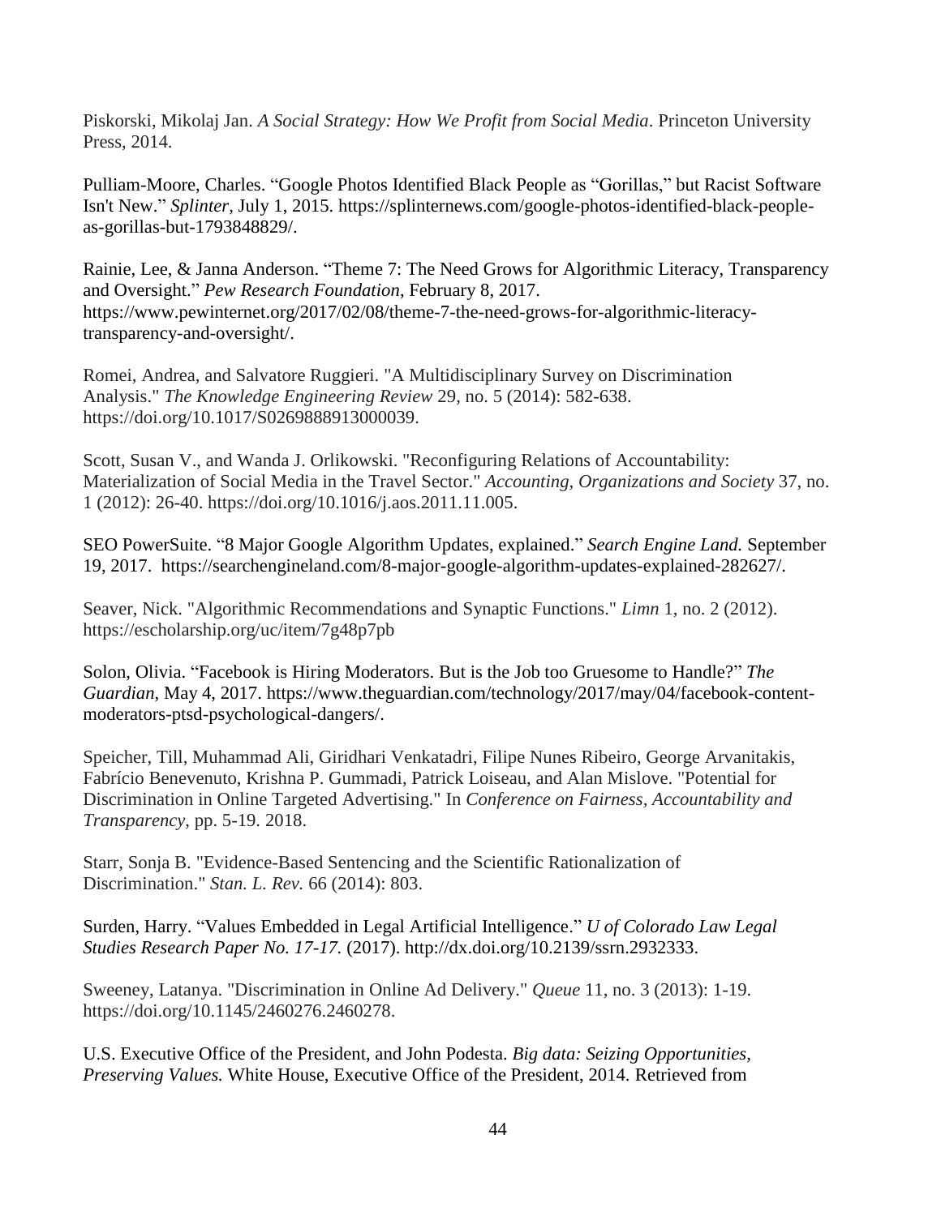Piskorski, Mikolaj Jan. *A Social Strategy: How We Profit from Social Media*. Princeton University Press, 2014.

Pulliam-Moore, Charles. "Google Photos Identified Black People as "Gorillas," but Racist Software Isn't New." *Splinter*, July 1, 2015. https://splinternews.com/google-photos-identified-black-people-as-gorillas-but-1793848829/.

Rainie, Lee, & Janna Anderson. "Theme 7: The Need Grows for Algorithmic Literacy, Transparency and Oversight." *Pew Research Foundation*, February 8, 2017. https://www.pewinternet.org/2017/02/08/theme-7-the-need-grows-for-algorithmic-literacy-transparency-and-oversight/.

Romei, Andrea, and Salvatore Ruggieri. "A Multidisciplinary Survey on Discrimination Analysis." *The Knowledge Engineering Review* 29, no. 5 (2014): 582-638. https://doi.org/10.1017/S0269888913000039.

Scott, Susan V., and Wanda J. Orlikowski. "Reconfiguring Relations of Accountability: Materialization of Social Media in the Travel Sector." *Accounting, Organizations and Society* 37, no. 1 (2012): 26-40. https://doi.org/10.1016/j.aos.2011.11.005.

SEO PowerSuite. "8 Major Google Algorithm Updates, explained." *Search Engine Land.* September 19, 2017. https://searchengineland.com/8-major-google-algorithm-updates-explained-282627/.

Seaver, Nick. "Algorithmic Recommendations and Synaptic Functions." *Limn* 1, no. 2 (2012). https://escholarship.org/uc/item/7g48p7pb

Solon, Olivia. "Facebook is Hiring Moderators. But is the Job too Gruesome to Handle?" *The Guardian*, May 4, 2017. https://www.theguardian.com/technology/2017/may/04/facebook-content-moderators-ptsd-psychological-dangers/.

Speicher, Till, Muhammad Ali, Giridhari Venkatadri, Filipe Nunes Ribeiro, George Arvanitakis, Fabrício Benevenuto, Krishna P. Gummadi, Patrick Loiseau, and Alan Mislove. "Potential for Discrimination in Online Targeted Advertising." In *Conference on Fairness, Accountability and Transparency*, pp. 5-19. 2018.

Starr, Sonja B. "Evidence-Based Sentencing and the Scientific Rationalization of Discrimination." *Stan. L. Rev.* 66 (2014): 803.

Surden, Harry. "Values Embedded in Legal Artificial Intelligence." *U of Colorado Law Legal Studies Research Paper No. 17-17.* (2017). http://dx.doi.org/10.2139/ssrn.2932333.

Sweeney, Latanya. "Discrimination in Online Ad Delivery." *Queue* 11, no. 3 (2013): 1-19. https://doi.org/10.1145/2460276.2460278.

U.S. Executive Office of the President, and John Podesta. *Big data: Seizing Opportunities, Preserving Values.* White House, Executive Office of the President, 2014. Retrieved from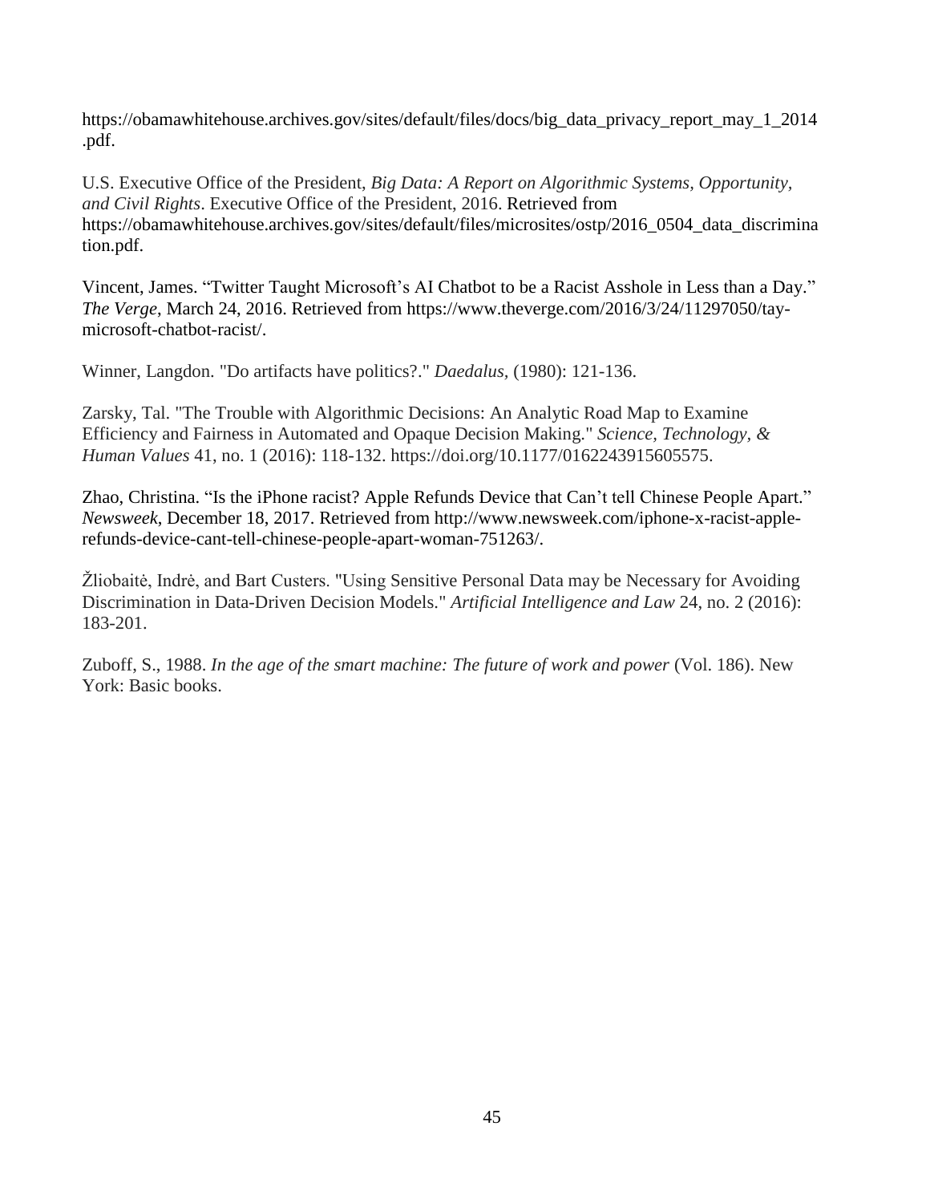https://obamawhitehouse.archives.gov/sites/default/files/docs/big_data_privacy_report_may_1_2014.pdf.

U.S. Executive Office of the President, *Big Data: A Report on Algorithmic Systems, Opportunity, and Civil Rights*. Executive Office of the President, 2016. Retrieved from https://obamawhitehouse.archives.gov/sites/default/files/microsites/ostp/2016_0504_data_discrimination.pdf.

Vincent, James. "Twitter Taught Microsoft's AI Chatbot to be a Racist Asshole in Less than a Day." *The Verge*, March 24, 2016. Retrieved from https://www.theverge.com/2016/3/24/11297050/tay-microsoft-chatbot-racist/.

Winner, Langdon. "Do artifacts have politics?." *Daedalus*, (1980): 121-136.

Zarsky, Tal. "The Trouble with Algorithmic Decisions: An Analytic Road Map to Examine Efficiency and Fairness in Automated and Opaque Decision Making." *Science, Technology, & Human Values* 41, no. 1 (2016): 118-132. https://doi.org/10.1177/0162243915605575.

Zhao, Christina. "Is the iPhone racist? Apple Refunds Device that Can't tell Chinese People Apart." *Newsweek*, December 18, 2017. Retrieved from http://www.newsweek.com/iphone-x-racist-apple-refunds-device-cant-tell-chinese-people-apart-woman-751263/.

Žliobaitė, Indrė, and Bart Custers. "Using Sensitive Personal Data may be Necessary for Avoiding Discrimination in Data-Driven Decision Models." *Artificial Intelligence and Law* 24, no. 2 (2016): 183-201.

Zuboff, S., 1988. *In the age of the smart machine: The future of work and power* (Vol. 186). New York: Basic books.